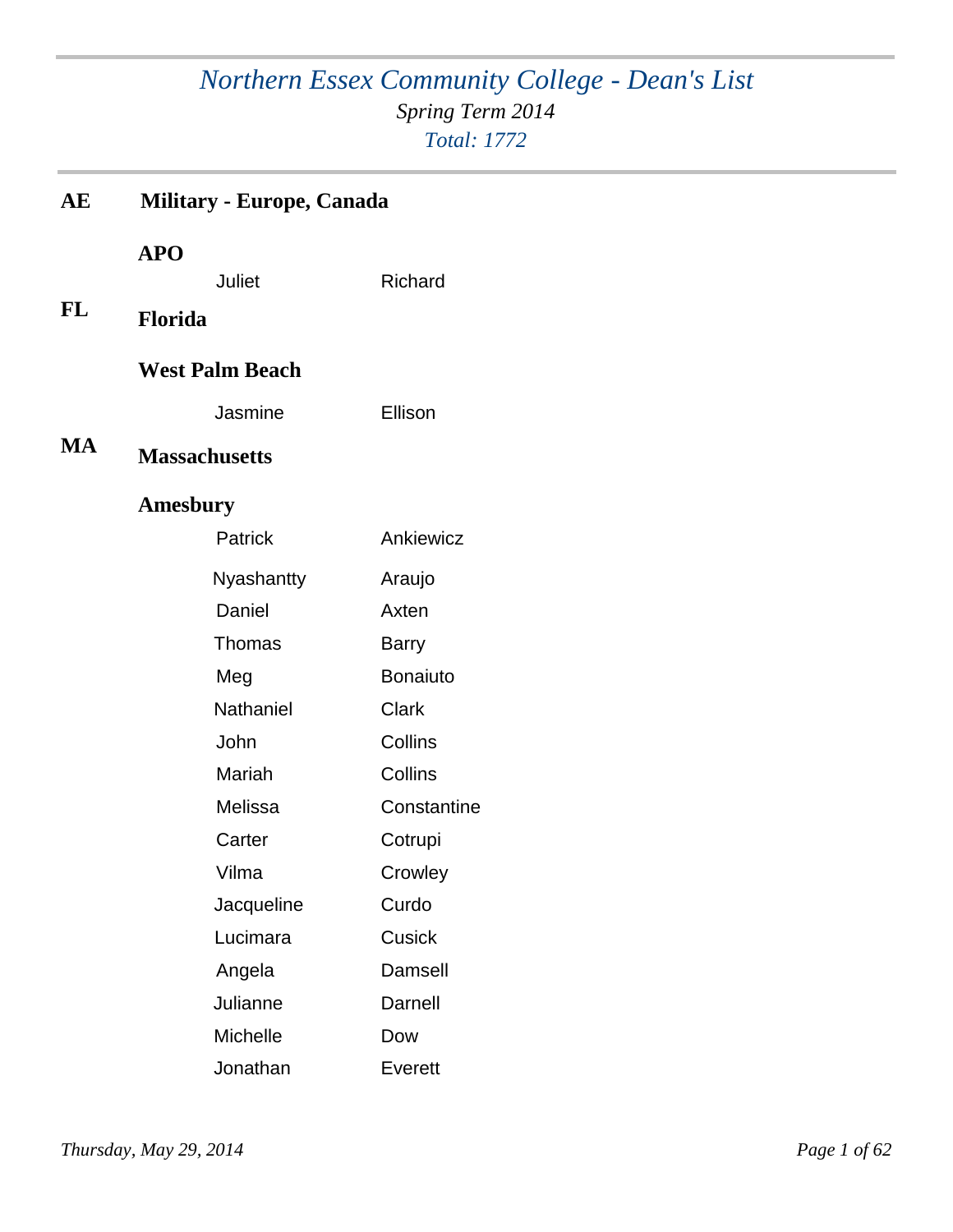# *Northern Essex Community College - Dean's List*

*Spring Term 2014*

*Total: 1772*

## AE Military - Europe, Canada

### APO

| First Name | Last Name |
| --- | --- |
| Juliet | Richard |

## FL Florida

### West Palm Beach

| First Name | Last Name |
| --- | --- |
| Jasmine | Ellison |

## MA Massachusetts

### Amesbury

| First Name | Last Name |
| --- | --- |
| Patrick | Ankiewicz |
| Nyashantty | Araujo |
| Daniel | Axten |
| Thomas | Barry |
| Meg | Bonaiuto |
| Nathaniel | Clark |
| John | Collins |
| Mariah | Collins |
| Melissa | Constantine |
| Carter | Cotrupi |
| Vilma | Crowley |
| Jacqueline | Curdo |
| Lucimara | Cusick |
| Angela | Damsell |
| Julianne | Darnell |
| Michelle | Dow |
| Jonathan | Everett |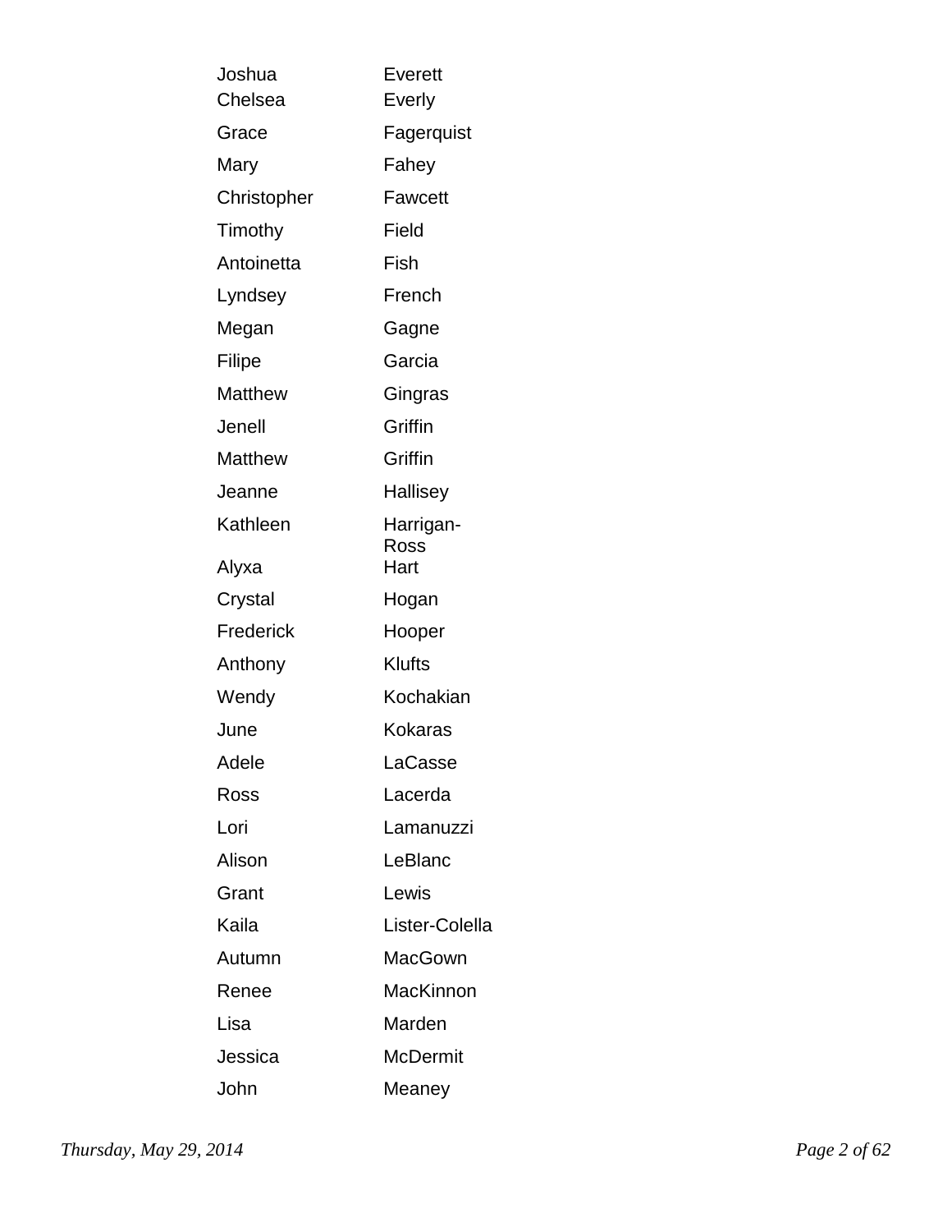| | |
|---|---|
| Joshua | Everett |
| Chelsea | Everly |
| Grace | Fagerquist |
| Mary | Fahey |
| Christopher | Fawcett |
| Timothy | Field |
| Antoinetta | Fish |
| Lyndsey | French |
| Megan | Gagne |
| Filipe | Garcia |
| Matthew | Gingras |
| Jenell | Griffin |
| Matthew | Griffin |
| Jeanne | Hallisey |
| Kathleen | Harrigan-Ross |
| Alyxa | Hart |
| Crystal | Hogan |
| Frederick | Hooper |
| Anthony | Klufts |
| Wendy | Kochakian |
| June | Kokaras |
| Adele | LaCasse |
| Ross | Lacerda |
| Lori | Lamanuzzi |
| Alison | LeBlanc |
| Grant | Lewis |
| Kaila | Lister-Colella |
| Autumn | MacGown |
| Renee | MacKinnon |
| Lisa | Marden |
| Jessica | McDermit |
| John | Meaney |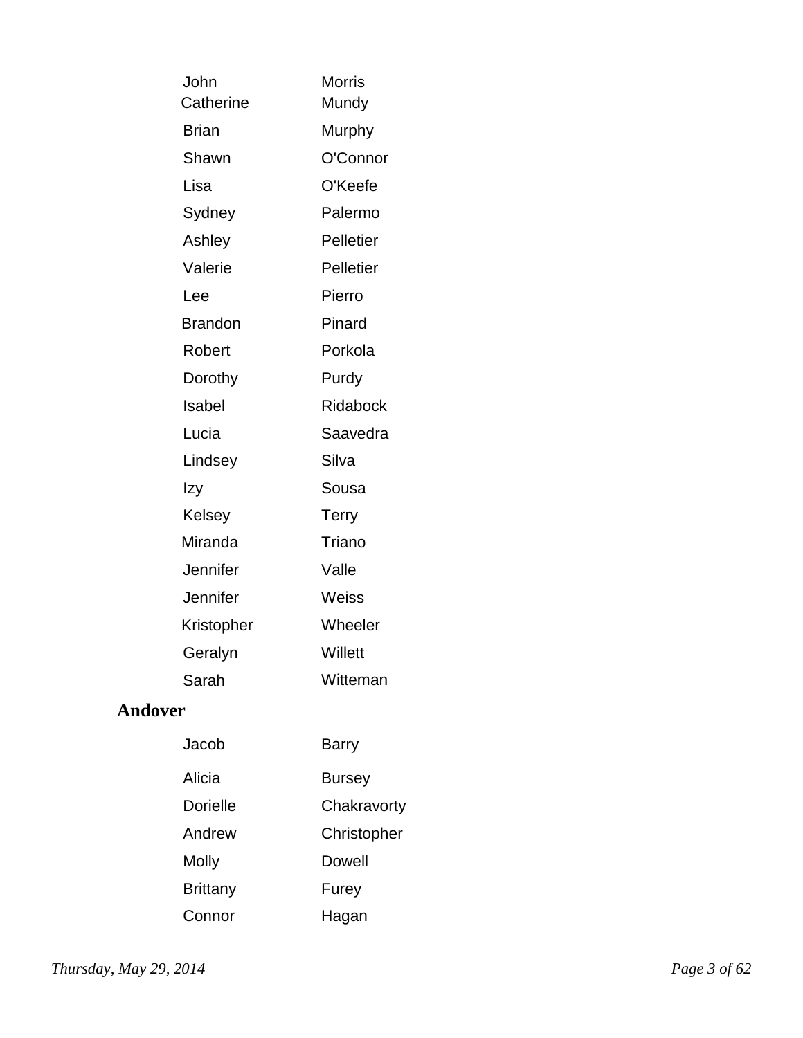| | |
|---|---|
| John | Morris |
| Catherine | Mundy |
| Brian | Murphy |
| Shawn | O'Connor |
| Lisa | O'Keefe |
| Sydney | Palermo |
| Ashley | Pelletier |
| Valerie | Pelletier |
| Lee | Pierro |
| Brandon | Pinard |
| Robert | Porkola |
| Dorothy | Purdy |
| Isabel | Ridabock |
| Lucia | Saavedra |
| Lindsey | Silva |
| Izy | Sousa |
| Kelsey | Terry |
| Miranda | Triano |
| Jennifer | Valle |
| Jennifer | Weiss |
| Kristopher | Wheeler |
| Geralyn | Willett |
| Sarah | Witteman |

**Andover**

| | |
|---|---|
| Jacob | Barry |
| Alicia | Bursey |
| Dorielle | Chakravorty |
| Andrew | Christopher |
| Molly | Dowell |
| Brittany | Furey |
| Connor | Hagan |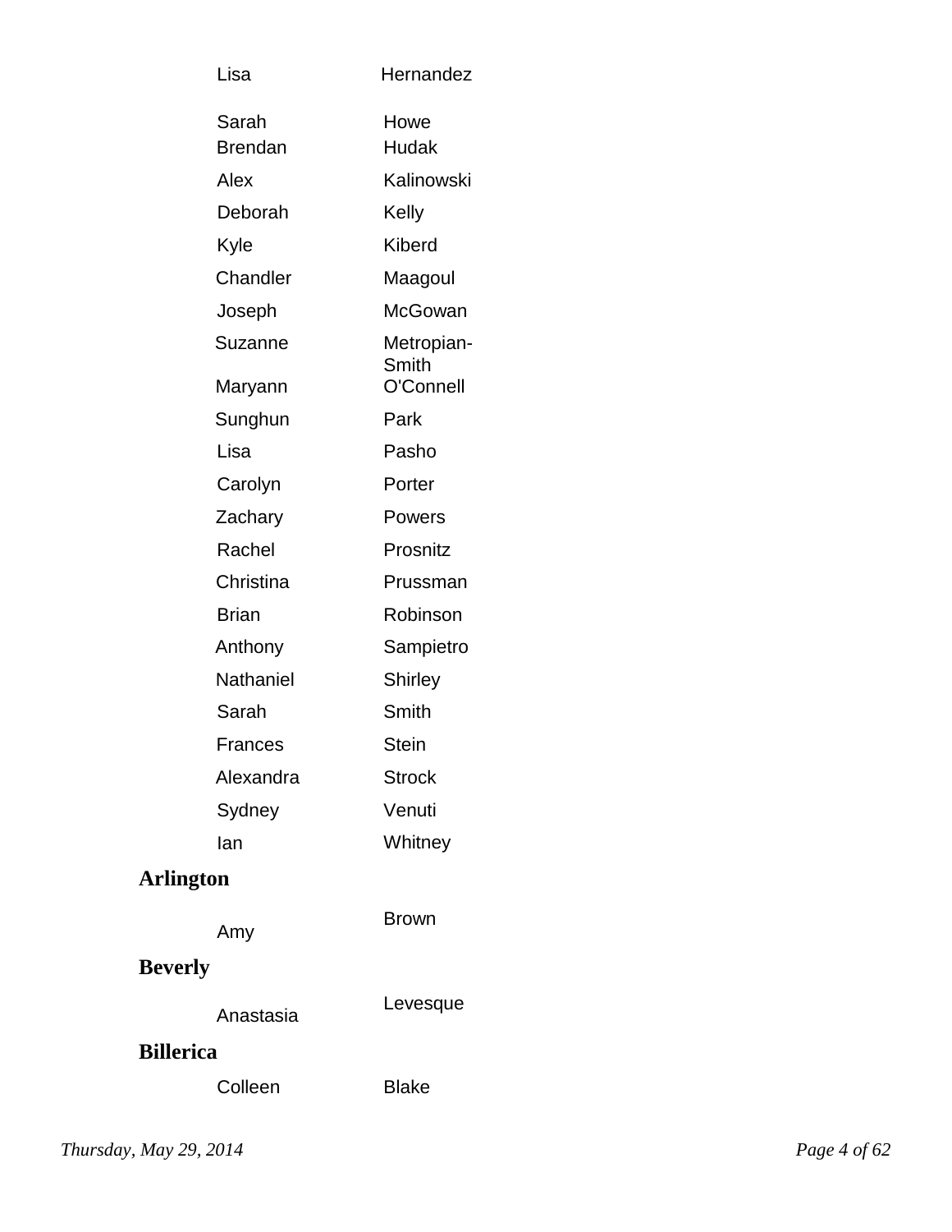| | |
|---|---|
| Lisa | Hernandez |
| Sarah | Howe |
| Brendan | Hudak |
| Alex | Kalinowski |
| Deborah | Kelly |
| Kyle | Kiberd |
| Chandler | Maagoul |
| Joseph | McGowan |
| Suzanne | Metropian-Smith |
| Maryann | O'Connell |
| Sunghun | Park |
| Lisa | Pasho |
| Carolyn | Porter |
| Zachary | Powers |
| Rachel | Prosnitz |
| Christina | Prussman |
| Brian | Robinson |
| Anthony | Sampietro |
| Nathaniel | Shirley |
| Sarah | Smith |
| Frances | Stein |
| Alexandra | Strock |
| Sydney | Venuti |
| Ian | Whitney |

## Arlington

| | |
|---|---|
| Amy | Brown |

## Beverly

| | |
|---|---|
| Anastasia | Levesque |

## Billerica

| | |
|---|---|
| Colleen | Blake |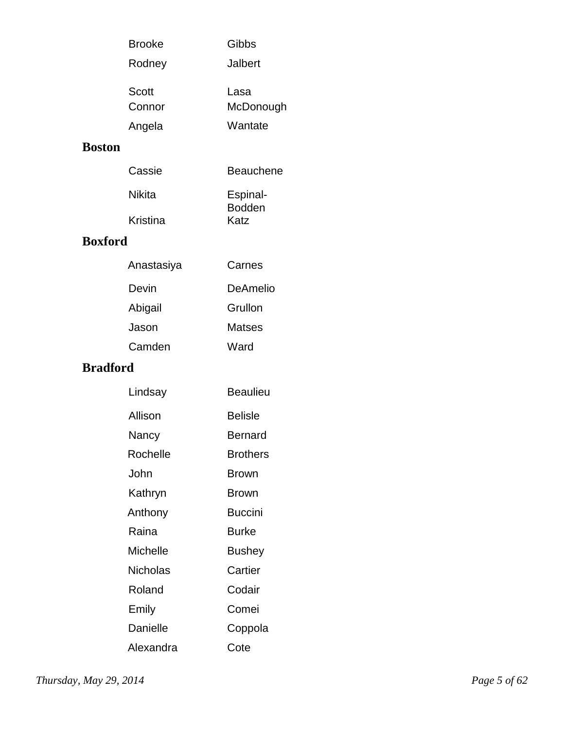| | |
|---|---|
| Brooke | Gibbs |
| Rodney | Jalbert |
| Scott | Lasa |
| Connor | McDonough |
| Angela | Wantate |

## Boston

| | |
|---|---|
| Cassie | Beauchene |
| Nikita | Espinal-Bodden |
| Kristina | Katz |

## Boxford

| | |
|---|---|
| Anastasiya | Carnes |
| Devin | DeAmelio |
| Abigail | Grullon |
| Jason | Matses |
| Camden | Ward |

## Bradford

| | |
|---|---|
| Lindsay | Beaulieu |
| Allison | Belisle |
| Nancy | Bernard |
| Rochelle | Brothers |
| John | Brown |
| Kathryn | Brown |
| Anthony | Buccini |
| Raina | Burke |
| Michelle | Bushey |
| Nicholas | Cartier |
| Roland | Codair |
| Emily | Comei |
| Danielle | Coppola |
| Alexandra | Cote |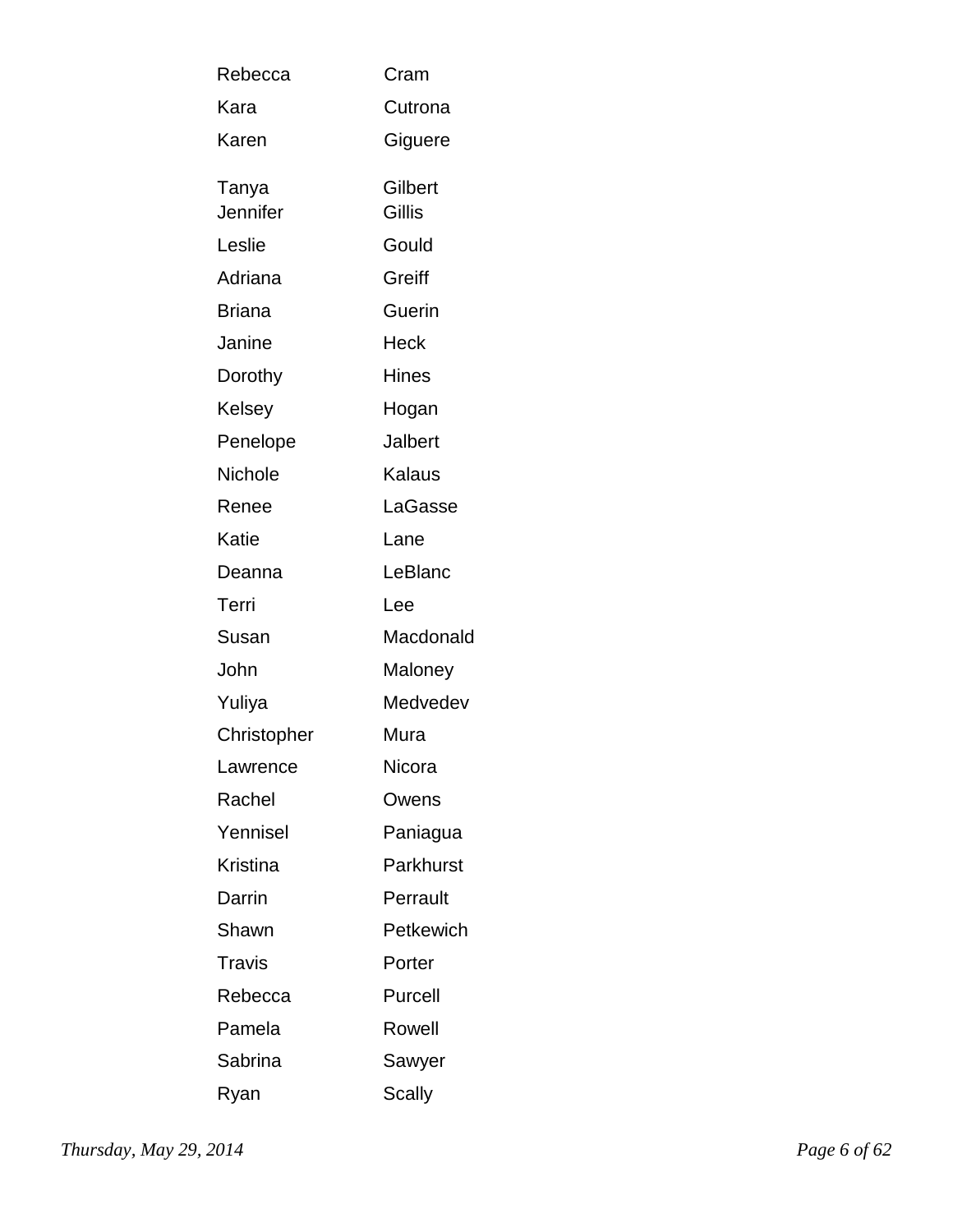| | |
|---|---|
| Rebecca | Cram |
| Kara | Cutrona |
| Karen | Giguere |
| Tanya | Gilbert |
| Jennifer | Gillis |
| Leslie | Gould |
| Adriana | Greiff |
| Briana | Guerin |
| Janine | Heck |
| Dorothy | Hines |
| Kelsey | Hogan |
| Penelope | Jalbert |
| Nichole | Kalaus |
| Renee | LaGasse |
| Katie | Lane |
| Deanna | LeBlanc |
| Terri | Lee |
| Susan | Macdonald |
| John | Maloney |
| Yuliya | Medvedev |
| Christopher | Mura |
| Lawrence | Nicora |
| Rachel | Owens |
| Yennisel | Paniagua |
| Kristina | Parkhurst |
| Darrin | Perrault |
| Shawn | Petkewich |
| Travis | Porter |
| Rebecca | Purcell |
| Pamela | Rowell |
| Sabrina | Sawyer |
| Ryan | Scally |

*Thursday, May 29, 2014*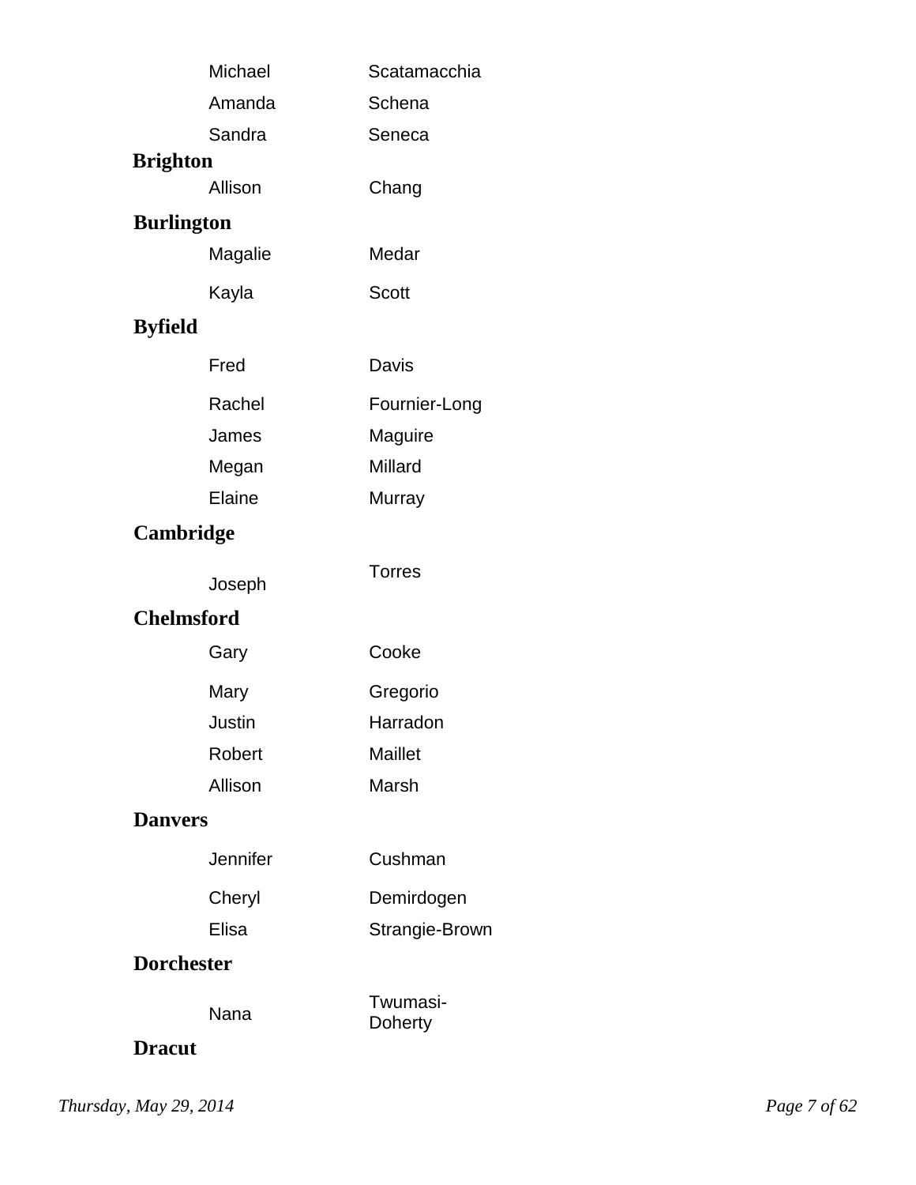| | |
|---|---|
| Michael | Scatamacchia |
| Amanda | Schena |
| Sandra | Seneca |

**Brighton**

| | |
|---|---|
| Allison | Chang |

**Burlington**

| | |
|---|---|
| Magalie | Medar |
| Kayla | Scott |

**Byfield**

| | |
|---|---|
| Fred | Davis |
| Rachel | Fournier-Long |
| James | Maguire |
| Megan | Millard |
| Elaine | Murray |

**Cambridge**

| | |
|---|---|
| Joseph | Torres |

**Chelmsford**

| | |
|---|---|
| Gary | Cooke |
| Mary | Gregorio |
| Justin | Harradon |
| Robert | Maillet |
| Allison | Marsh |

**Danvers**

| | |
|---|---|
| Jennifer | Cushman |
| Cheryl | Demirdogen |
| Elisa | Strangie-Brown |

**Dorchester**

| | |
|---|---|
| Nana | Twumasi-Doherty |

**Dracut**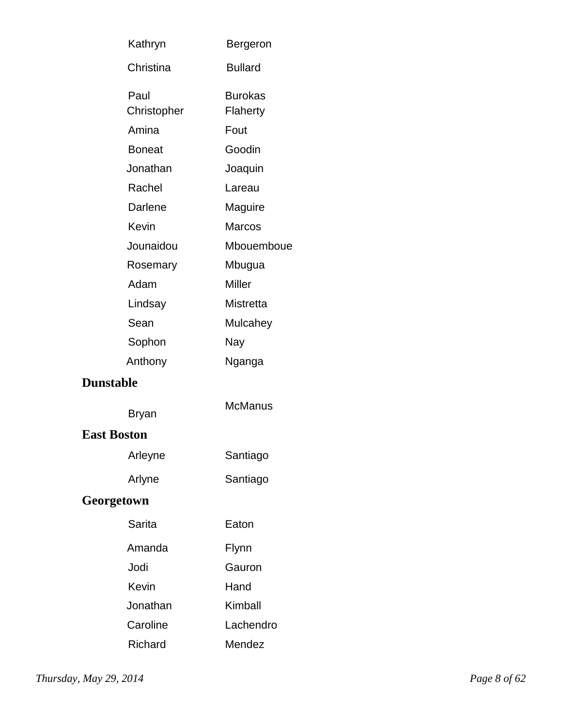| First Name | Last Name |
| --- | --- |
| Kathryn | Bergeron |
| Christina | Bullard |
| Paul | Burokas |
| Christopher | Flaherty |
| Amina | Fout |
| Boneat | Goodin |
| Jonathan | Joaquin |
| Rachel | Lareau |
| Darlene | Maguire |
| Kevin | Marcos |
| Jounaidou | Mbouemboue |
| Rosemary | Mbugua |
| Adam | Miller |
| Lindsay | Mistretta |
| Sean | Mulcahey |
| Sophon | Nay |
| Anthony | Nganga |

## Dunstable

| First Name | Last Name |
| --- | --- |
| Bryan | McManus |

## East Boston

| First Name | Last Name |
| --- | --- |
| Arleyne | Santiago |
| Arlyne | Santiago |

## Georgetown

| First Name | Last Name |
| --- | --- |
| Sarita | Eaton |
| Amanda | Flynn |
| Jodi | Gauron |
| Kevin | Hand |
| Jonathan | Kimball |
| Caroline | Lachendro |
| Richard | Mendez |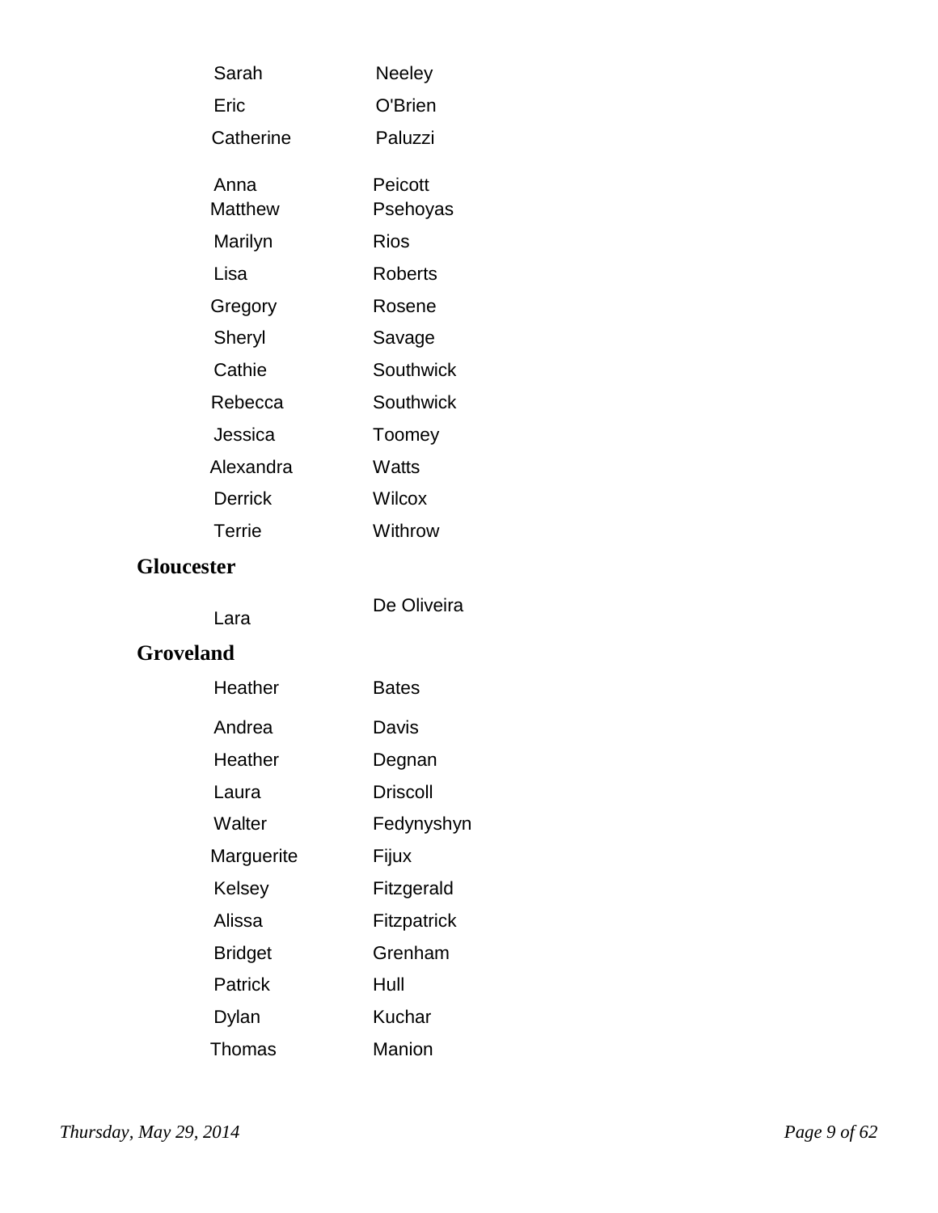| | |
|---|---|
| Sarah | Neeley |
| Eric | O'Brien |
| Catherine | Paluzzi |
| Anna | Peicott |
| Matthew | Psehoyas |
| Marilyn | Rios |
| Lisa | Roberts |
| Gregory | Rosene |
| Sheryl | Savage |
| Cathie | Southwick |
| Rebecca | Southwick |
| Jessica | Toomey |
| Alexandra | Watts |
| Derrick | Wilcox |
| Terrie | Withrow |

## Gloucester

| | |
|---|---|
| Lara | De Oliveira |

## Groveland

| | |
|---|---|
| Heather | Bates |
| Andrea | Davis |
| Heather | Degnan |
| Laura | Driscoll |
| Walter | Fedynyshyn |
| Marguerite | Fijux |
| Kelsey | Fitzgerald |
| Alissa | Fitzpatrick |
| Bridget | Grenham |
| Patrick | Hull |
| Dylan | Kuchar |
| Thomas | Manion |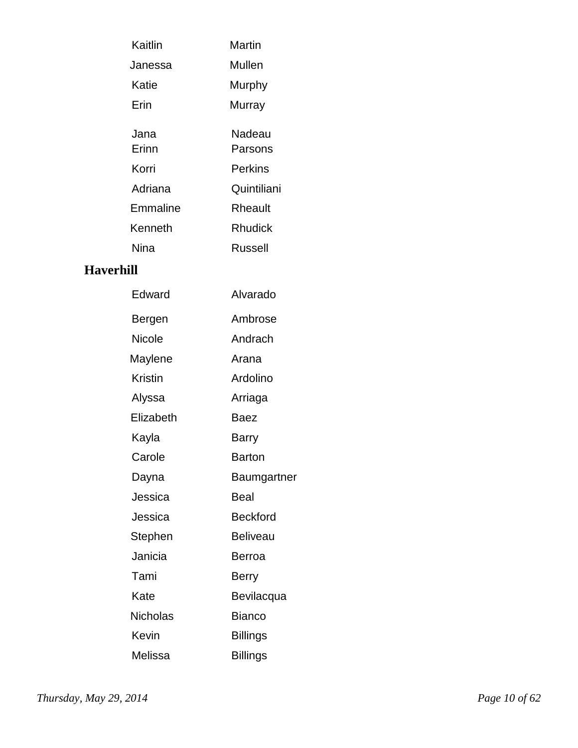| | |
|---|---|
| Kaitlin | Martin |
| Janessa | Mullen |
| Katie | Murphy |
| Erin | Murray |
| Jana | Nadeau |
| Erinn | Parsons |
| Korri | Perkins |
| Adriana | Quintiliani |
| Emmaline | Rheault |
| Kenneth | Rhudick |
| Nina | Russell |

## Haverhill

| | |
|---|---|
| Edward | Alvarado |
| Bergen | Ambrose |
| Nicole | Andrach |
| Maylene | Arana |
| Kristin | Ardolino |
| Alyssa | Arriaga |
| Elizabeth | Baez |
| Kayla | Barry |
| Carole | Barton |
| Dayna | Baumgartner |
| Jessica | Beal |
| Jessica | Beckford |
| Stephen | Beliveau |
| Janicia | Berroa |
| Tami | Berry |
| Kate | Bevilacqua |
| Nicholas | Bianco |
| Kevin | Billings |
| Melissa | Billings |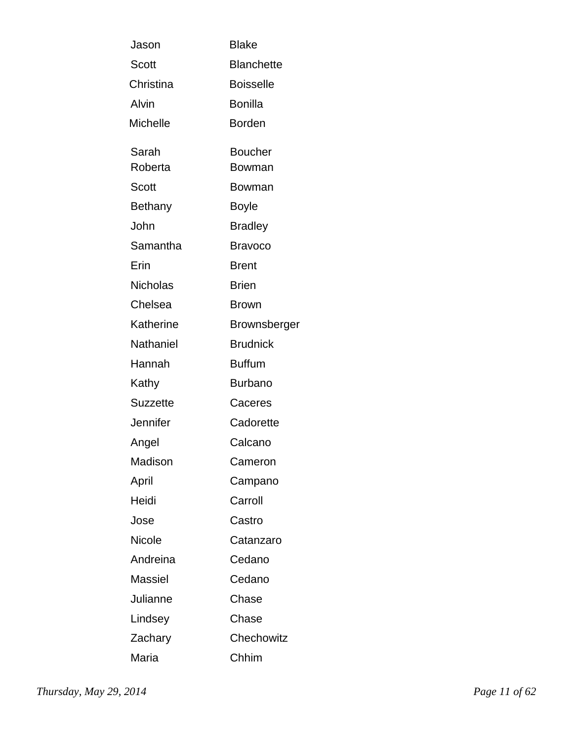| | |
|---|---|
| Jason | Blake |
| Scott | Blanchette |
| Christina | Boisselle |
| Alvin | Bonilla |
| Michelle | Borden |
| Sarah | Boucher |
| Roberta | Bowman |
| Scott | Bowman |
| Bethany | Boyle |
| John | Bradley |
| Samantha | Bravoco |
| Erin | Brent |
| Nicholas | Brien |
| Chelsea | Brown |
| Katherine | Brownsberger |
| Nathaniel | Brudnick |
| Hannah | Buffum |
| Kathy | Burbano |
| Suzzette | Caceres |
| Jennifer | Cadorette |
| Angel | Calcano |
| Madison | Cameron |
| April | Campano |
| Heidi | Carroll |
| Jose | Castro |
| Nicole | Catanzaro |
| Andreina | Cedano |
| Massiel | Cedano |
| Julianne | Chase |
| Lindsey | Chase |
| Zachary | Chechowitz |
| Maria | Chhim |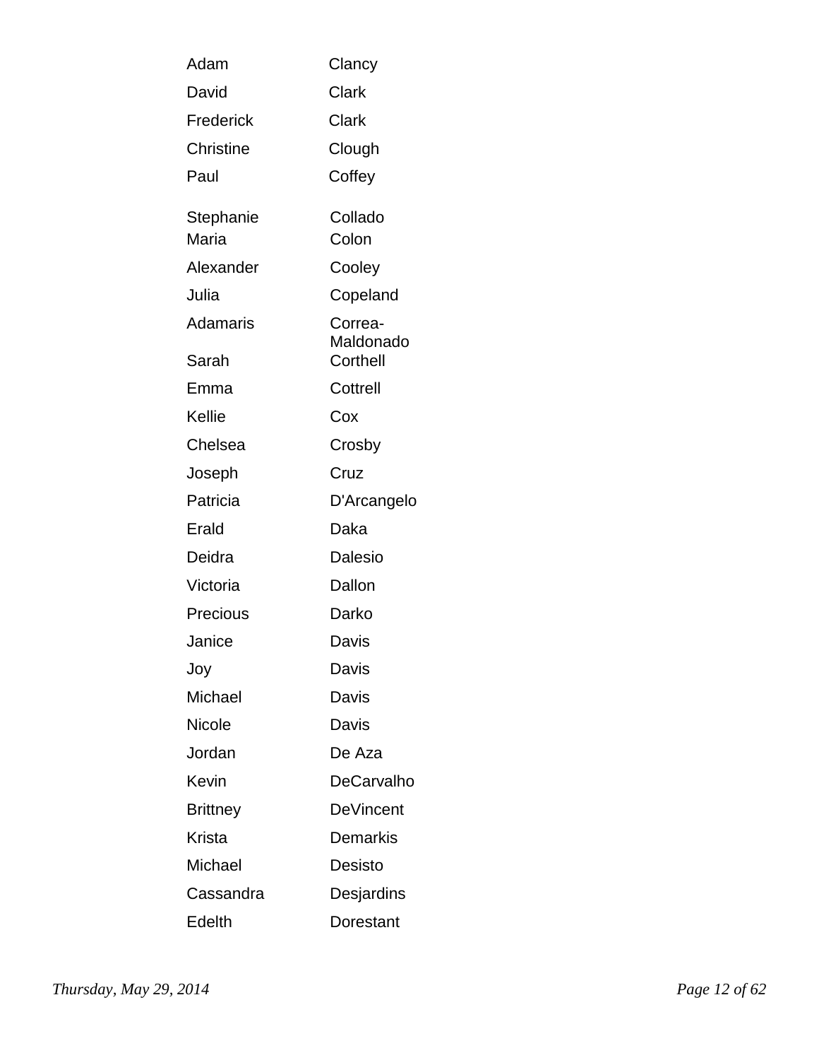| | |
|---|---|
| Adam | Clancy |
| David | Clark |
| Frederick | Clark |
| Christine | Clough |
| Paul | Coffey |
| Stephanie | Collado |
| Maria | Colon |
| Alexander | Cooley |
| Julia | Copeland |
| Adamaris | Correa-Maldonado |
| Sarah | Corthell |
| Emma | Cottrell |
| Kellie | Cox |
| Chelsea | Crosby |
| Joseph | Cruz |
| Patricia | D'Arcangelo |
| Erald | Daka |
| Deidra | Dalesio |
| Victoria | Dallon |
| Precious | Darko |
| Janice | Davis |
| Joy | Davis |
| Michael | Davis |
| Nicole | Davis |
| Jordan | De Aza |
| Kevin | DeCarvalho |
| Brittney | DeVincent |
| Krista | Demarkis |
| Michael | Desisto |
| Cassandra | Desjardins |
| Edelth | Dorestant |

Thursday, May 29, 2014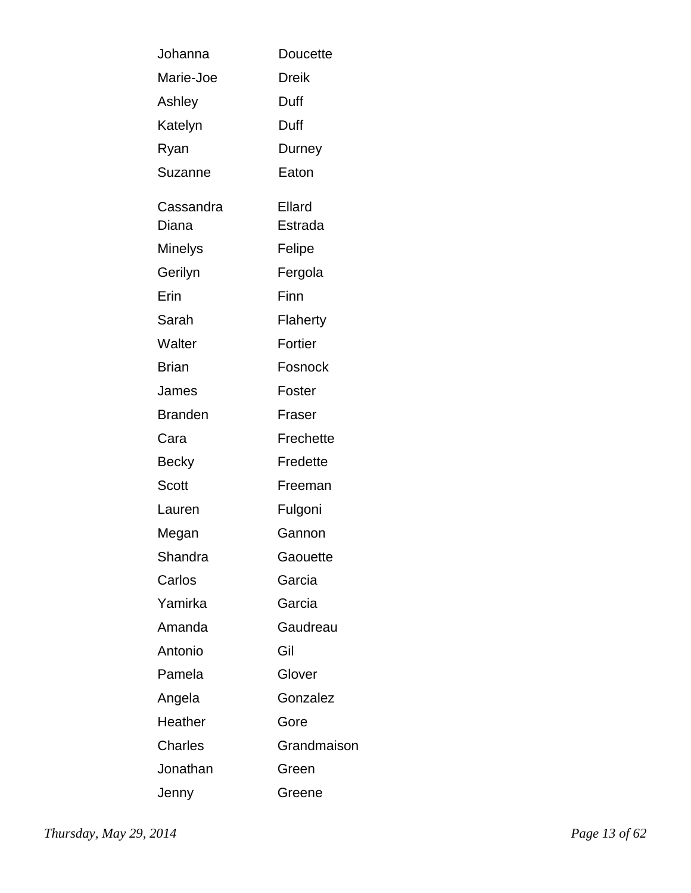| | |
|---|---|
| Johanna | Doucette |
| Marie-Joe | Dreik |
| Ashley | Duff |
| Katelyn | Duff |
| Ryan | Durney |
| Suzanne | Eaton |
| Cassandra | Ellard |
| Diana | Estrada |
| Minelys | Felipe |
| Gerilyn | Fergola |
| Erin | Finn |
| Sarah | Flaherty |
| Walter | Fortier |
| Brian | Fosnock |
| James | Foster |
| Branden | Fraser |
| Cara | Frechette |
| Becky | Fredette |
| Scott | Freeman |
| Lauren | Fulgoni |
| Megan | Gannon |
| Shandra | Gaouette |
| Carlos | Garcia |
| Yamirka | Garcia |
| Amanda | Gaudreau |
| Antonio | Gil |
| Pamela | Glover |
| Angela | Gonzalez |
| Heather | Gore |
| Charles | Grandmaison |
| Jonathan | Green |
| Jenny | Greene |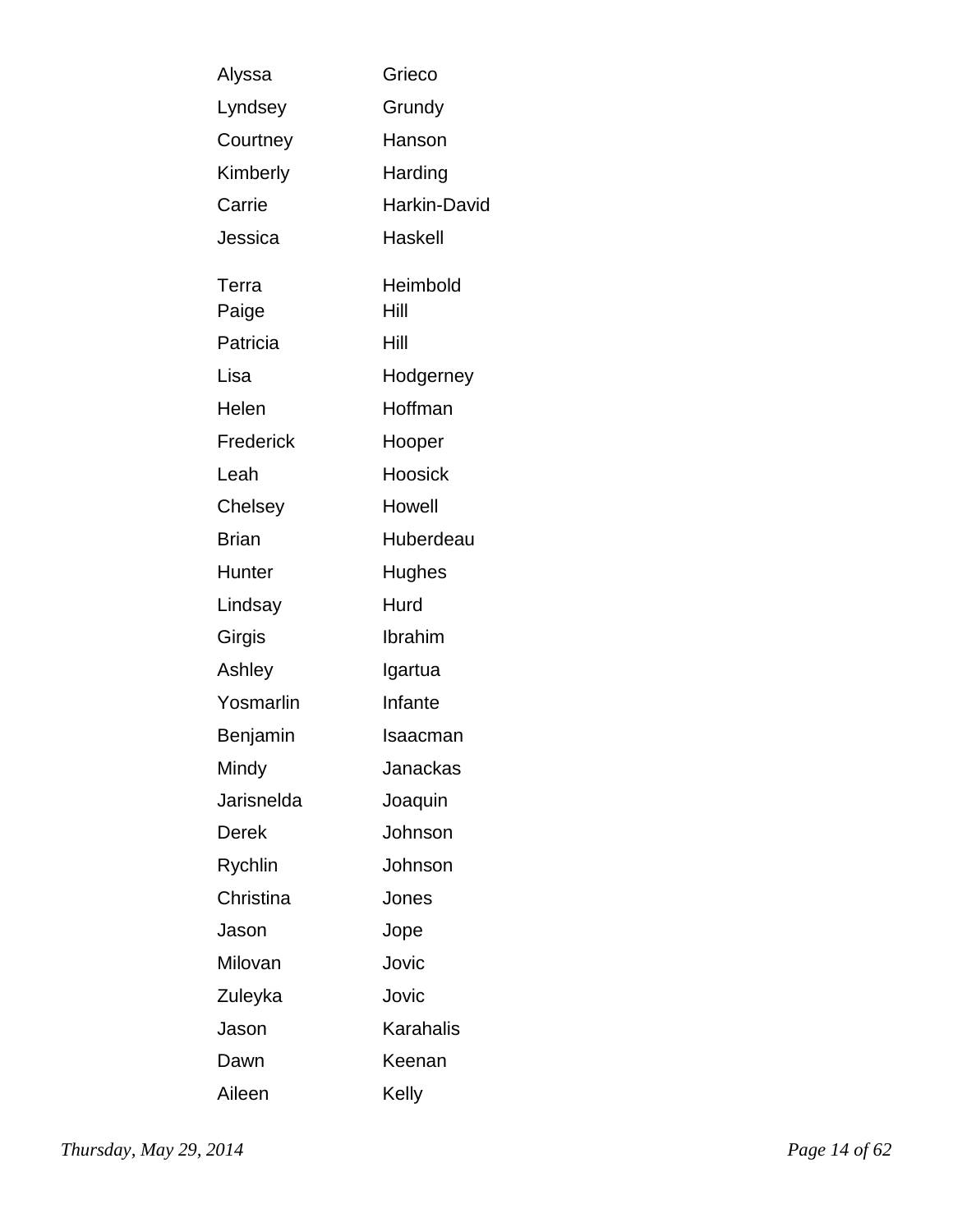| | |
|---|---|
| Alyssa | Grieco |
| Lyndsey | Grundy |
| Courtney | Hanson |
| Kimberly | Harding |
| Carrie | Harkin-David |
| Jessica | Haskell |
| Terra | Heimbold |
| Paige | Hill |
| Patricia | Hill |
| Lisa | Hodgerney |
| Helen | Hoffman |
| Frederick | Hooper |
| Leah | Hoosick |
| Chelsey | Howell |
| Brian | Huberdeau |
| Hunter | Hughes |
| Lindsay | Hurd |
| Girgis | Ibrahim |
| Ashley | Igartua |
| Yosmarlin | Infante |
| Benjamin | Isaacman |
| Mindy | Janackas |
| Jarisnelda | Joaquin |
| Derek | Johnson |
| Rychlin | Johnson |
| Christina | Jones |
| Jason | Jope |
| Milovan | Jovic |
| Zuleyka | Jovic |
| Jason | Karahalis |
| Dawn | Keenan |
| Aileen | Kelly |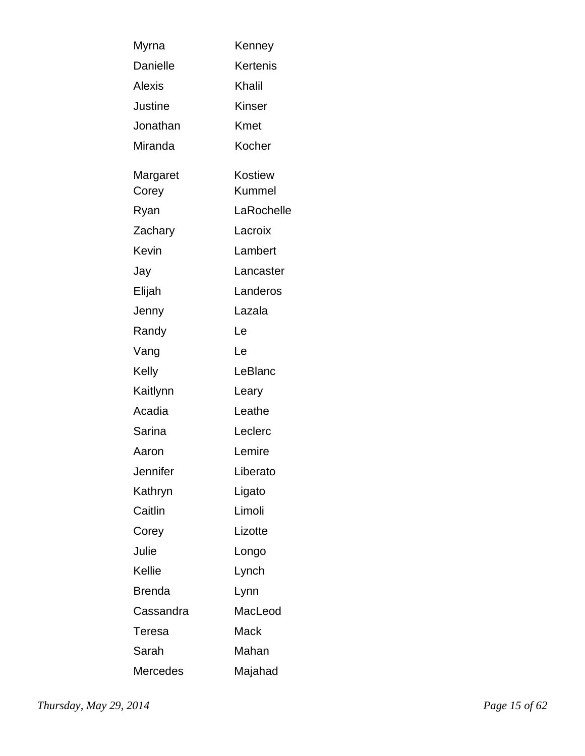| | |
|---|---|
| Myrna | Kenney |
| Danielle | Kertenis |
| Alexis | Khalil |
| Justine | Kinser |
| Jonathan | Kmet |
| Miranda | Kocher |
| Margaret | Kostiew |
| Corey | Kummel |
| Ryan | LaRochelle |
| Zachary | Lacroix |
| Kevin | Lambert |
| Jay | Lancaster |
| Elijah | Landeros |
| Jenny | Lazala |
| Randy | Le |
| Vang | Le |
| Kelly | LeBlanc |
| Kaitlynn | Leary |
| Acadia | Leathe |
| Sarina | Leclerc |
| Aaron | Lemire |
| Jennifer | Liberato |
| Kathryn | Ligato |
| Caitlin | Limoli |
| Corey | Lizotte |
| Julie | Longo |
| Kellie | Lynch |
| Brenda | Lynn |
| Cassandra | MacLeod |
| Teresa | Mack |
| Sarah | Mahan |
| Mercedes | Majahad |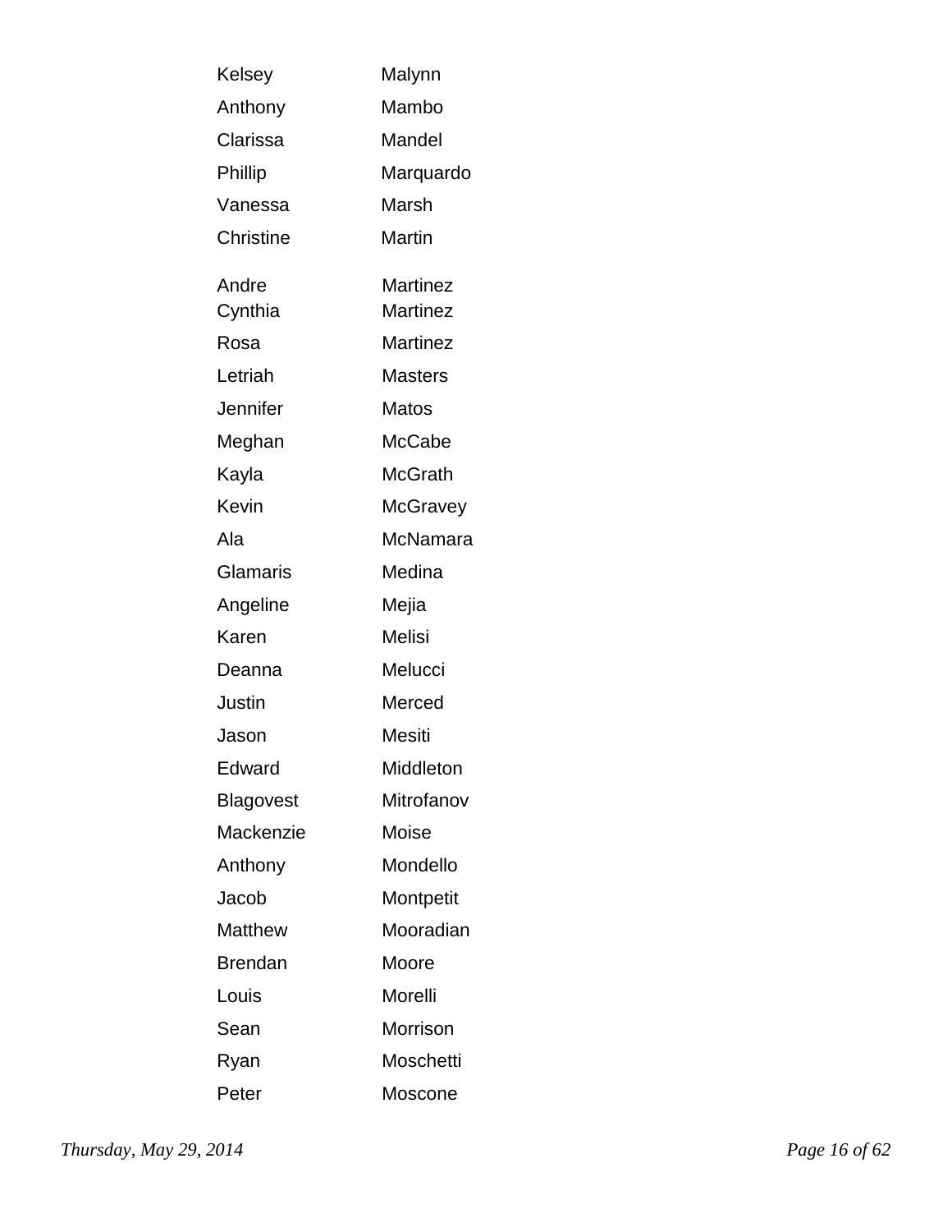| | |
|---|---|
| Kelsey | Malynn |
| Anthony | Mambo |
| Clarissa | Mandel |
| Phillip | Marquardo |
| Vanessa | Marsh |
| Christine | Martin |
| Andre | Martinez |
| Cynthia | Martinez |
| Rosa | Martinez |
| Letriah | Masters |
| Jennifer | Matos |
| Meghan | McCabe |
| Kayla | McGrath |
| Kevin | McGravey |
| Ala | McNamara |
| Glamaris | Medina |
| Angeline | Mejia |
| Karen | Melisi |
| Deanna | Melucci |
| Justin | Merced |
| Jason | Mesiti |
| Edward | Middleton |
| Blagovest | Mitrofanov |
| Mackenzie | Moise |
| Anthony | Mondello |
| Jacob | Montpetit |
| Matthew | Mooradian |
| Brendan | Moore |
| Louis | Morelli |
| Sean | Morrison |
| Ryan | Moschetti |
| Peter | Moscone |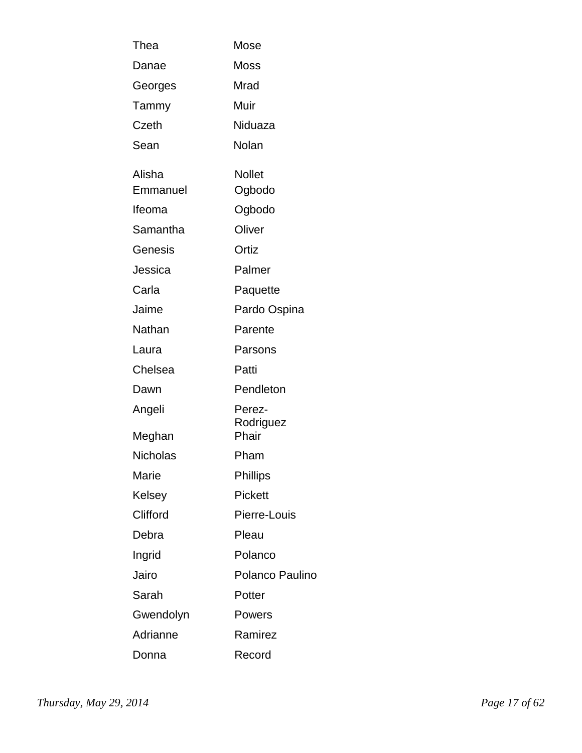| | |
|---|---|
| Thea | Mose |
| Danae | Moss |
| Georges | Mrad |
| Tammy | Muir |
| Czeth | Niduaza |
| Sean | Nolan |
| Alisha | Nollet |
| Emmanuel | Ogbodo |
| Ifeoma | Ogbodo |
| Samantha | Oliver |
| Genesis | Ortiz |
| Jessica | Palmer |
| Carla | Paquette |
| Jaime | Pardo Ospina |
| Nathan | Parente |
| Laura | Parsons |
| Chelsea | Patti |
| Dawn | Pendleton |
| Angeli | Perez-Rodriguez |
| Meghan | Phair |
| Nicholas | Pham |
| Marie | Phillips |
| Kelsey | Pickett |
| Clifford | Pierre-Louis |
| Debra | Pleau |
| Ingrid | Polanco |
| Jairo | Polanco Paulino |
| Sarah | Potter |
| Gwendolyn | Powers |
| Adrianne | Ramirez |
| Donna | Record |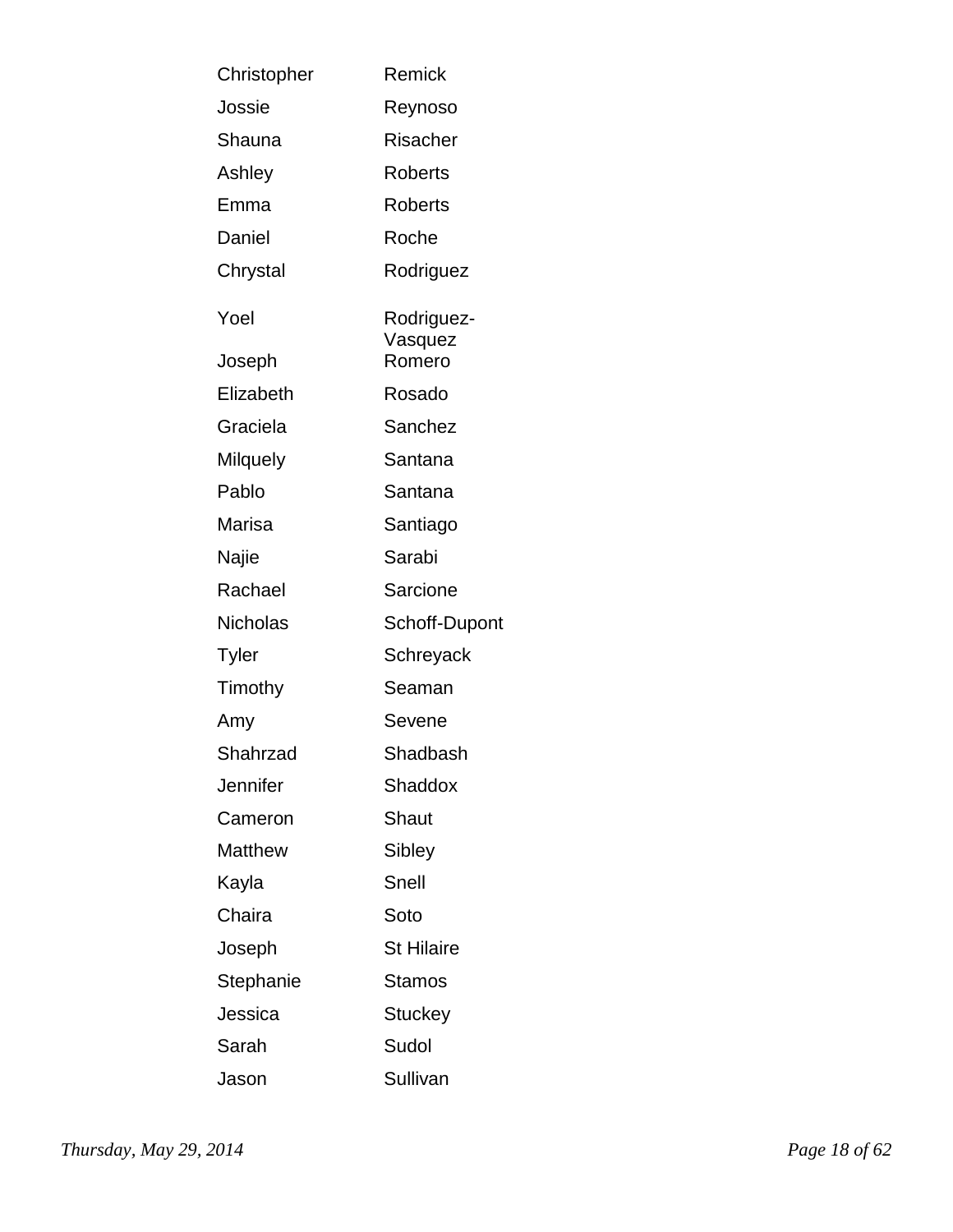| | |
|---|---|
| Christopher | Remick |
| Jossie | Reynoso |
| Shauna | Risacher |
| Ashley | Roberts |
| Emma | Roberts |
| Daniel | Roche |
| Chrystal | Rodriguez |
| Yoel | Rodriguez-Vasquez |
| Joseph | Romero |
| Elizabeth | Rosado |
| Graciela | Sanchez |
| Milquely | Santana |
| Pablo | Santana |
| Marisa | Santiago |
| Najie | Sarabi |
| Rachael | Sarcione |
| Nicholas | Schoff-Dupont |
| Tyler | Schreyack |
| Timothy | Seaman |
| Amy | Sevene |
| Shahrzad | Shadbash |
| Jennifer | Shaddox |
| Cameron | Shaut |
| Matthew | Sibley |
| Kayla | Snell |
| Chaira | Soto |
| Joseph | St Hilaire |
| Stephanie | Stamos |
| Jessica | Stuckey |
| Sarah | Sudol |
| Jason | Sullivan |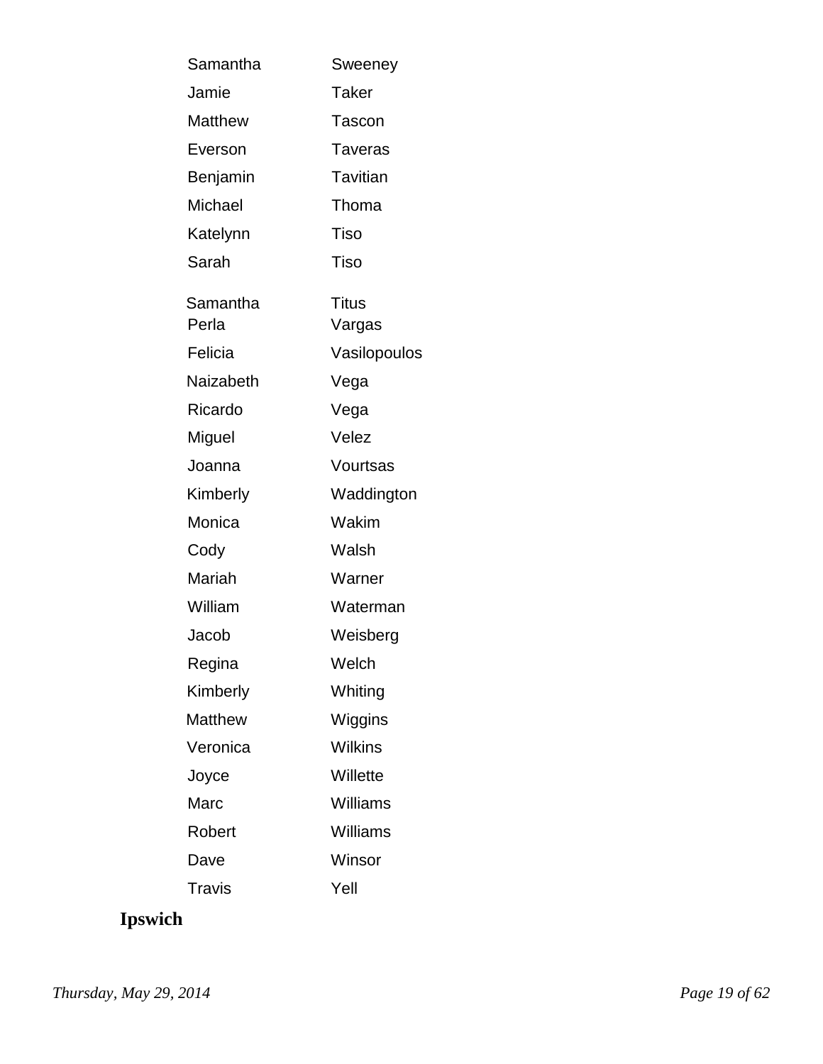| | |
|---|---|
| Samantha | Sweeney |
| Jamie | Taker |
| Matthew | Tascon |
| Everson | Taveras |
| Benjamin | Tavitian |
| Michael | Thoma |
| Katelynn | Tiso |
| Sarah | Tiso |
| Samantha | Titus |
| Perla | Vargas |
| Felicia | Vasilopoulos |
| Naizabeth | Vega |
| Ricardo | Vega |
| Miguel | Velez |
| Joanna | Vourtsas |
| Kimberly | Waddington |
| Monica | Wakim |
| Cody | Walsh |
| Mariah | Warner |
| William | Waterman |
| Jacob | Weisberg |
| Regina | Welch |
| Kimberly | Whiting |
| Matthew | Wiggins |
| Veronica | Wilkins |
| Joyce | Willette |
| Marc | Williams |
| Robert | Williams |
| Dave | Winsor |
| Travis | Yell |

**Ipswich**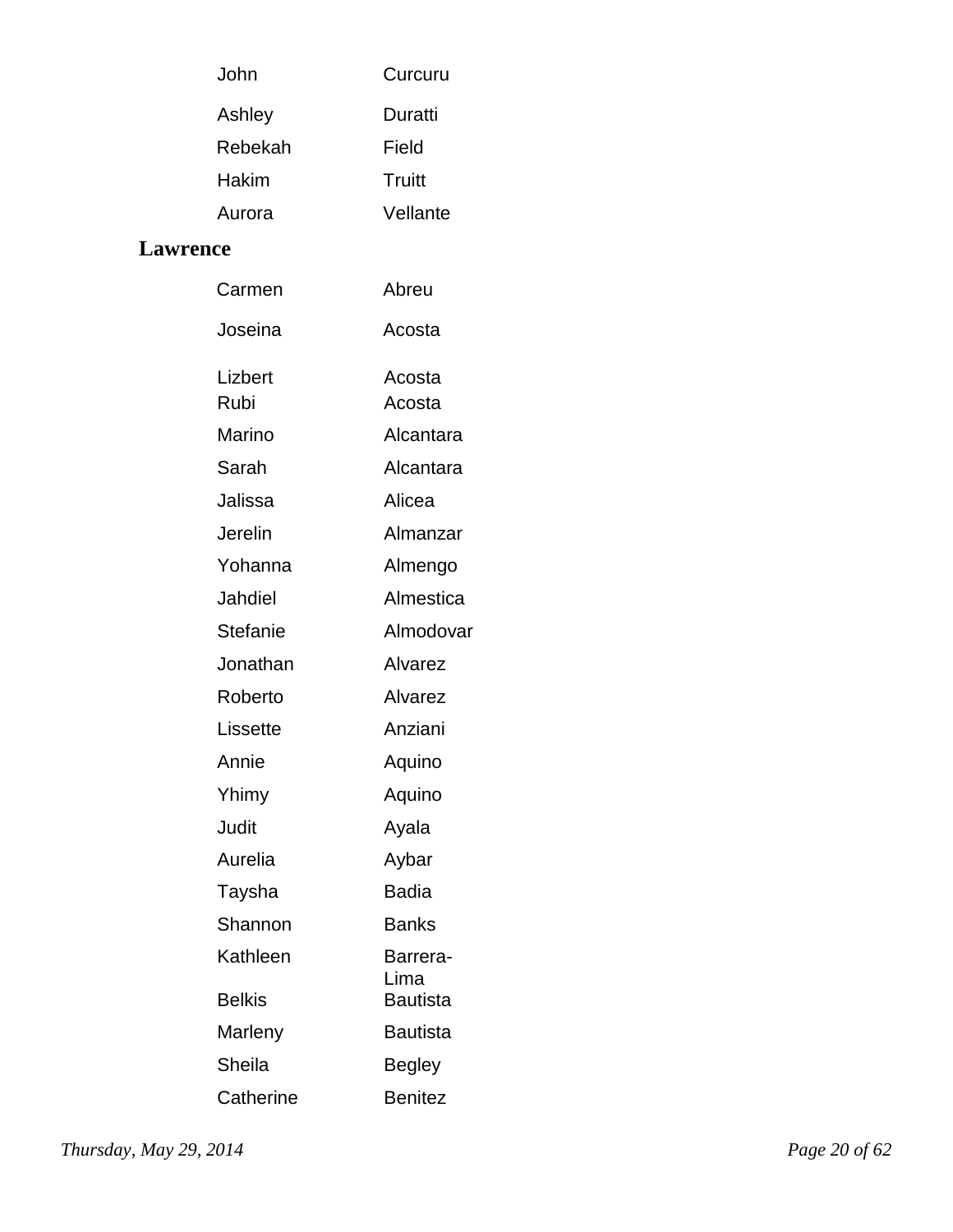| | |
|---|---|
| John | Curcuru |
| Ashley | Duratti |
| Rebekah | Field |
| Hakim | Truitt |
| Aurora | Vellante |

## Lawrence

| | |
|---|---|
| Carmen | Abreu |
| Joseina | Acosta |
| Lizbert | Acosta |
| Rubi | Acosta |
| Marino | Alcantara |
| Sarah | Alcantara |
| Jalissa | Alicea |
| Jerelin | Almanzar |
| Yohanna | Almengo |
| Jahdiel | Almestica |
| Stefanie | Almodovar |
| Jonathan | Alvarez |
| Roberto | Alvarez |
| Lissette | Anziani |
| Annie | Aquino |
| Yhimy | Aquino |
| Judit | Ayala |
| Aurelia | Aybar |
| Taysha | Badia |
| Shannon | Banks |
| Kathleen | Barrera-Lima |
| Belkis | Bautista |
| Marleny | Bautista |
| Sheila | Begley |
| Catherine | Benitez |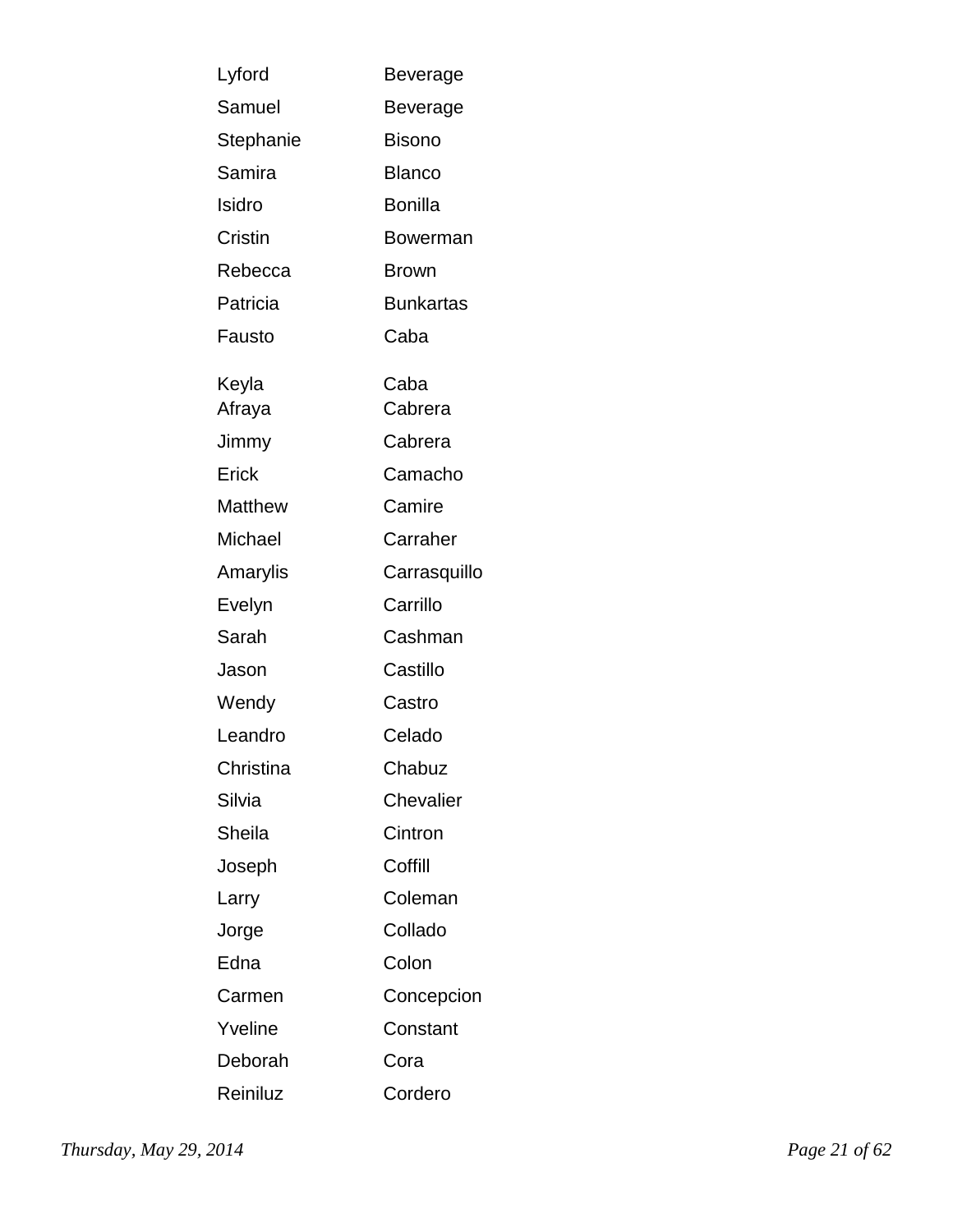| | |
|---|---|
| Lyford | Beverage |
| Samuel | Beverage |
| Stephanie | Bisono |
| Samira | Blanco |
| Isidro | Bonilla |
| Cristin | Bowerman |
| Rebecca | Brown |
| Patricia | Bunkartas |
| Fausto | Caba |
| Keyla | Caba |
| Afraya | Cabrera |
| Jimmy | Cabrera |
| Erick | Camacho |
| Matthew | Camire |
| Michael | Carraher |
| Amarylis | Carrasquillo |
| Evelyn | Carrillo |
| Sarah | Cashman |
| Jason | Castillo |
| Wendy | Castro |
| Leandro | Celado |
| Christina | Chabuz |
| Silvia | Chevalier |
| Sheila | Cintron |
| Joseph | Coffill |
| Larry | Coleman |
| Jorge | Collado |
| Edna | Colon |
| Carmen | Concepcion |
| Yveline | Constant |
| Deborah | Cora |
| Reiniluz | Cordero |

*Thursday, May 29, 2014*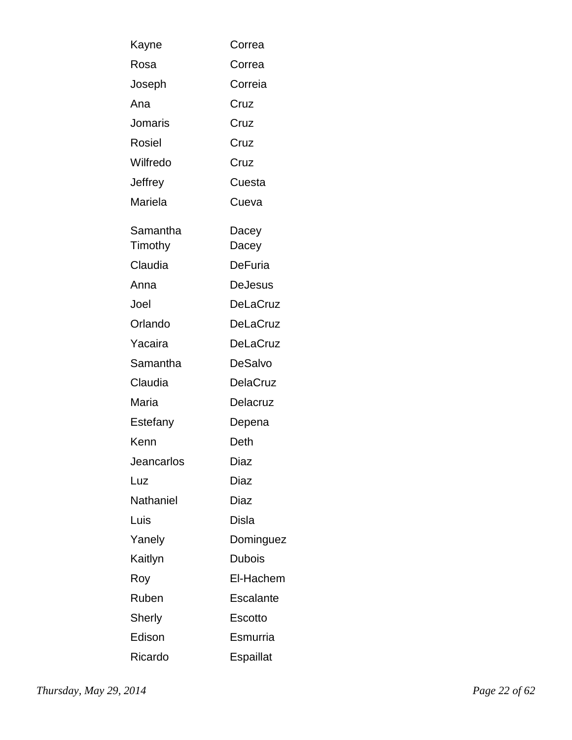| | |
|---|---|
| Kayne | Correa |
| Rosa | Correa |
| Joseph | Correia |
| Ana | Cruz |
| Jomaris | Cruz |
| Rosiel | Cruz |
| Wilfredo | Cruz |
| Jeffrey | Cuesta |
| Mariela | Cueva |
| Samantha | Dacey |
| Timothy | Dacey |
| Claudia | DeFuria |
| Anna | DeJesus |
| Joel | DeLaCruz |
| Orlando | DeLaCruz |
| Yacaira | DeLaCruz |
| Samantha | DeSalvo |
| Claudia | DelaCruz |
| Maria | Delacruz |
| Estefany | Depena |
| Kenn | Deth |
| Jeancarlos | Diaz |
| Luz | Diaz |
| Nathaniel | Diaz |
| Luis | Disla |
| Yanely | Dominguez |
| Kaitlyn | Dubois |
| Roy | El-Hachem |
| Ruben | Escalante |
| Sherly | Escotto |
| Edison | Esmurria |
| Ricardo | Espaillat |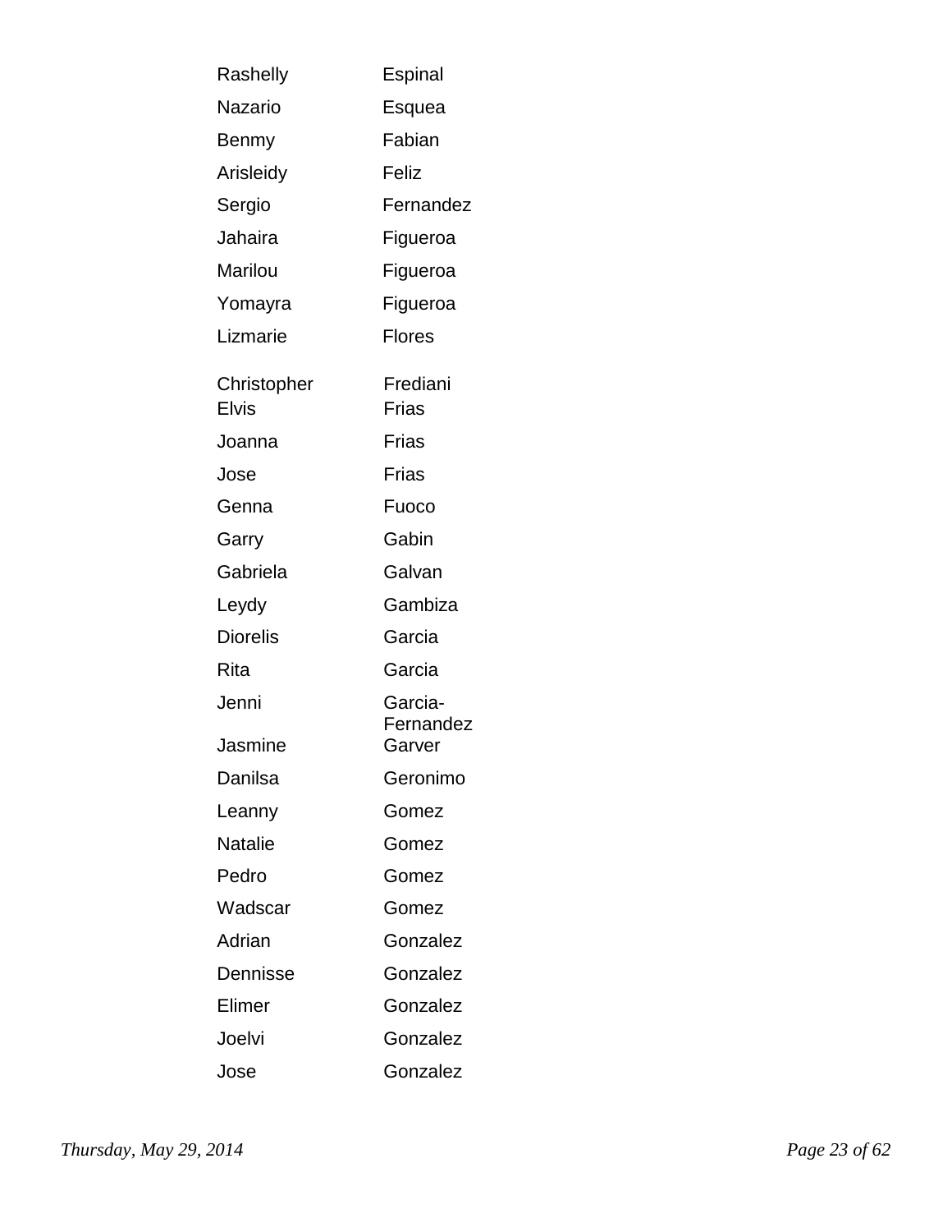| | |
|---|---|
| Rashelly | Espinal |
| Nazario | Esquea |
| Benmy | Fabian |
| Arisleidy | Feliz |
| Sergio | Fernandez |
| Jahaira | Figueroa |
| Marilou | Figueroa |
| Yomayra | Figueroa |
| Lizmarie | Flores |
| Christopher | Frediani |
| Elvis | Frias |
| Joanna | Frias |
| Jose | Frias |
| Genna | Fuoco |
| Garry | Gabin |
| Gabriela | Galvan |
| Leydy | Gambiza |
| Diorelis | Garcia |
| Rita | Garcia |
| Jenni | Garcia-Fernandez |
| Jasmine | Garver |
| Danilsa | Geronimo |
| Leanny | Gomez |
| Natalie | Gomez |
| Pedro | Gomez |
| Wadscar | Gomez |
| Adrian | Gonzalez |
| Dennisse | Gonzalez |
| Elimer | Gonzalez |
| Joelvi | Gonzalez |
| Jose | Gonzalez |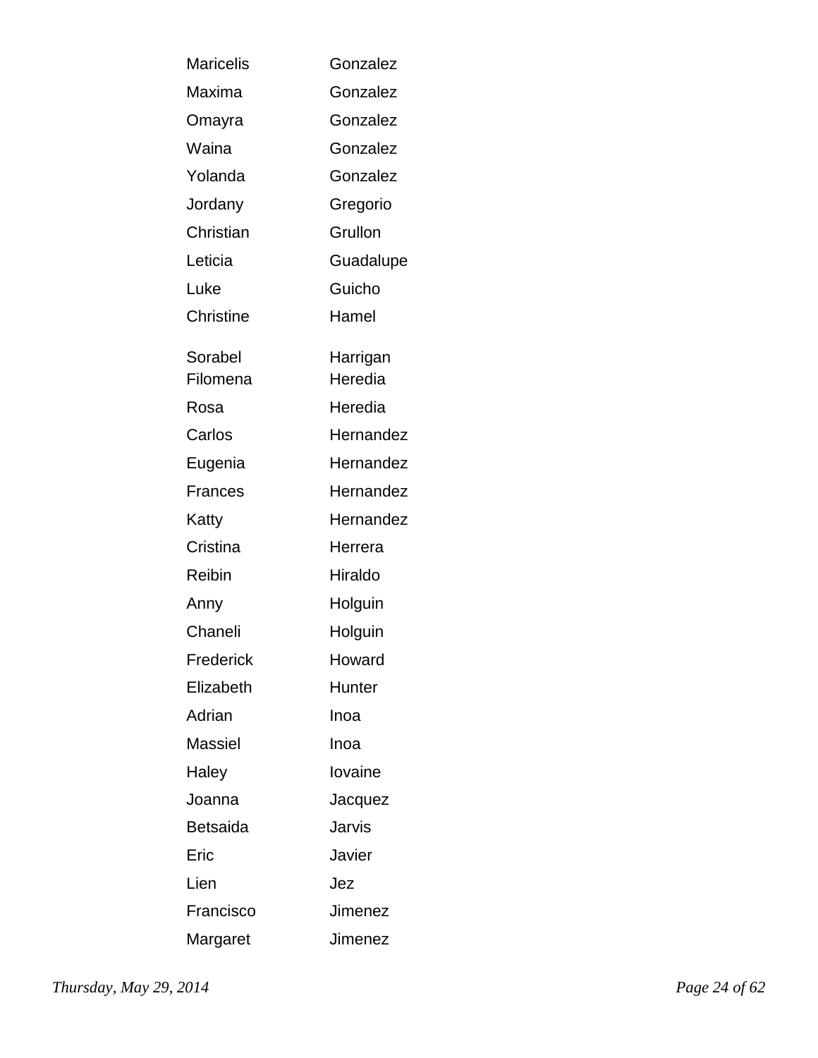| | |
|---|---|
| Maricelis | Gonzalez |
| Maxima | Gonzalez |
| Omayra | Gonzalez |
| Waina | Gonzalez |
| Yolanda | Gonzalez |
| Jordany | Gregorio |
| Christian | Grullon |
| Leticia | Guadalupe |
| Luke | Guicho |
| Christine | Hamel |
| Sorabel | Harrigan |
| Filomena | Heredia |
| Rosa | Heredia |
| Carlos | Hernandez |
| Eugenia | Hernandez |
| Frances | Hernandez |
| Katty | Hernandez |
| Cristina | Herrera |
| Reibin | Hiraldo |
| Anny | Holguin |
| Chaneli | Holguin |
| Frederick | Howard |
| Elizabeth | Hunter |
| Adrian | Inoa |
| Massiel | Inoa |
| Haley | Iovaine |
| Joanna | Jacquez |
| Betsaida | Jarvis |
| Eric | Javier |
| Lien | Jez |
| Francisco | Jimenez |
| Margaret | Jimenez |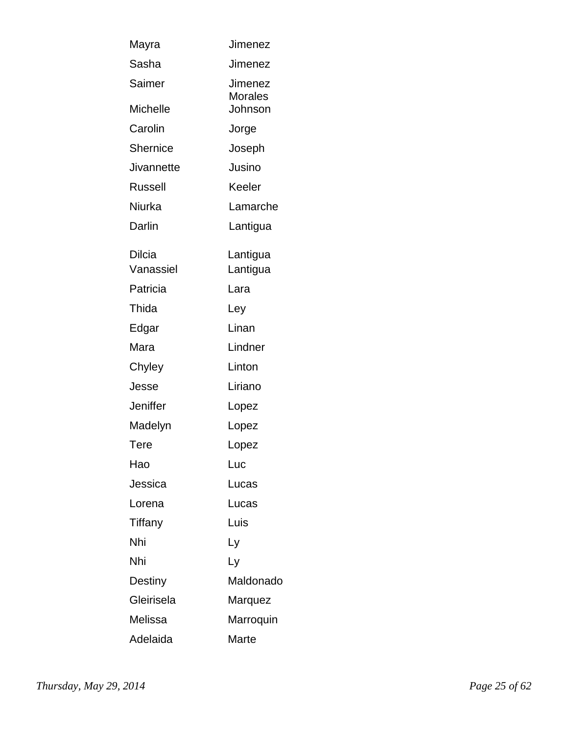| | |
|---|---|
| Mayra | Jimenez |
| Sasha | Jimenez |
| Saimer | Jimenez Morales |
| Michelle | Johnson |
| Carolin | Jorge |
| Shernice | Joseph |
| Jivannette | Jusino |
| Russell | Keeler |
| Niurka | Lamarche |
| Darlin | Lantigua |
| Dilcia | Lantigua |
| Vanassiel | Lantigua |
| Patricia | Lara |
| Thida | Ley |
| Edgar | Linan |
| Mara | Lindner |
| Chyley | Linton |
| Jesse | Liriano |
| Jeniffer | Lopez |
| Madelyn | Lopez |
| Tere | Lopez |
| Hao | Luc |
| Jessica | Lucas |
| Lorena | Lucas |
| Tiffany | Luis |
| Nhi | Ly |
| Nhi | Ly |
| Destiny | Maldonado |
| Gleirisela | Marquez |
| Melissa | Marroquin |
| Adelaida | Marte |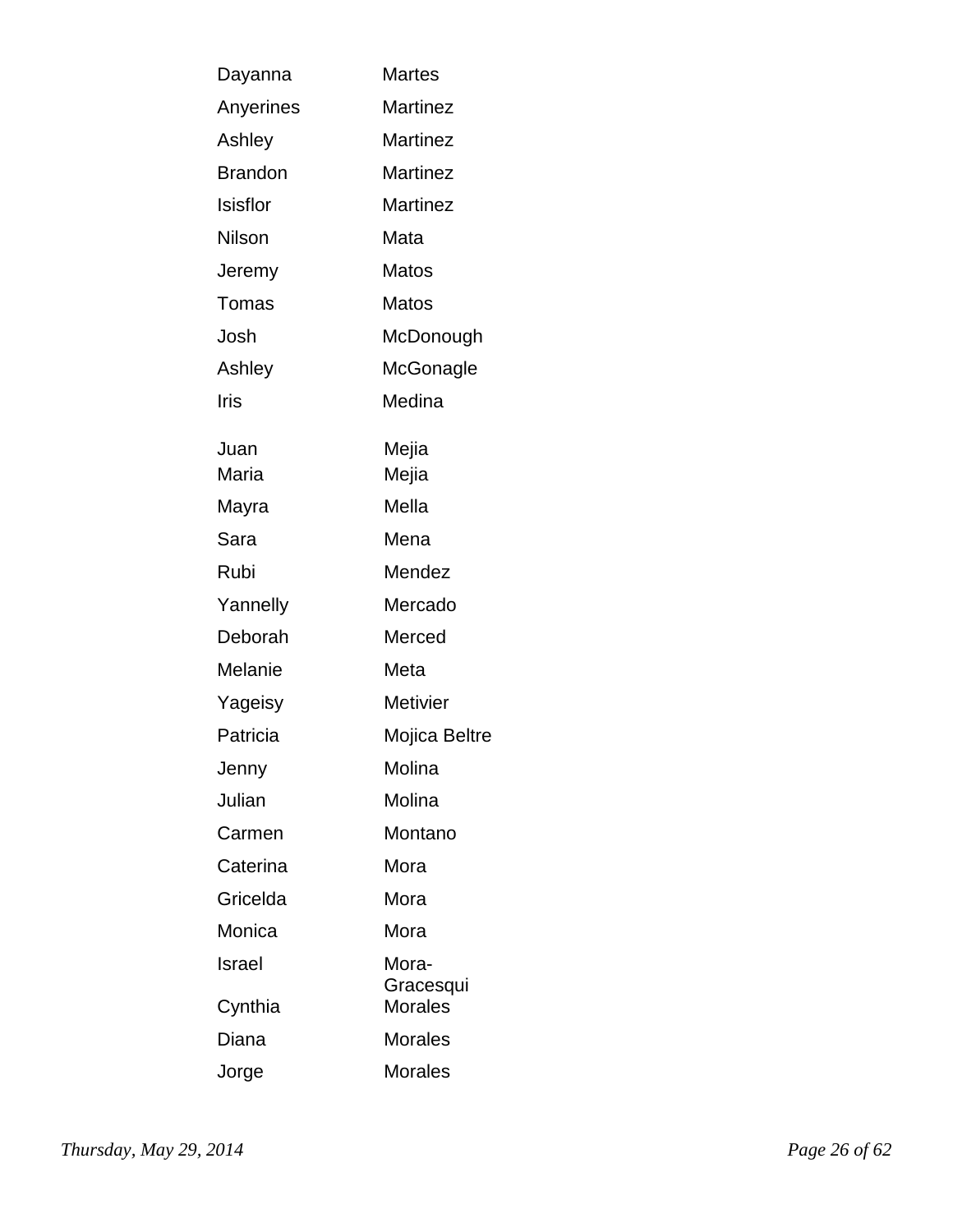| | |
|---|---|
| Dayanna | Martes |
| Anyerines | Martinez |
| Ashley | Martinez |
| Brandon | Martinez |
| Isisflor | Martinez |
| Nilson | Mata |
| Jeremy | Matos |
| Tomas | Matos |
| Josh | McDonough |
| Ashley | McGonagle |
| Iris | Medina |
| Juan | Mejia |
| Maria | Mejia |
| Mayra | Mella |
| Sara | Mena |
| Rubi | Mendez |
| Yannelly | Mercado |
| Deborah | Merced |
| Melanie | Meta |
| Yageisy | Metivier |
| Patricia | Mojica Beltre |
| Jenny | Molina |
| Julian | Molina |
| Carmen | Montano |
| Caterina | Mora |
| Gricelda | Mora |
| Monica | Mora |
| Israel | Mora-Gracesqui |
| Cynthia | Morales |
| Diana | Morales |
| Jorge | Morales |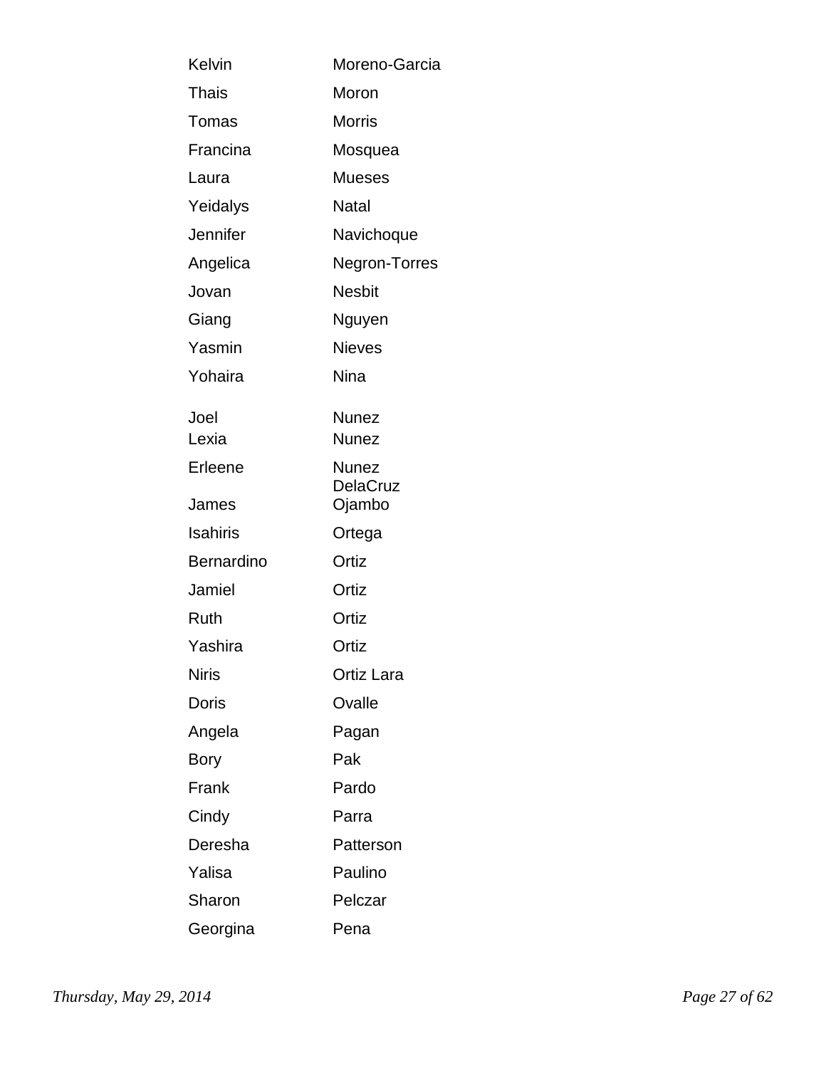| | |
|---|---|
| Kelvin | Moreno-Garcia |
| Thais | Moron |
| Tomas | Morris |
| Francina | Mosquea |
| Laura | Mueses |
| Yeidalys | Natal |
| Jennifer | Navichoque |
| Angelica | Negron-Torres |
| Jovan | Nesbit |
| Giang | Nguyen |
| Yasmin | Nieves |
| Yohaira | Nina |
| Joel | Nunez |
| Lexia | Nunez |
| Erleene | Nunez DelaCruz |
| James | Ojambo |
| Isahiris | Ortega |
| Bernardino | Ortiz |
| Jamiel | Ortiz |
| Ruth | Ortiz |
| Yashira | Ortiz |
| Niris | Ortiz Lara |
| Doris | Ovalle |
| Angela | Pagan |
| Bory | Pak |
| Frank | Pardo |
| Cindy | Parra |
| Deresha | Patterson |
| Yalisa | Paulino |
| Sharon | Pelczar |
| Georgina | Pena |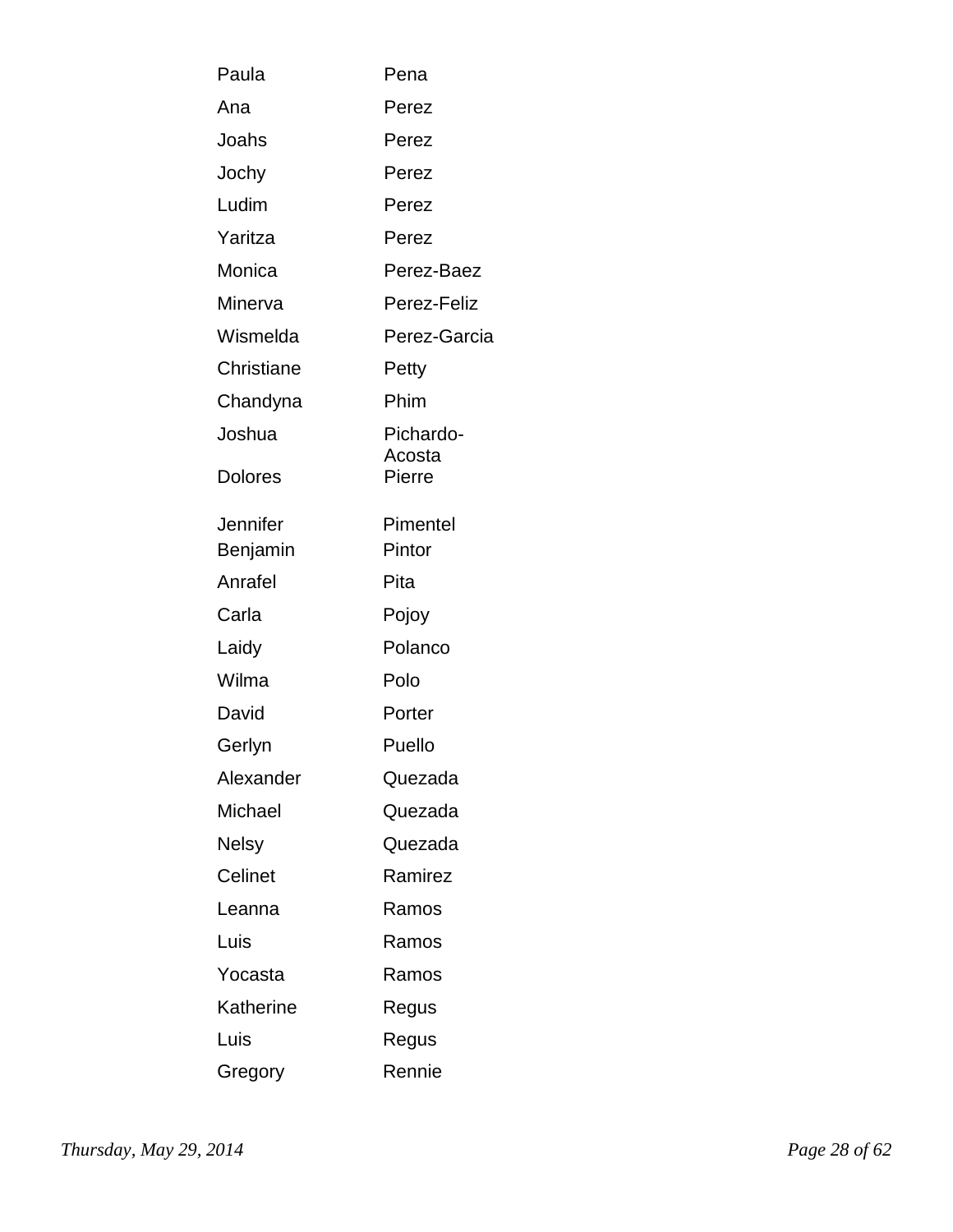| | |
|---|---|
| Paula | Pena |
| Ana | Perez |
| Joahs | Perez |
| Jochy | Perez |
| Ludim | Perez |
| Yaritza | Perez |
| Monica | Perez-Baez |
| Minerva | Perez-Feliz |
| Wismelda | Perez-Garcia |
| Christiane | Petty |
| Chandyna | Phim |
| Joshua | Pichardo-Acosta |
| Dolores | Pierre |
| Jennifer | Pimentel |
| Benjamin | Pintor |
| Anrafel | Pita |
| Carla | Pojoy |
| Laidy | Polanco |
| Wilma | Polo |
| David | Porter |
| Gerlyn | Puello |
| Alexander | Quezada |
| Michael | Quezada |
| Nelsy | Quezada |
| Celinet | Ramirez |
| Leanna | Ramos |
| Luis | Ramos |
| Yocasta | Ramos |
| Katherine | Regus |
| Luis | Regus |
| Gregory | Rennie |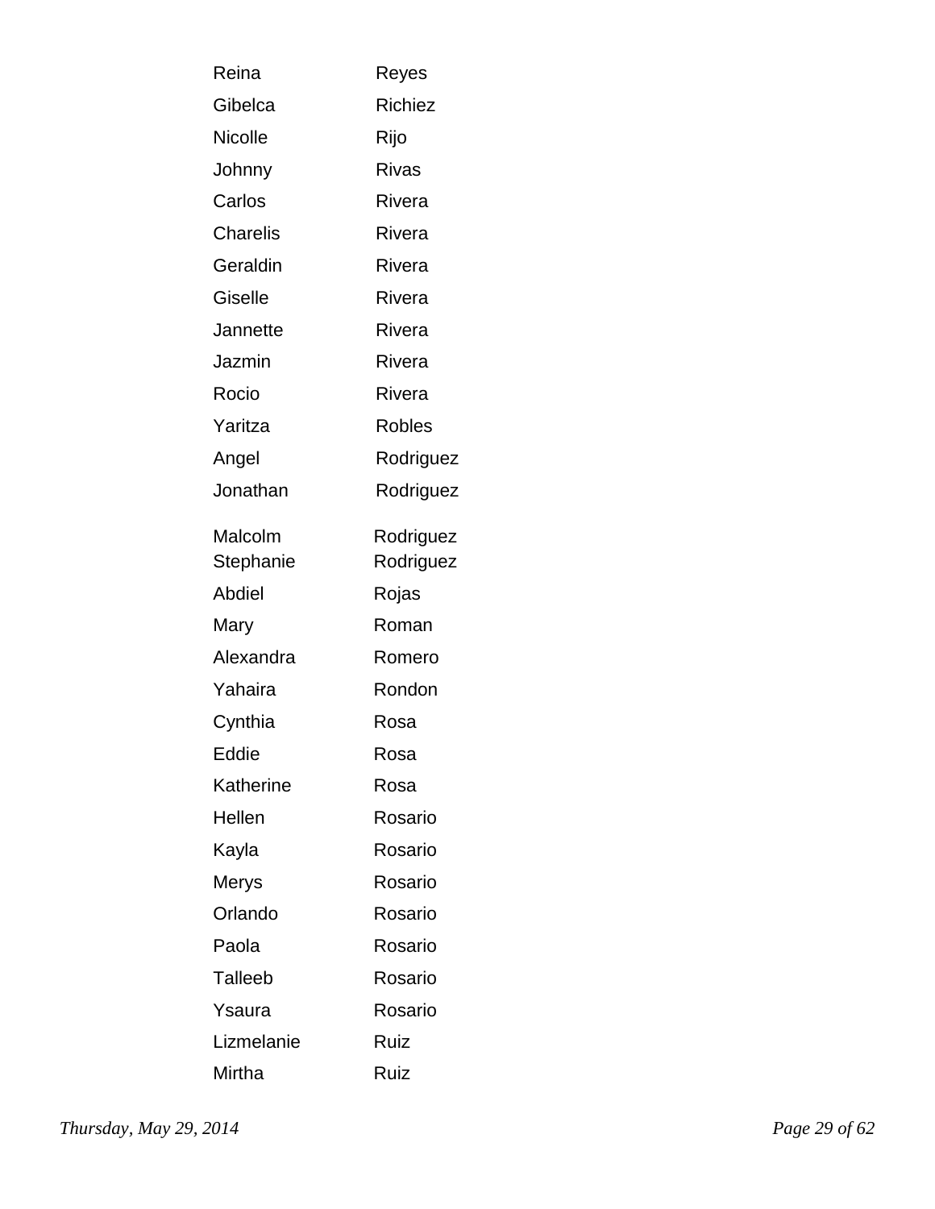| | |
|---|---|
| Reina | Reyes |
| Gibelca | Richiez |
| Nicolle | Rijo |
| Johnny | Rivas |
| Carlos | Rivera |
| Charelis | Rivera |
| Geraldin | Rivera |
| Giselle | Rivera |
| Jannette | Rivera |
| Jazmin | Rivera |
| Rocio | Rivera |
| Yaritza | Robles |
| Angel | Rodriguez |
| Jonathan | Rodriguez |
| Malcolm | Rodriguez |
| Stephanie | Rodriguez |
| Abdiel | Rojas |
| Mary | Roman |
| Alexandra | Romero |
| Yahaira | Rondon |
| Cynthia | Rosa |
| Eddie | Rosa |
| Katherine | Rosa |
| Hellen | Rosario |
| Kayla | Rosario |
| Merys | Rosario |
| Orlando | Rosario |
| Paola | Rosario |
| Talleeb | Rosario |
| Ysaura | Rosario |
| Lizmelanie | Ruiz |
| Mirtha | Ruiz |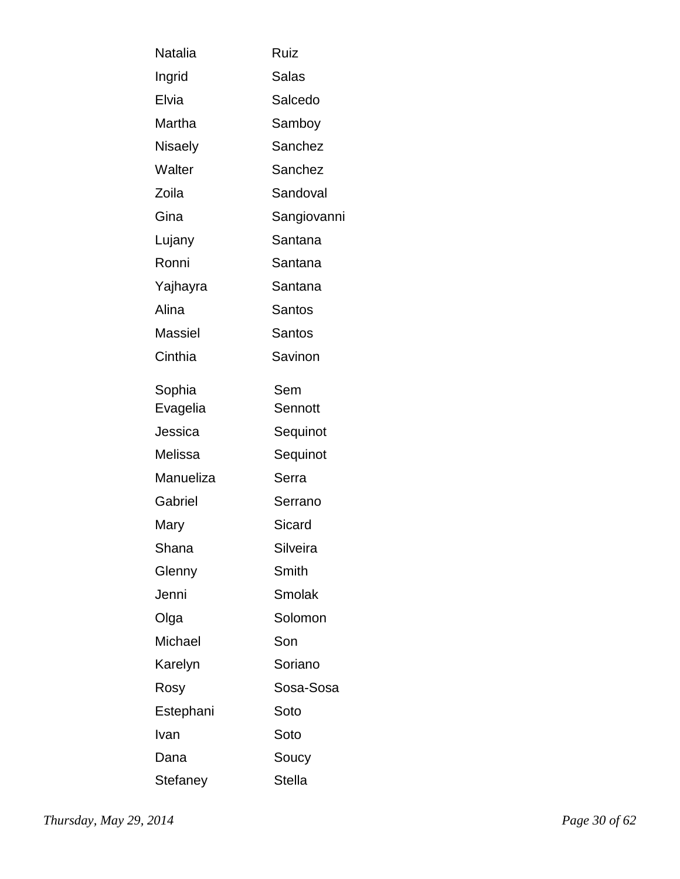| | |
|---|---|
| Natalia | Ruiz |
| Ingrid | Salas |
| Elvia | Salcedo |
| Martha | Samboy |
| Nisaely | Sanchez |
| Walter | Sanchez |
| Zoila | Sandoval |
| Gina | Sangiovanni |
| Lujany | Santana |
| Ronni | Santana |
| Yajhayra | Santana |
| Alina | Santos |
| Massiel | Santos |
| Cinthia | Savinon |
| Sophia | Sem |
| Evagelia | Sennott |
| Jessica | Sequinot |
| Melissa | Sequinot |
| Manueliza | Serra |
| Gabriel | Serrano |
| Mary | Sicard |
| Shana | Silveira |
| Glenny | Smith |
| Jenni | Smolak |
| Olga | Solomon |
| Michael | Son |
| Karelyn | Soriano |
| Rosy | Sosa-Sosa |
| Estephani | Soto |
| Ivan | Soto |
| Dana | Soucy |
| Stefaney | Stella |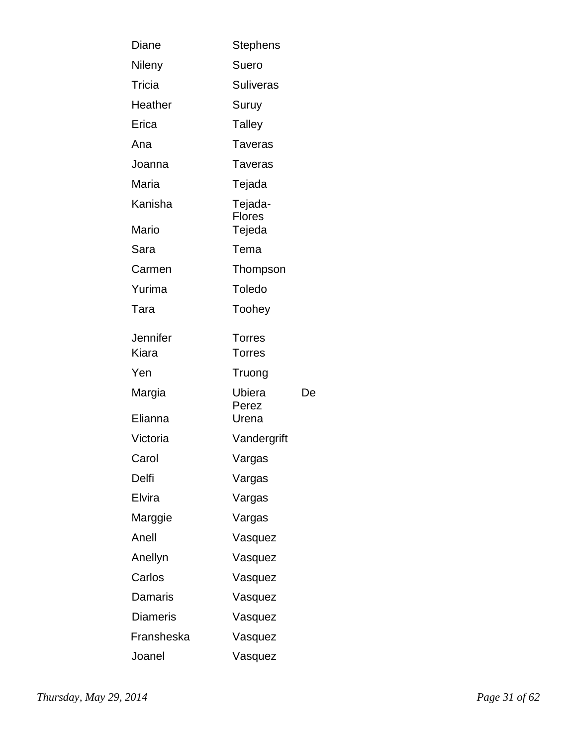| | | |
|---|---|---|
| Diane | Stephens | |
| Nileny | Suero | |
| Tricia | Suliveras | |
| Heather | Suruy | |
| Erica | Talley | |
| Ana | Taveras | |
| Joanna | Taveras | |
| Maria | Tejada | |
| Kanisha | Tejada-Flores | |
| Mario | Tejeda | |
| Sara | Tema | |
| Carmen | Thompson | |
| Yurima | Toledo | |
| Tara | Toohey | |
| Jennifer | Torres | |
| Kiara | Torres | |
| Yen | Truong | |
| Margia | Ubiera Perez | De |
| Elianna | Urena | |
| Victoria | Vandergrift | |
| Carol | Vargas | |
| Delfi | Vargas | |
| Elvira | Vargas | |
| Marggie | Vargas | |
| Anell | Vasquez | |
| Anellyn | Vasquez | |
| Carlos | Vasquez | |
| Damaris | Vasquez | |
| Diameris | Vasquez | |
| Fransheska | Vasquez | |
| Joanel | Vasquez | |

*Thursday, May 29, 2014*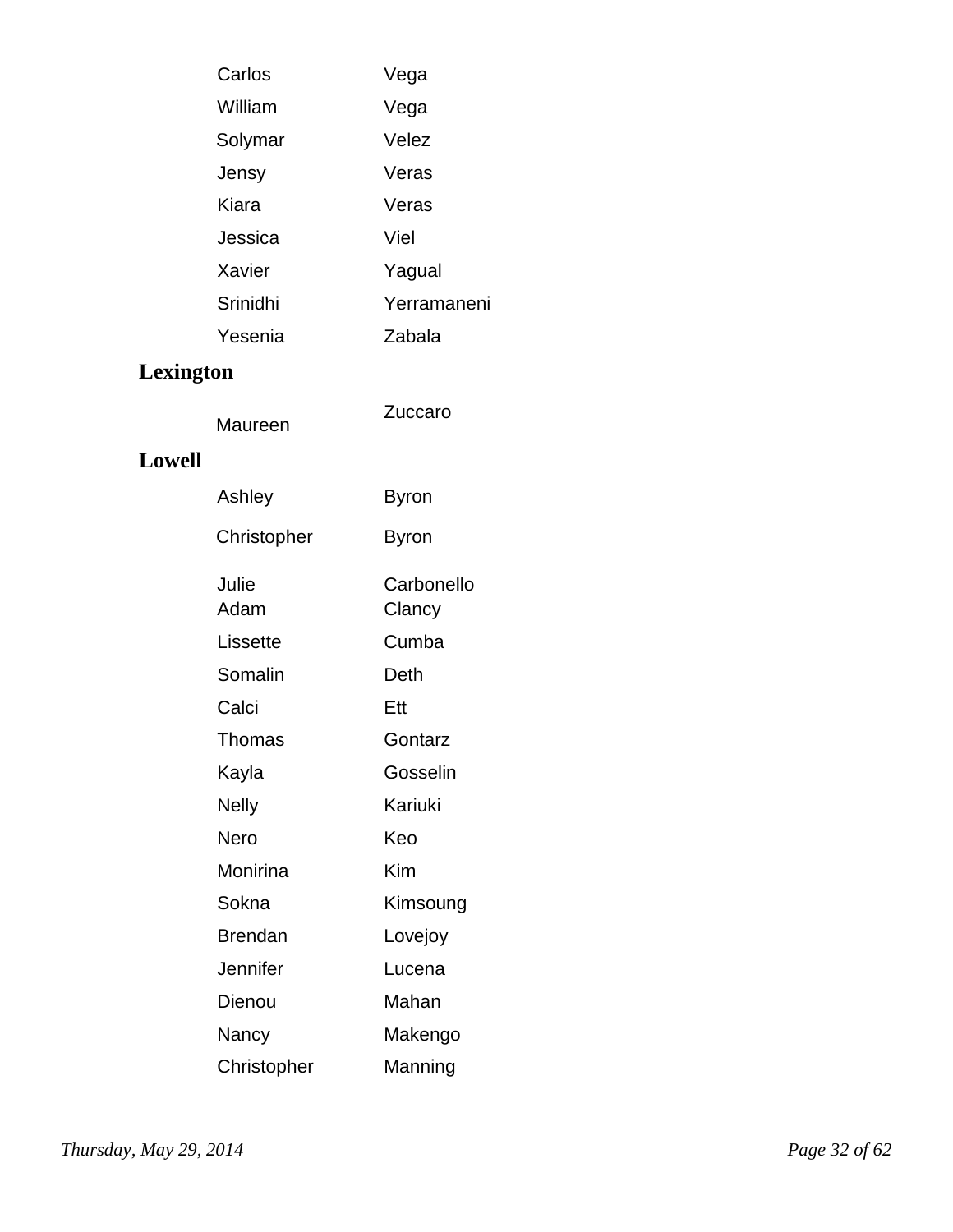| | |
|---|---|
| Carlos | Vega |
| William | Vega |
| Solymar | Velez |
| Jensy | Veras |
| Kiara | Veras |
| Jessica | Viel |
| Xavier | Yagual |
| Srinidhi | Yerramaneni |
| Yesenia | Zabala |

## Lexington

| | |
|---|---|
| Maureen | Zuccaro |

## Lowell

| | |
|---|---|
| Ashley | Byron |
| Christopher | Byron |
| Julie | Carbonello |
| Adam | Clancy |
| Lissette | Cumba |
| Somalin | Deth |
| Calci | Ett |
| Thomas | Gontarz |
| Kayla | Gosselin |
| Nelly | Kariuki |
| Nero | Keo |
| Monirina | Kim |
| Sokna | Kimsoung |
| Brendan | Lovejoy |
| Jennifer | Lucena |
| Dienou | Mahan |
| Nancy | Makengo |
| Christopher | Manning |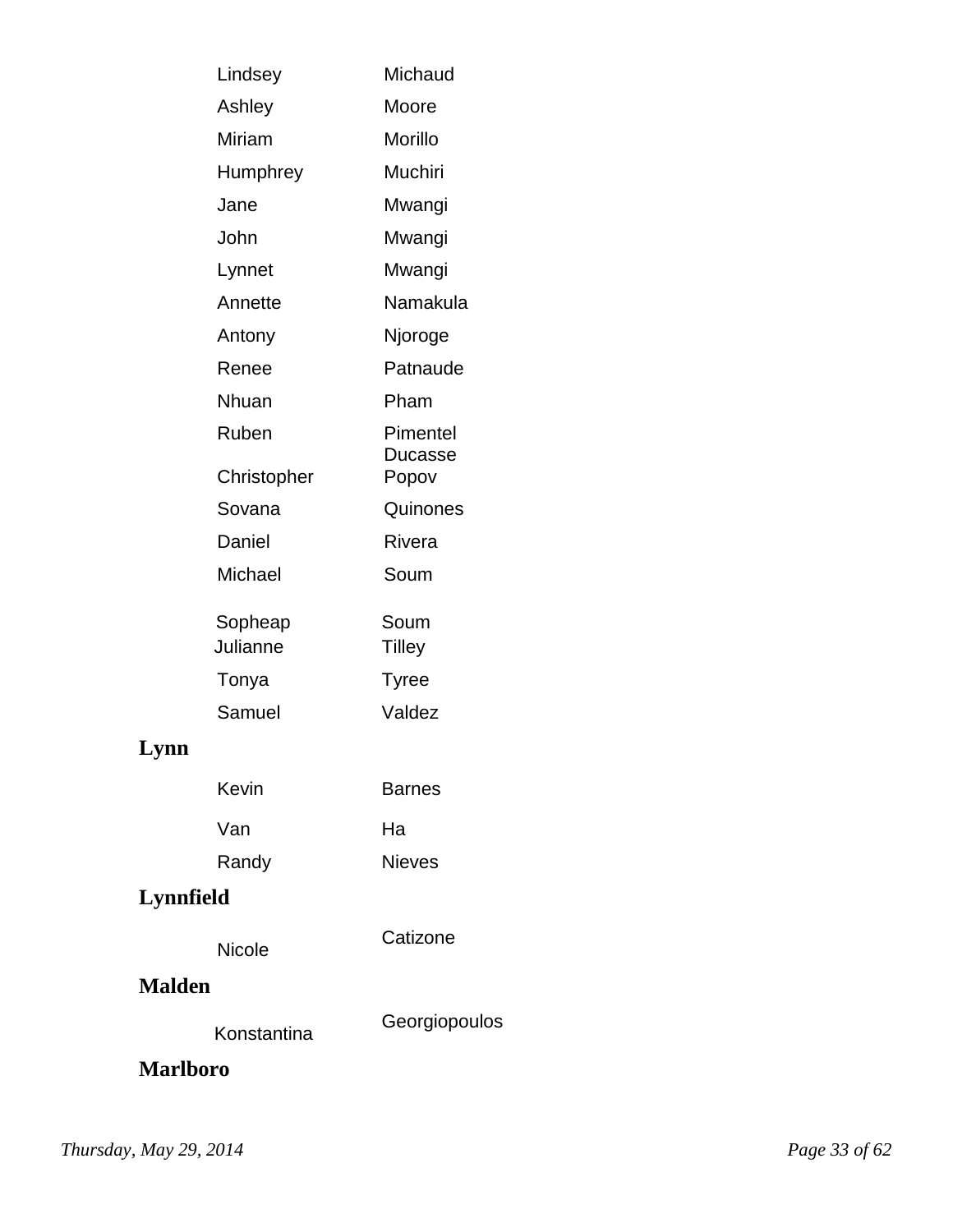| | |
|---|---|
| Lindsey | Michaud |
| Ashley | Moore |
| Miriam | Morillo |
| Humphrey | Muchiri |
| Jane | Mwangi |
| John | Mwangi |
| Lynnet | Mwangi |
| Annette | Namakula |
| Antony | Njoroge |
| Renee | Patnaude |
| Nhuan | Pham |
| Ruben | Pimentel Ducasse |
| Christopher | Popov |
| Sovana | Quinones |
| Daniel | Rivera |
| Michael | Soum |
| Sopheap | Soum |
| Julianne | Tilley |
| Tonya | Tyree |
| Samuel | Valdez |

**Lynn**

| | |
|---|---|
| Kevin | Barnes |
| Van | Ha |
| Randy | Nieves |

**Lynnfield**

| | |
|---|---|
| Nicole | Catizone |

**Malden**

| | |
|---|---|
| Konstantina | Georgiopoulos |

**Marlboro**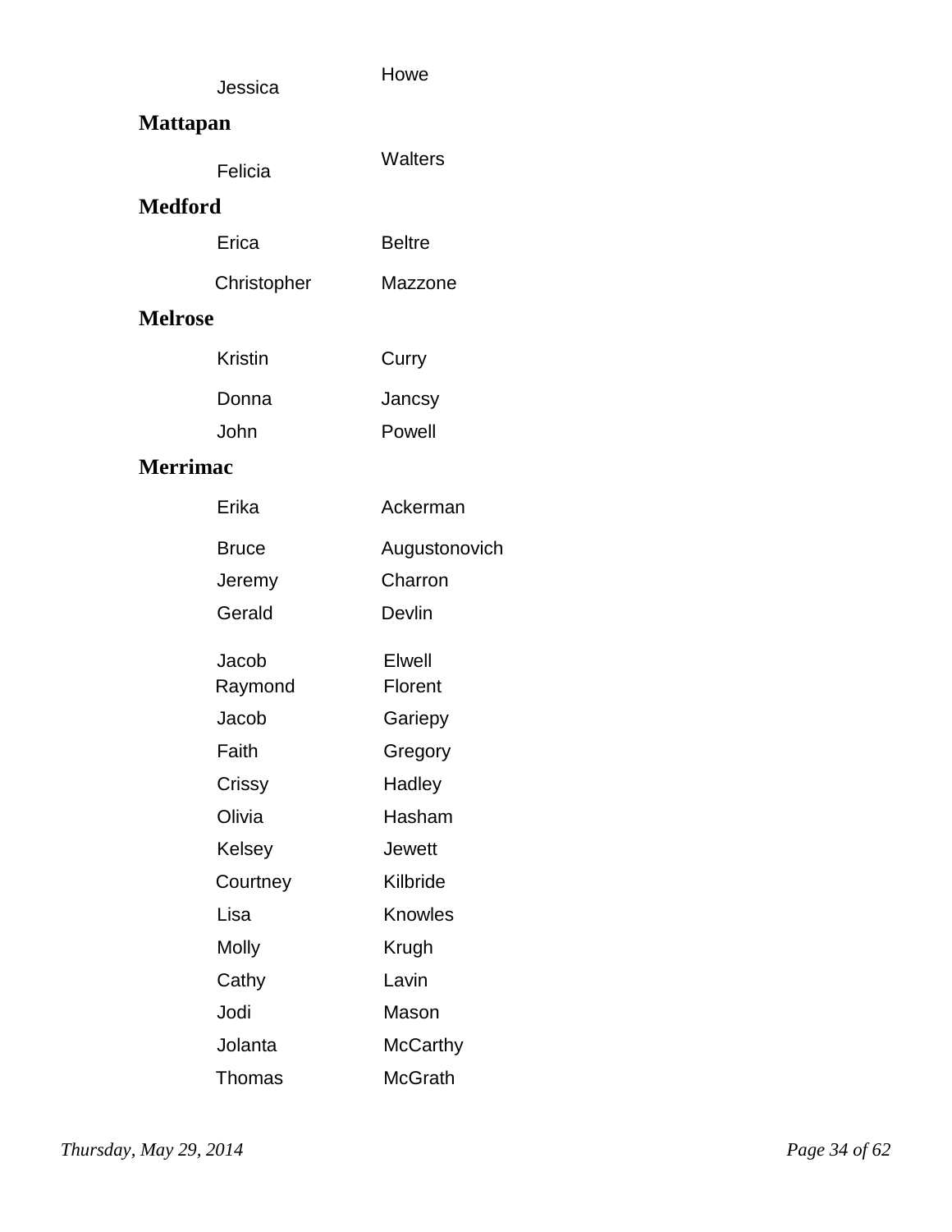| | |
|---|---|
| Jessica | Howe |

**Mattapan**

| | |
|---|---|
| Felicia | Walters |

**Medford**

| | |
|---|---|
| Erica | Beltre |
| Christopher | Mazzone |

**Melrose**

| | |
|---|---|
| Kristin | Curry |
| Donna | Jancsy |
| John | Powell |

**Merrimac**

| | |
|---|---|
| Erika | Ackerman |
| Bruce | Augustonovich |
| Jeremy | Charron |
| Gerald | Devlin |
| Jacob | Elwell |
| Raymond | Florent |
| Jacob | Gariepy |
| Faith | Gregory |
| Crissy | Hadley |
| Olivia | Hasham |
| Kelsey | Jewett |
| Courtney | Kilbride |
| Lisa | Knowles |
| Molly | Krugh |
| Cathy | Lavin |
| Jodi | Mason |
| Jolanta | McCarthy |
| Thomas | McGrath |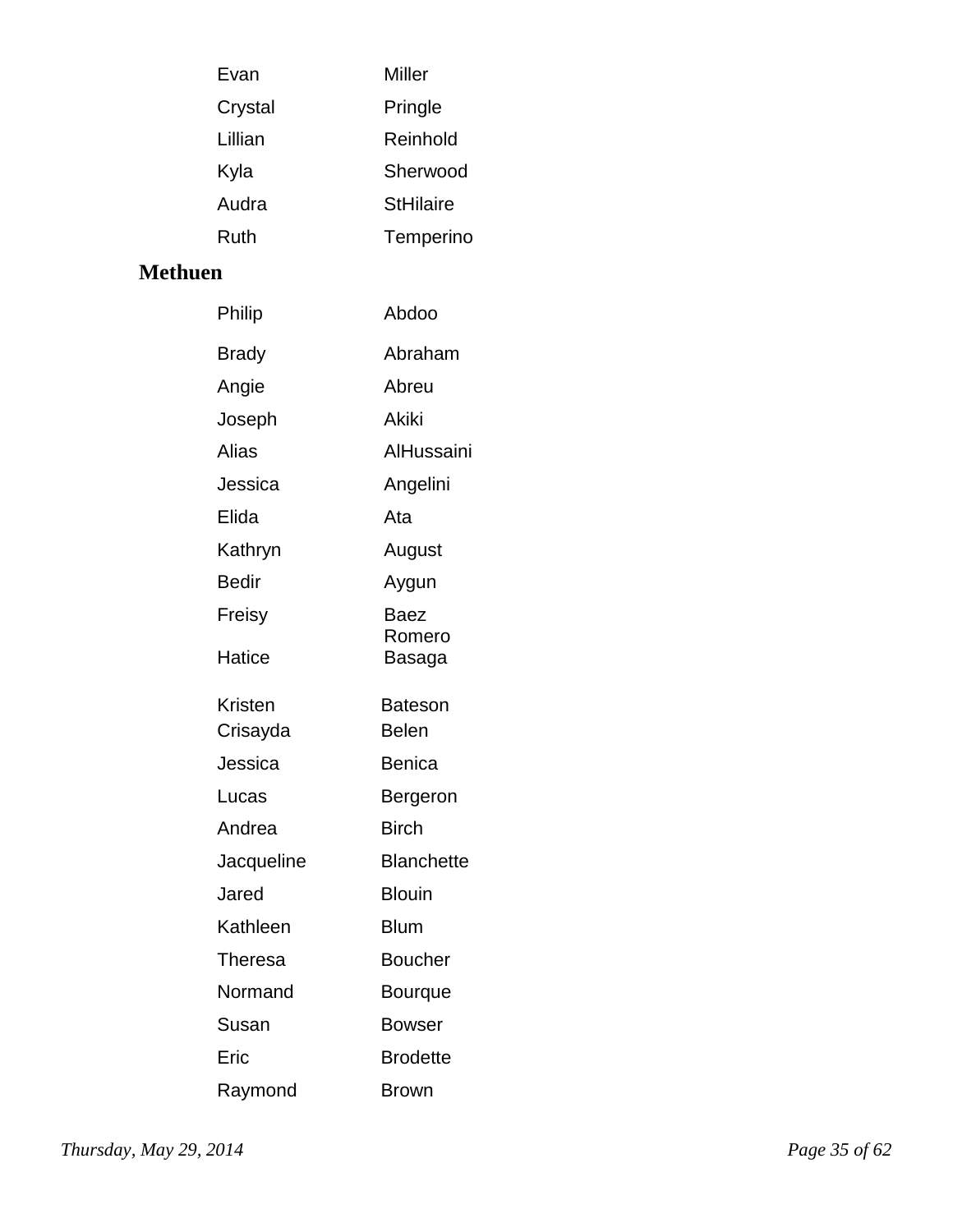| | |
|---|---|
| Evan | Miller |
| Crystal | Pringle |
| Lillian | Reinhold |
| Kyla | Sherwood |
| Audra | StHilaire |
| Ruth | Temperino |

## Methuen

| | |
|---|---|
| Philip | Abdoo |
| Brady | Abraham |
| Angie | Abreu |
| Joseph | Akiki |
| Alias | AlHussaini |
| Jessica | Angelini |
| Elida | Ata |
| Kathryn | August |
| Bedir | Aygun |
| Freisy | Baez Romero |
| Hatice | Basaga |
| Kristen | Bateson |
| Crisayda | Belen |
| Jessica | Benica |
| Lucas | Bergeron |
| Andrea | Birch |
| Jacqueline | Blanchette |
| Jared | Blouin |
| Kathleen | Blum |
| Theresa | Boucher |
| Normand | Bourque |
| Susan | Bowser |
| Eric | Brodette |
| Raymond | Brown |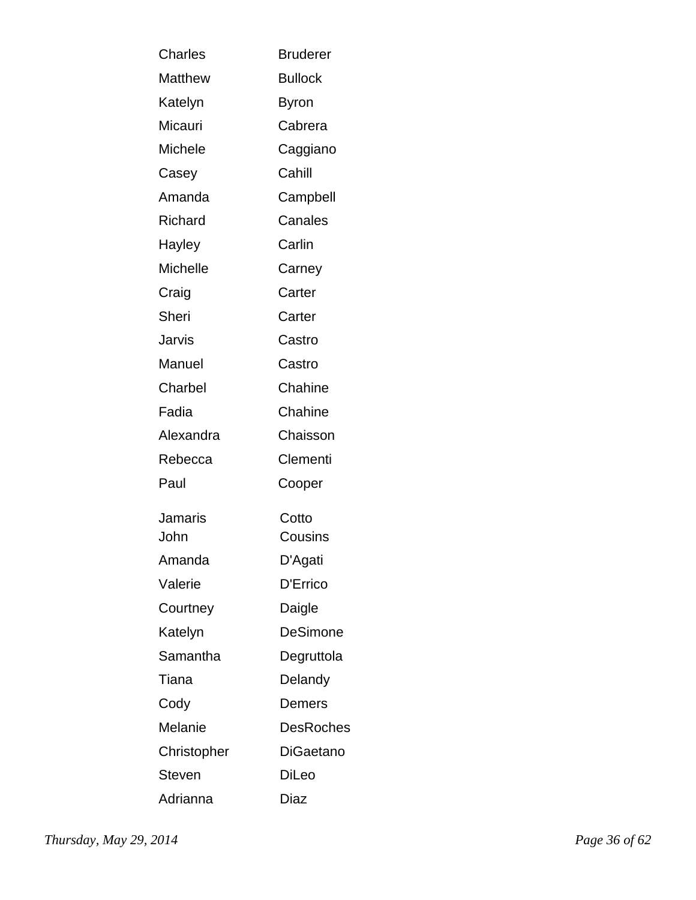| | |
|---|---|
| Charles | Bruderer |
| Matthew | Bullock |
| Katelyn | Byron |
| Micauri | Cabrera |
| Michele | Caggiano |
| Casey | Cahill |
| Amanda | Campbell |
| Richard | Canales |
| Hayley | Carlin |
| Michelle | Carney |
| Craig | Carter |
| Sheri | Carter |
| Jarvis | Castro |
| Manuel | Castro |
| Charbel | Chahine |
| Fadia | Chahine |
| Alexandra | Chaisson |
| Rebecca | Clementi |
| Paul | Cooper |
| Jamaris | Cotto |
| John | Cousins |
| Amanda | D'Agati |
| Valerie | D'Errico |
| Courtney | Daigle |
| Katelyn | DeSimone |
| Samantha | Degruttola |
| Tiana | Delandy |
| Cody | Demers |
| Melanie | DesRoches |
| Christopher | DiGaetano |
| Steven | DiLeo |
| Adrianna | Diaz |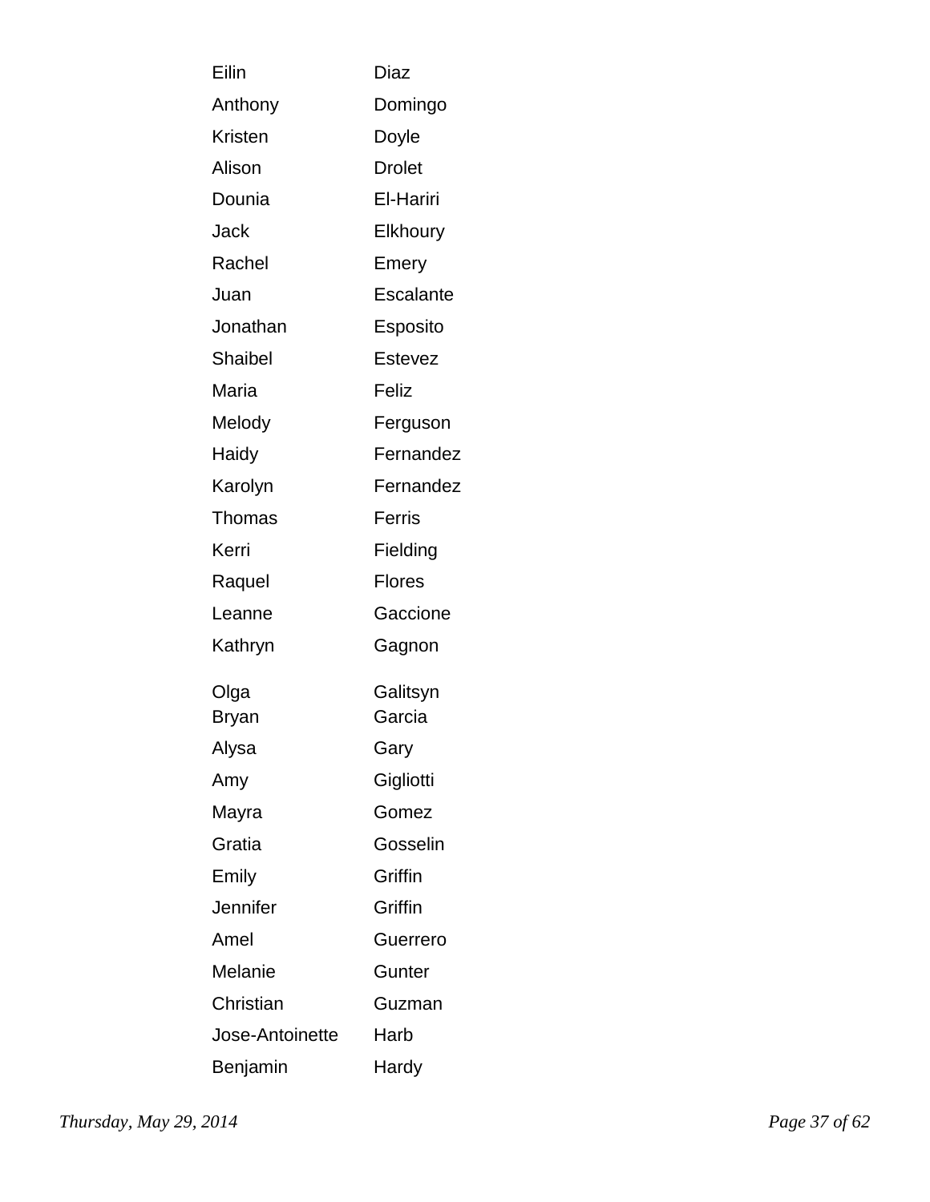| | |
|---|---|
| Eilin | Diaz |
| Anthony | Domingo |
| Kristen | Doyle |
| Alison | Drolet |
| Dounia | El-Hariri |
| Jack | Elkhoury |
| Rachel | Emery |
| Juan | Escalante |
| Jonathan | Esposito |
| Shaibel | Estevez |
| Maria | Feliz |
| Melody | Ferguson |
| Haidy | Fernandez |
| Karolyn | Fernandez |
| Thomas | Ferris |
| Kerri | Fielding |
| Raquel | Flores |
| Leanne | Gaccione |
| Kathryn | Gagnon |
| Olga | Galitsyn |
| Bryan | Garcia |
| Alysa | Gary |
| Amy | Gigliotti |
| Mayra | Gomez |
| Gratia | Gosselin |
| Emily | Griffin |
| Jennifer | Griffin |
| Amel | Guerrero |
| Melanie | Gunter |
| Christian | Guzman |
| Jose-Antoinette | Harb |
| Benjamin | Hardy |

*Thursday, May 29, 2014*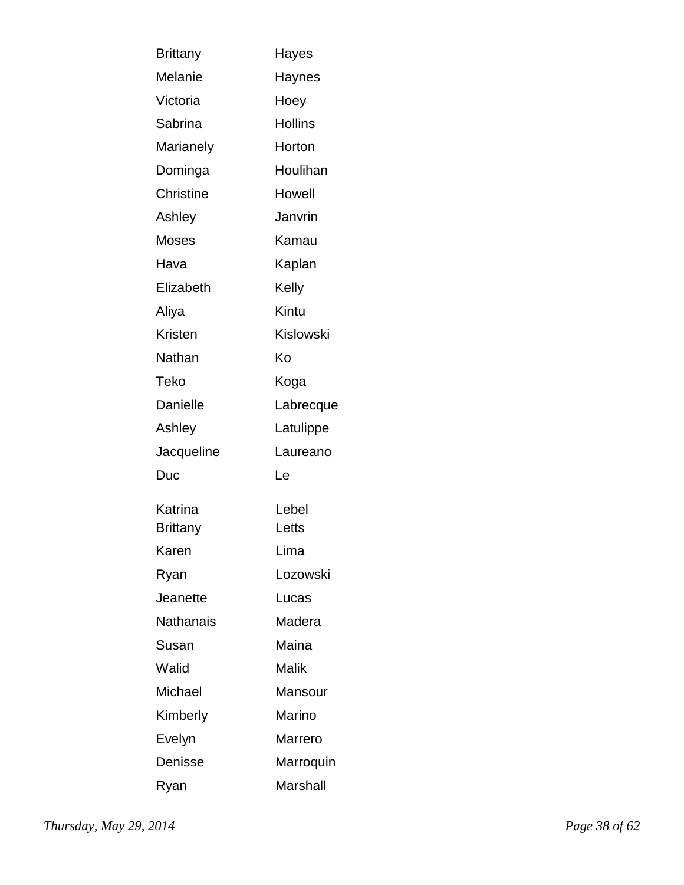| | |
|---|---|
| Brittany | Hayes |
| Melanie | Haynes |
| Victoria | Hoey |
| Sabrina | Hollins |
| Marianely | Horton |
| Dominga | Houlihan |
| Christine | Howell |
| Ashley | Janvrin |
| Moses | Kamau |
| Hava | Kaplan |
| Elizabeth | Kelly |
| Aliya | Kintu |
| Kristen | Kislowski |
| Nathan | Ko |
| Teko | Koga |
| Danielle | Labrecque |
| Ashley | Latulippe |
| Jacqueline | Laureano |
| Duc | Le |
| Katrina | Lebel |
| Brittany | Letts |
| Karen | Lima |
| Ryan | Lozowski |
| Jeanette | Lucas |
| Nathanais | Madera |
| Susan | Maina |
| Walid | Malik |
| Michael | Mansour |
| Kimberly | Marino |
| Evelyn | Marrero |
| Denisse | Marroquin |
| Ryan | Marshall |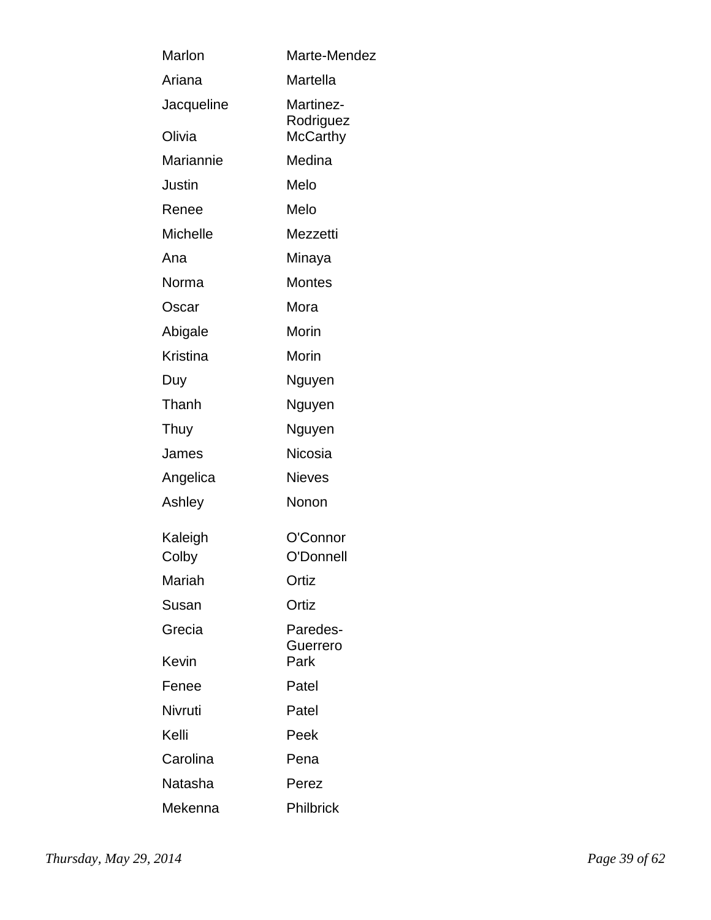| | |
|---|---|
| Marlon | Marte-Mendez |
| Ariana | Martella |
| Jacqueline | Martinez-Rodriguez |
| Olivia | McCarthy |
| Mariannie | Medina |
| Justin | Melo |
| Renee | Melo |
| Michelle | Mezzetti |
| Ana | Minaya |
| Norma | Montes |
| Oscar | Mora |
| Abigale | Morin |
| Kristina | Morin |
| Duy | Nguyen |
| Thanh | Nguyen |
| Thuy | Nguyen |
| James | Nicosia |
| Angelica | Nieves |
| Ashley | Nonon |
| Kaleigh | O'Connor |
| Colby | O'Donnell |
| Mariah | Ortiz |
| Susan | Ortiz |
| Grecia | Paredes-Guerrero |
| Kevin | Park |
| Fenee | Patel |
| Nivruti | Patel |
| Kelli | Peek |
| Carolina | Pena |
| Natasha | Perez |
| Mekenna | Philbrick |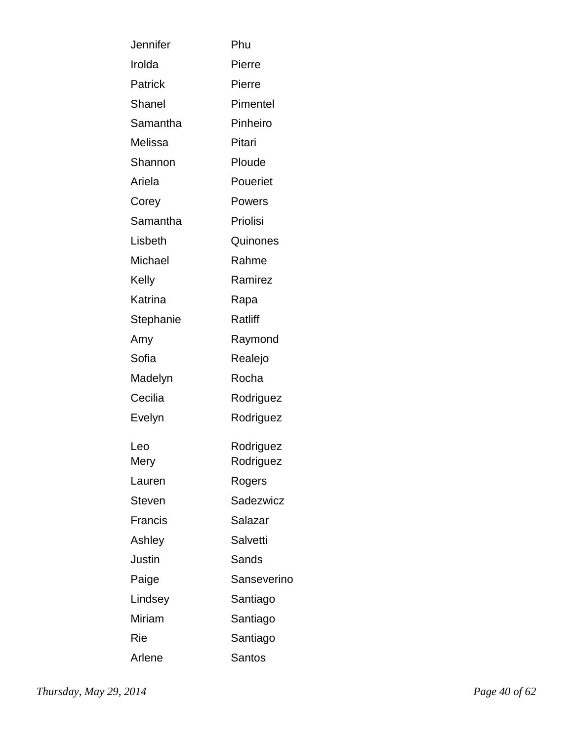| | |
|---|---|
| Jennifer | Phu |
| Irolda | Pierre |
| Patrick | Pierre |
| Shanel | Pimentel |
| Samantha | Pinheiro |
| Melissa | Pitari |
| Shannon | Ploude |
| Ariela | Poueriet |
| Corey | Powers |
| Samantha | Priolisi |
| Lisbeth | Quinones |
| Michael | Rahme |
| Kelly | Ramirez |
| Katrina | Rapa |
| Stephanie | Ratliff |
| Amy | Raymond |
| Sofia | Realejo |
| Madelyn | Rocha |
| Cecilia | Rodriguez |
| Evelyn | Rodriguez |
| Leo | Rodriguez |
| Mery | Rodriguez |
| Lauren | Rogers |
| Steven | Sadezwicz |
| Francis | Salazar |
| Ashley | Salvetti |
| Justin | Sands |
| Paige | Sanseverino |
| Lindsey | Santiago |
| Miriam | Santiago |
| Rie | Santiago |
| Arlene | Santos |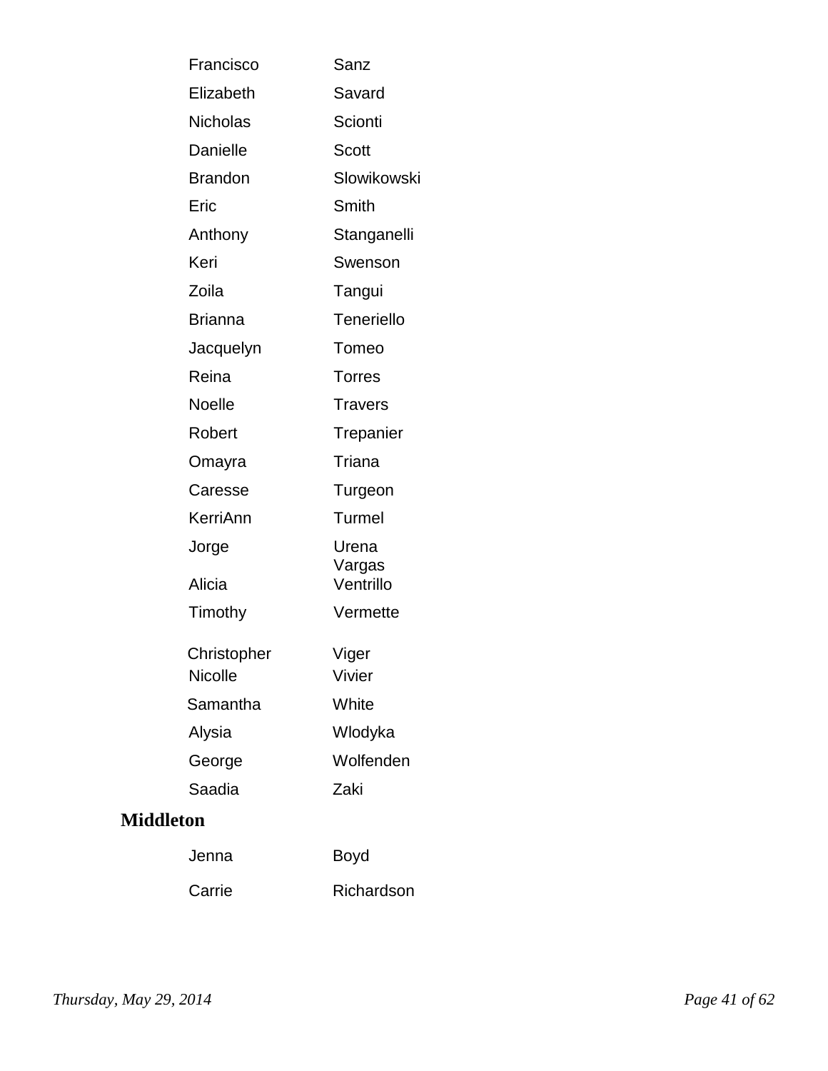| | |
|---|---|
| Francisco | Sanz |
| Elizabeth | Savard |
| Nicholas | Scionti |
| Danielle | Scott |
| Brandon | Slowikowski |
| Eric | Smith |
| Anthony | Stanganelli |
| Keri | Swenson |
| Zoila | Tangui |
| Brianna | Teneriello |
| Jacquelyn | Tomeo |
| Reina | Torres |
| Noelle | Travers |
| Robert | Trepanier |
| Omayra | Triana |
| Caresse | Turgeon |
| KerriAnn | Turmel |
| Jorge | Urena Vargas |
| Alicia | Ventrillo |
| Timothy | Vermette |
| Christopher | Viger |
| Nicolle | Vivier |
| Samantha | White |
| Alysia | Wlodyka |
| George | Wolfenden |
| Saadia | Zaki |

## Middleton

| | |
|---|---|
| Jenna | Boyd |
| Carrie | Richardson |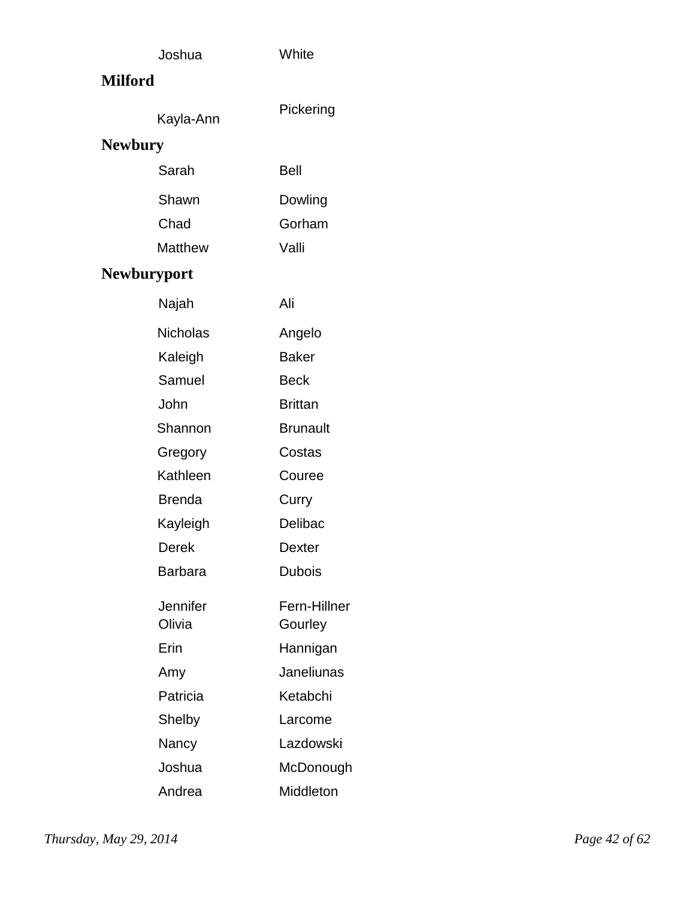| | |
|---|---|
| Joshua | White |

**Milford**

| | |
|---|---|
| Kayla-Ann | Pickering |

**Newbury**

| | |
|---|---|
| Sarah | Bell |
| Shawn | Dowling |
| Chad | Gorham |
| Matthew | Valli |

**Newburyport**

| | |
|---|---|
| Najah | Ali |
| Nicholas | Angelo |
| Kaleigh | Baker |
| Samuel | Beck |
| John | Brittan |
| Shannon | Brunault |
| Gregory | Costas |
| Kathleen | Couree |
| Brenda | Curry |
| Kayleigh | Delibac |
| Derek | Dexter |
| Barbara | Dubois |
| Jennifer | Fern-Hillner |
| Olivia | Gourley |
| Erin | Hannigan |
| Amy | Janeliunas |
| Patricia | Ketabchi |
| Shelby | Larcome |
| Nancy | Lazdowski |
| Joshua | McDonough |
| Andrea | Middleton |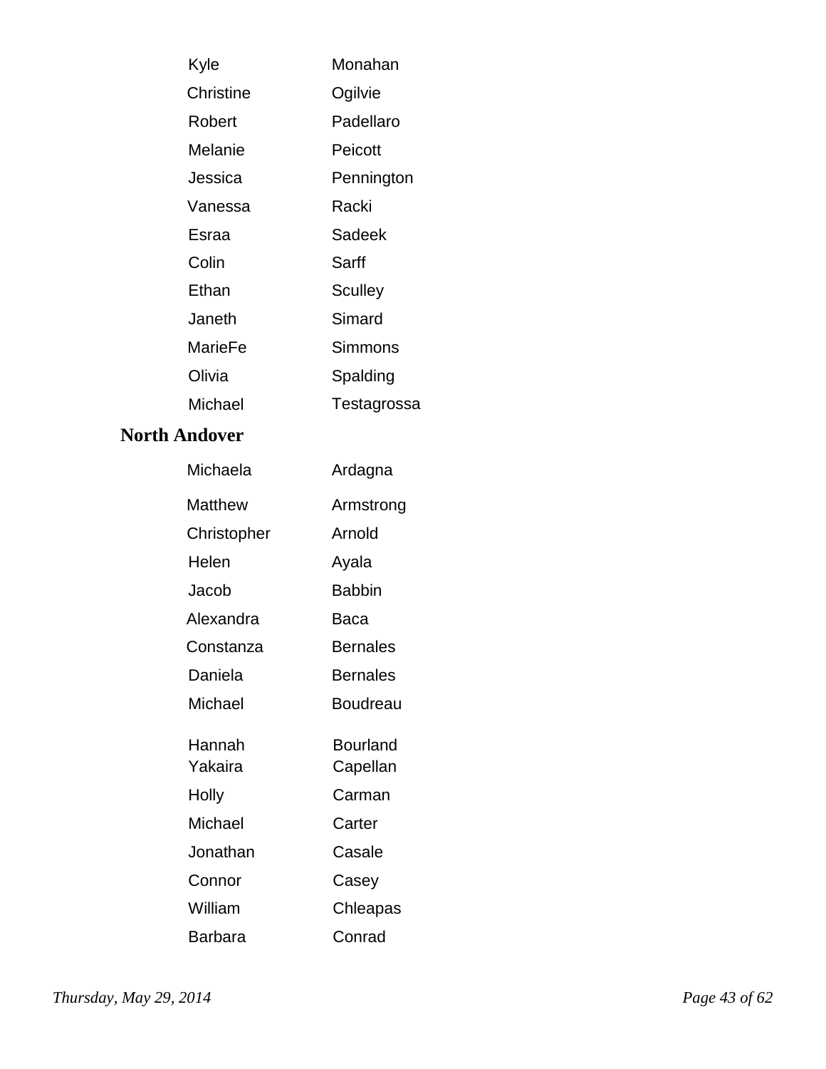| | |
|---|---|
| Kyle | Monahan |
| Christine | Ogilvie |
| Robert | Padellaro |
| Melanie | Peicott |
| Jessica | Pennington |
| Vanessa | Racki |
| Esraa | Sadeek |
| Colin | Sarff |
| Ethan | Sculley |
| Janeth | Simard |
| MarieFe | Simmons |
| Olivia | Spalding |
| Michael | Testagrossa |

## North Andover

| | |
|---|---|
| Michaela | Ardagna |
| Matthew | Armstrong |
| Christopher | Arnold |
| Helen | Ayala |
| Jacob | Babbin |
| Alexandra | Baca |
| Constanza | Bernales |
| Daniela | Bernales |
| Michael | Boudreau |
| Hannah | Bourland |
| Yakaira | Capellan |
| Holly | Carman |
| Michael | Carter |
| Jonathan | Casale |
| Connor | Casey |
| William | Chleapas |
| Barbara | Conrad |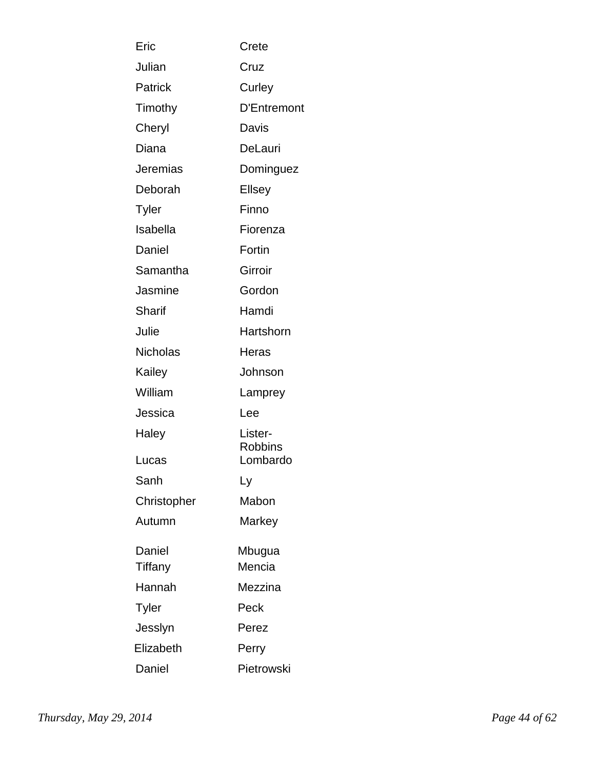| | |
|---|---|
| Eric | Crete |
| Julian | Cruz |
| Patrick | Curley |
| Timothy | D'Entremont |
| Cheryl | Davis |
| Diana | DeLauri |
| Jeremias | Dominguez |
| Deborah | Ellsey |
| Tyler | Finno |
| Isabella | Fiorenza |
| Daniel | Fortin |
| Samantha | Girroir |
| Jasmine | Gordon |
| Sharif | Hamdi |
| Julie | Hartshorn |
| Nicholas | Heras |
| Kailey | Johnson |
| William | Lamprey |
| Jessica | Lee |
| Haley | Lister-Robbins |
| Lucas | Lombardo |
| Sanh | Ly |
| Christopher | Mabon |
| Autumn | Markey |
| Daniel | Mbugua |
| Tiffany | Mencia |
| Hannah | Mezzina |
| Tyler | Peck |
| Jesslyn | Perez |
| Elizabeth | Perry |
| Daniel | Pietrowski |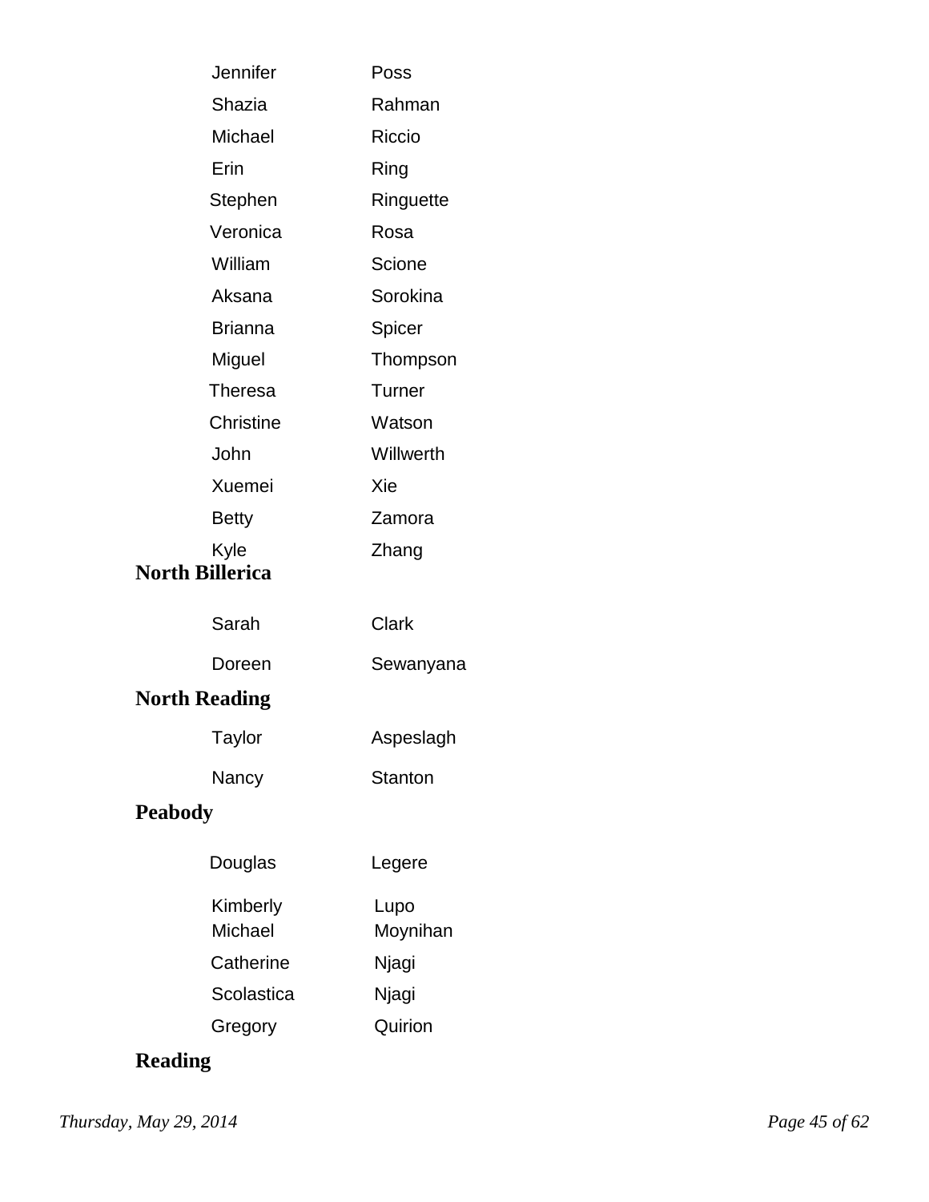| | |
|---|---|
| Jennifer | Poss |
| Shazia | Rahman |
| Michael | Riccio |
| Erin | Ring |
| Stephen | Ringuette |
| Veronica | Rosa |
| William | Scione |
| Aksana | Sorokina |
| Brianna | Spicer |
| Miguel | Thompson |
| Theresa | Turner |
| Christine | Watson |
| John | Willwerth |
| Xuemei | Xie |
| Betty | Zamora |
| Kyle | Zhang |

## North Billerica

| | |
|---|---|
| Sarah | Clark |
| Doreen | Sewanyana |

## North Reading

| | |
|---|---|
| Taylor | Aspeslagh |
| Nancy | Stanton |

## Peabody

| | |
|---|---|
| Douglas | Legere |
| Kimberly | Lupo |
| Michael | Moynihan |
| Catherine | Njagi |
| Scolastica | Njagi |
| Gregory | Quirion |

## Reading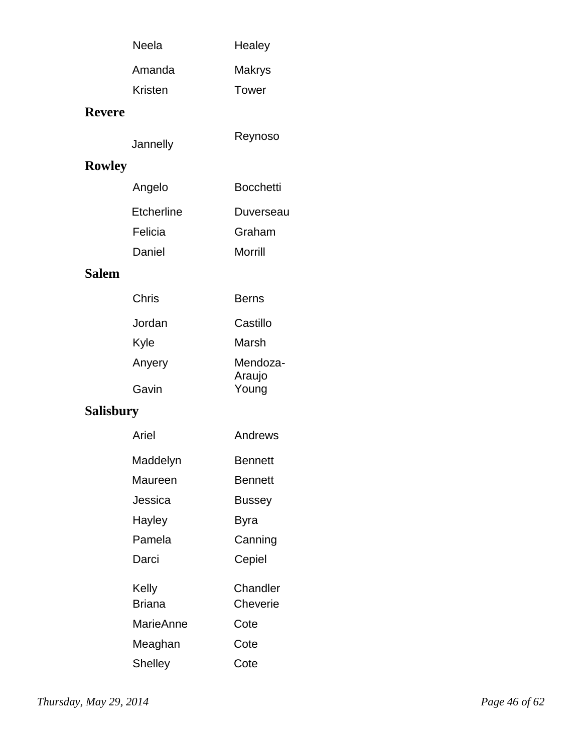| | |
|---|---|
| Neela | Healey |
| Amanda | Makrys |
| Kristen | Tower |

**Revere**

| | |
|---|---|
| Jannelly | Reynoso |

**Rowley**

| | |
|---|---|
| Angelo | Bocchetti |
| Etcherline | Duverseau |
| Felicia | Graham |
| Daniel | Morrill |

**Salem**

| | |
|---|---|
| Chris | Berns |
| Jordan | Castillo |
| Kyle | Marsh |
| Anyery | Mendoza-Araujo |
| Gavin | Young |

**Salisbury**

| | |
|---|---|
| Ariel | Andrews |
| Maddelyn | Bennett |
| Maureen | Bennett |
| Jessica | Bussey |
| Hayley | Byra |
| Pamela | Canning |
| Darci | Cepiel |
| Kelly | Chandler |
| Briana | Cheverie |
| MarieAnne | Cote |
| Meaghan | Cote |
| Shelley | Cote |

*Thursday, May 29, 2014*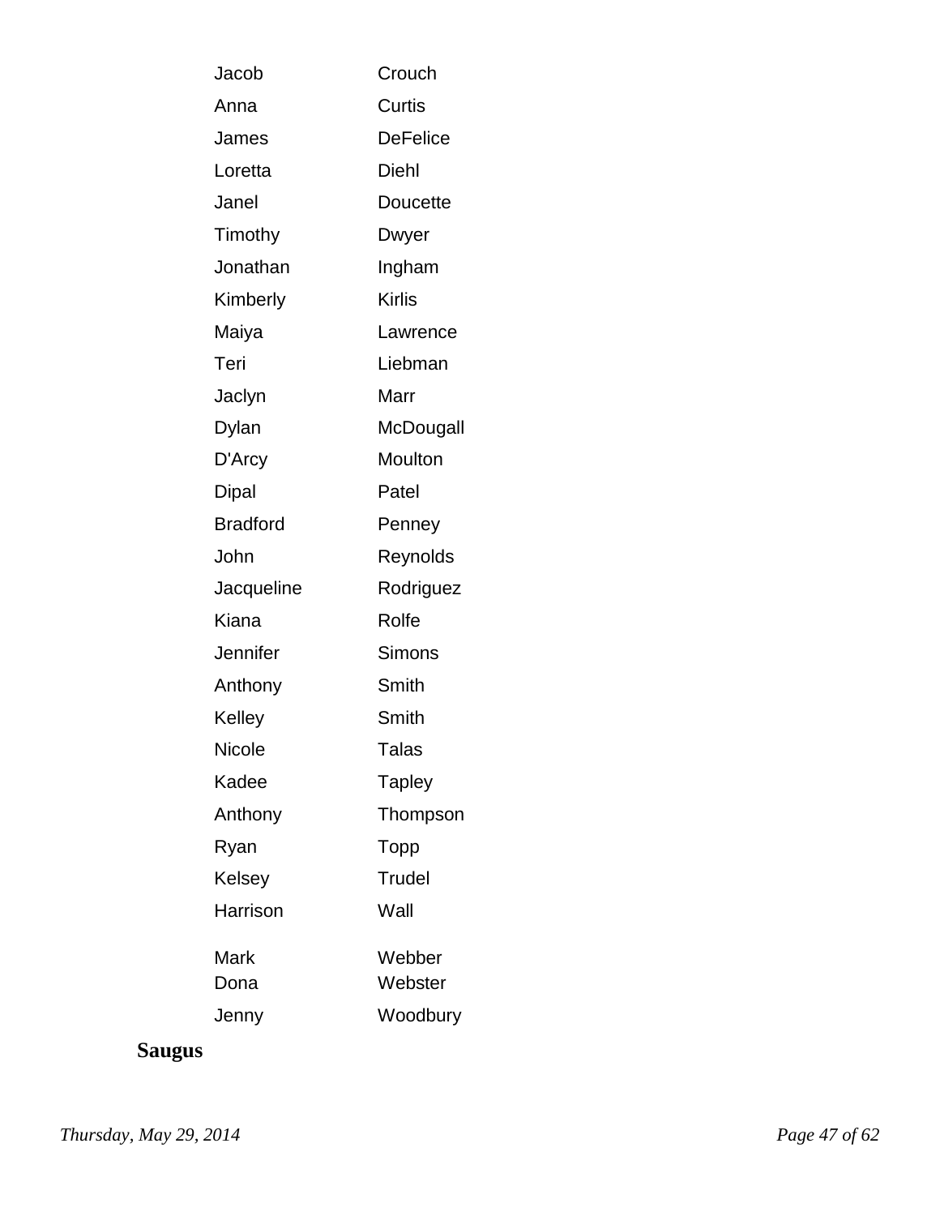| | |
|---|---|
| Jacob | Crouch |
| Anna | Curtis |
| James | DeFelice |
| Loretta | Diehl |
| Janel | Doucette |
| Timothy | Dwyer |
| Jonathan | Ingham |
| Kimberly | Kirlis |
| Maiya | Lawrence |
| Teri | Liebman |
| Jaclyn | Marr |
| Dylan | McDougall |
| D'Arcy | Moulton |
| Dipal | Patel |
| Bradford | Penney |
| John | Reynolds |
| Jacqueline | Rodriguez |
| Kiana | Rolfe |
| Jennifer | Simons |
| Anthony | Smith |
| Kelley | Smith |
| Nicole | Talas |
| Kadee | Tapley |
| Anthony | Thompson |
| Ryan | Topp |
| Kelsey | Trudel |
| Harrison | Wall |
| Mark | Webber |
| Dona | Webster |
| Jenny | Woodbury |

**Saugus**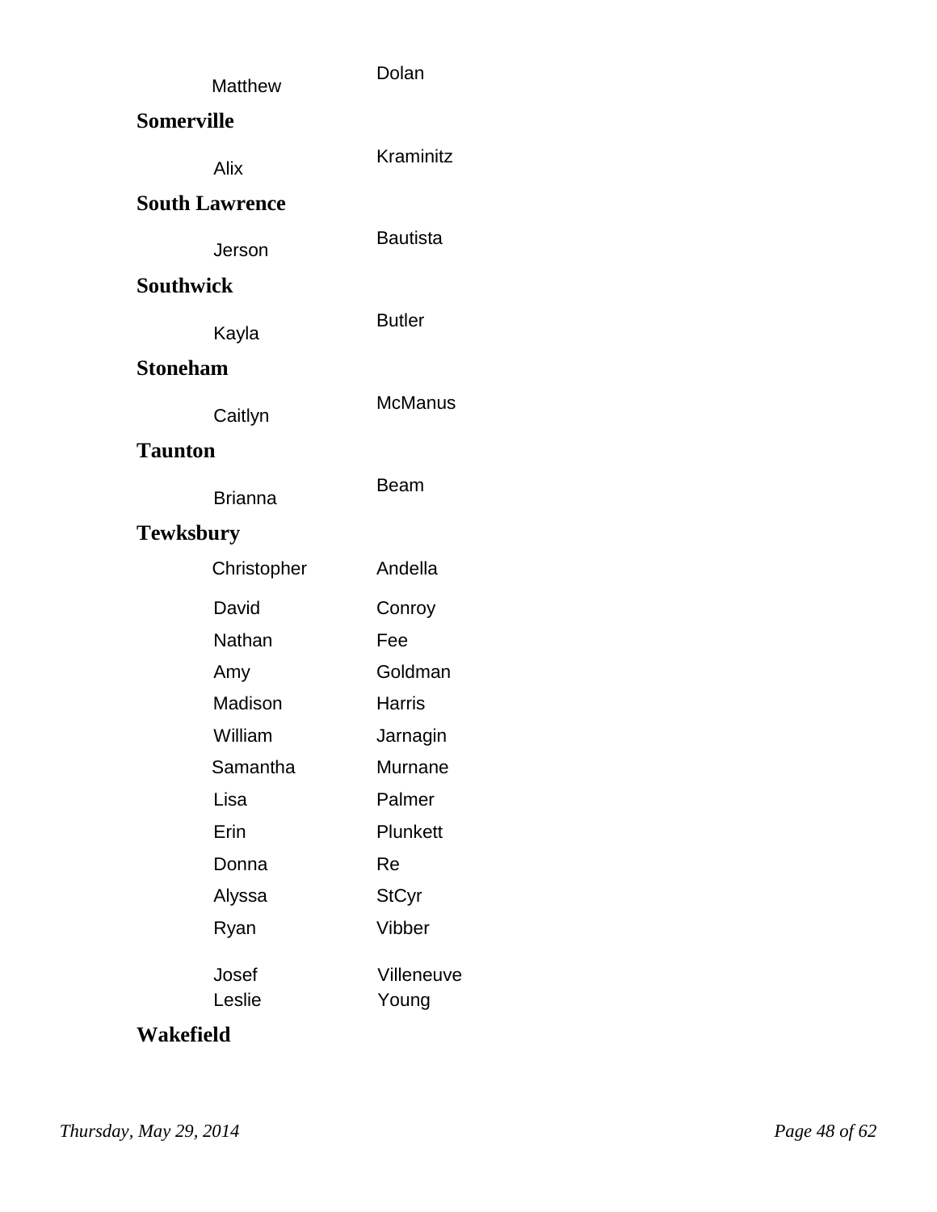| | |
|---|---|
| Matthew | Dolan |

**Somerville**

| | |
|---|---|
| Alix | Kraminitz |

**South Lawrence**

| | |
|---|---|
| Jerson | Bautista |

**Southwick**

| | |
|---|---|
| Kayla | Butler |

**Stoneham**

| | |
|---|---|
| Caitlyn | McManus |

**Taunton**

| | |
|---|---|
| Brianna | Beam |

**Tewksbury**

| | |
|---|---|
| Christopher | Andella |
| David | Conroy |
| Nathan | Fee |
| Amy | Goldman |
| Madison | Harris |
| William | Jarnagin |
| Samantha | Murnane |
| Lisa | Palmer |
| Erin | Plunkett |
| Donna | Re |
| Alyssa | StCyr |
| Ryan | Vibber |
| Josef | Villeneuve |
| Leslie | Young |

**Wakefield**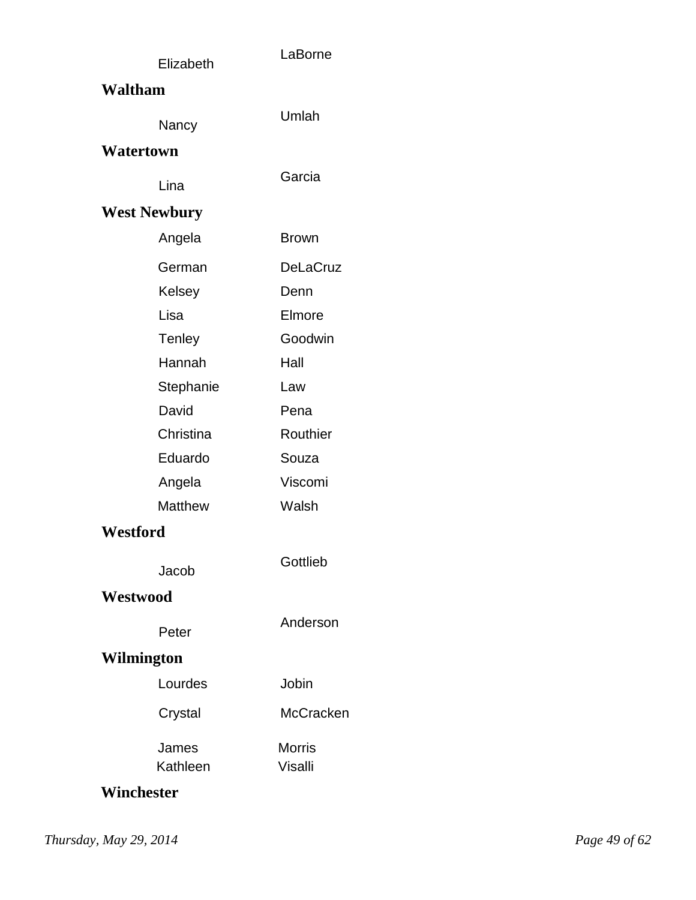| | |
|---|---|
| Elizabeth | LaBorne |

**Waltham**

| | |
|---|---|
| Nancy | Umlah |

**Watertown**

| | |
|---|---|
| Lina | Garcia |

**West Newbury**

| | |
|---|---|
| Angela | Brown |
| German | DeLaCruz |
| Kelsey | Denn |
| Lisa | Elmore |
| Tenley | Goodwin |
| Hannah | Hall |
| Stephanie | Law |
| David | Pena |
| Christina | Routhier |
| Eduardo | Souza |
| Angela | Viscomi |
| Matthew | Walsh |

**Westford**

| | |
|---|---|
| Jacob | Gottlieb |

**Westwood**

| | |
|---|---|
| Peter | Anderson |

**Wilmington**

| | |
|---|---|
| Lourdes | Jobin |
| Crystal | McCracken |
| James | Morris |
| Kathleen | Visalli |

**Winchester**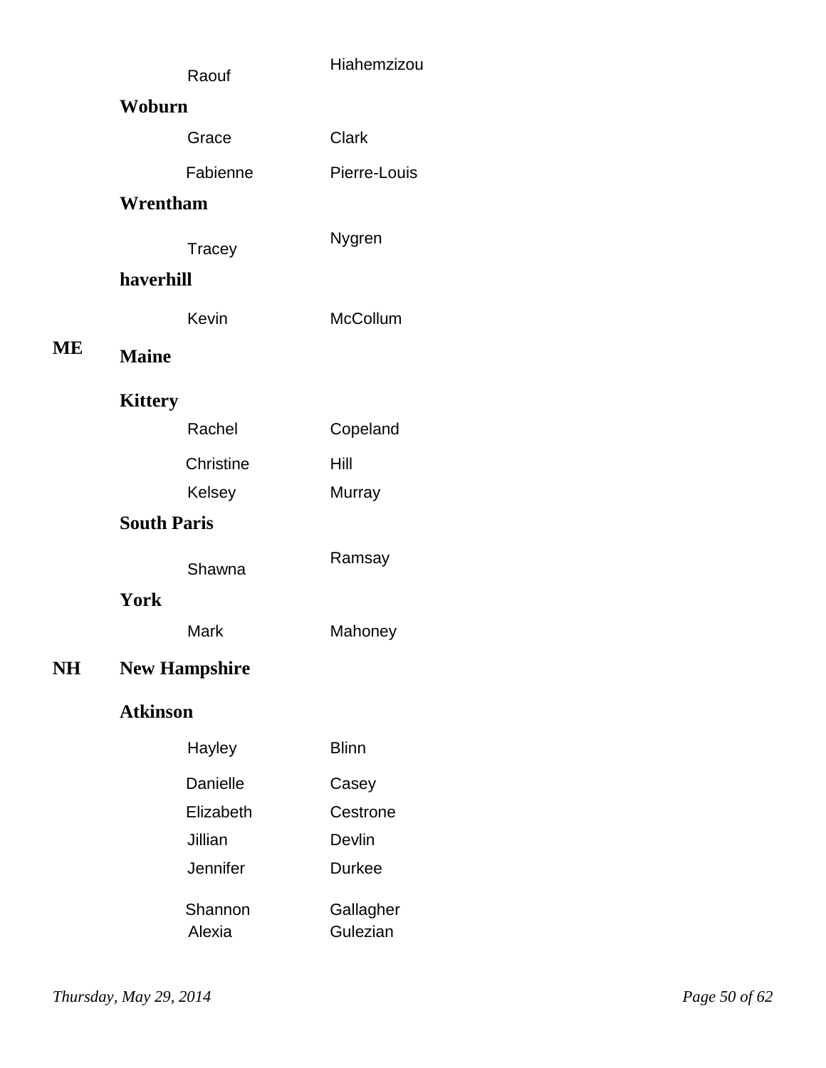| | | |
|---|---|---|
| | Raouf | Hiahemzizou |
| | **Woburn** | |
| | Grace | Clark |
| | Fabienne | Pierre-Louis |
| | **Wrentham** | |
| | Tracey | Nygren |
| | **haverhill** | |
| | Kevin | McCollum |
| **ME** | **Maine** | |
| | **Kittery** | |
| | Rachel | Copeland |
| | Christine | Hill |
| | Kelsey | Murray |
| | **South Paris** | |
| | Shawna | Ramsay |
| | **York** | |
| | Mark | Mahoney |
| **NH** | **New Hampshire** | |
| | **Atkinson** | |
| | Hayley | Blinn |
| | Danielle | Casey |
| | Elizabeth | Cestrone |
| | Jillian | Devlin |
| | Jennifer | Durkee |
| | Shannon | Gallagher |
| | Alexia | Gulezian |

*Thursday, May 29, 2014*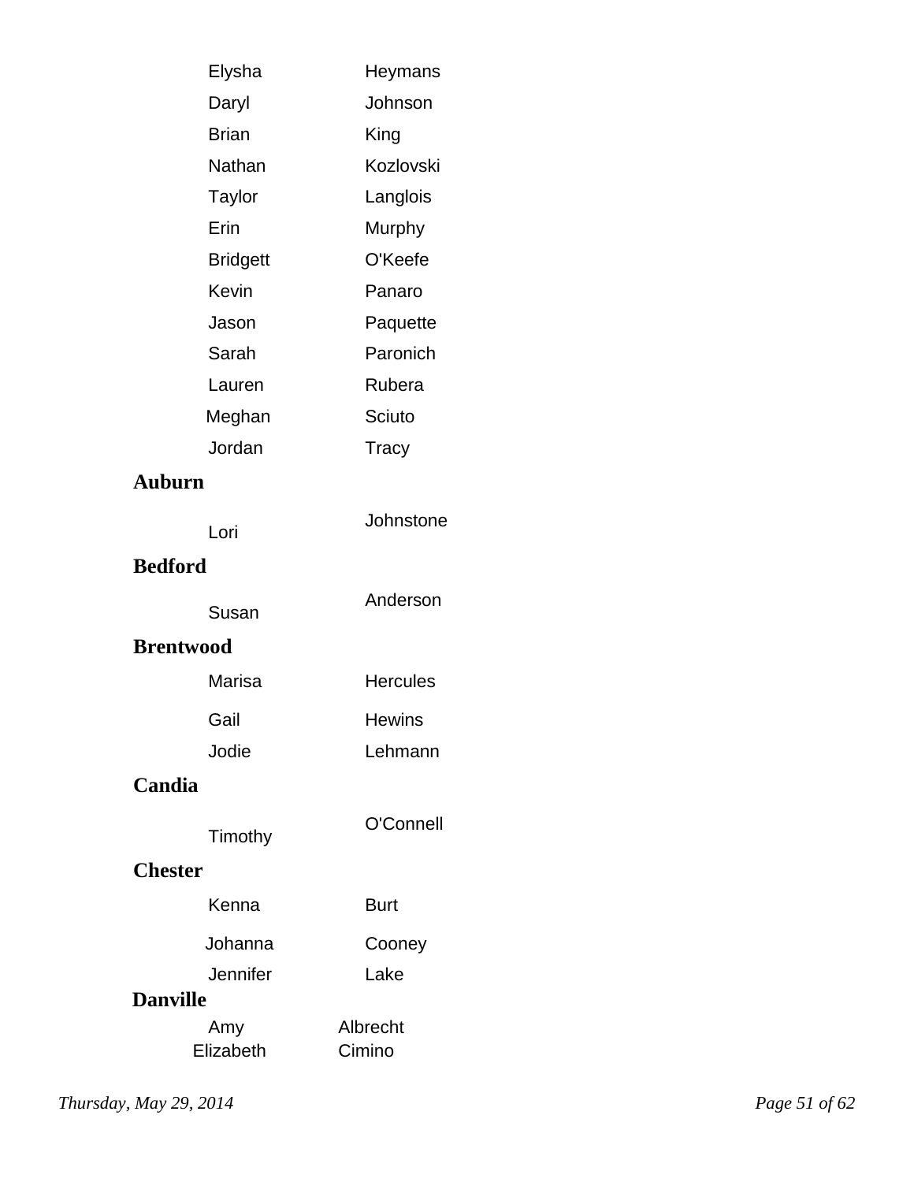| | |
|---|---|
| Elysha | Heymans |
| Daryl | Johnson |
| Brian | King |
| Nathan | Kozlovski |
| Taylor | Langlois |
| Erin | Murphy |
| Bridgett | O'Keefe |
| Kevin | Panaro |
| Jason | Paquette |
| Sarah | Paronich |
| Lauren | Rubera |
| Meghan | Sciuto |
| Jordan | Tracy |

**Auburn**

| | |
|---|---|
| Lori | Johnstone |

**Bedford**

| | |
|---|---|
| Susan | Anderson |

**Brentwood**

| | |
|---|---|
| Marisa | Hercules |
| Gail | Hewins |
| Jodie | Lehmann |

**Candia**

| | |
|---|---|
| Timothy | O'Connell |

**Chester**

| | |
|---|---|
| Kenna | Burt |
| Johanna | Cooney |
| Jennifer | Lake |

**Danville**

| | |
|---|---|
| Amy | Albrecht |
| Elizabeth | Cimino |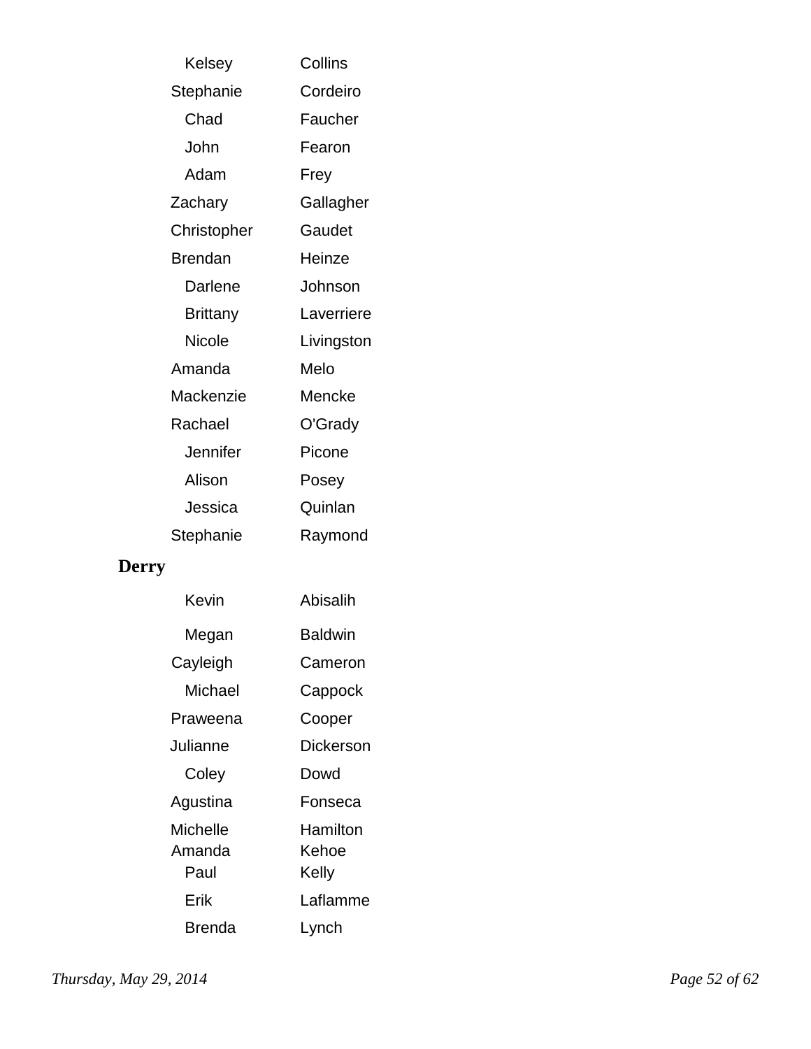| | |
|---|---|
| Kelsey | Collins |
| Stephanie | Cordeiro |
| Chad | Faucher |
| John | Fearon |
| Adam | Frey |
| Zachary | Gallagher |
| Christopher | Gaudet |
| Brendan | Heinze |
| Darlene | Johnson |
| Brittany | Laverriere |
| Nicole | Livingston |
| Amanda | Melo |
| Mackenzie | Mencke |
| Rachael | O'Grady |
| Jennifer | Picone |
| Alison | Posey |
| Jessica | Quinlan |
| Stephanie | Raymond |

**Derry**

| | |
|---|---|
| Kevin | Abisalih |
| Megan | Baldwin |
| Cayleigh | Cameron |
| Michael | Cappock |
| Praweena | Cooper |
| Julianne | Dickerson |
| Coley | Dowd |
| Agustina | Fonseca |
| Michelle | Hamilton |
| Amanda | Kehoe |
| Paul | Kelly |
| Erik | Laflamme |
| Brenda | Lynch |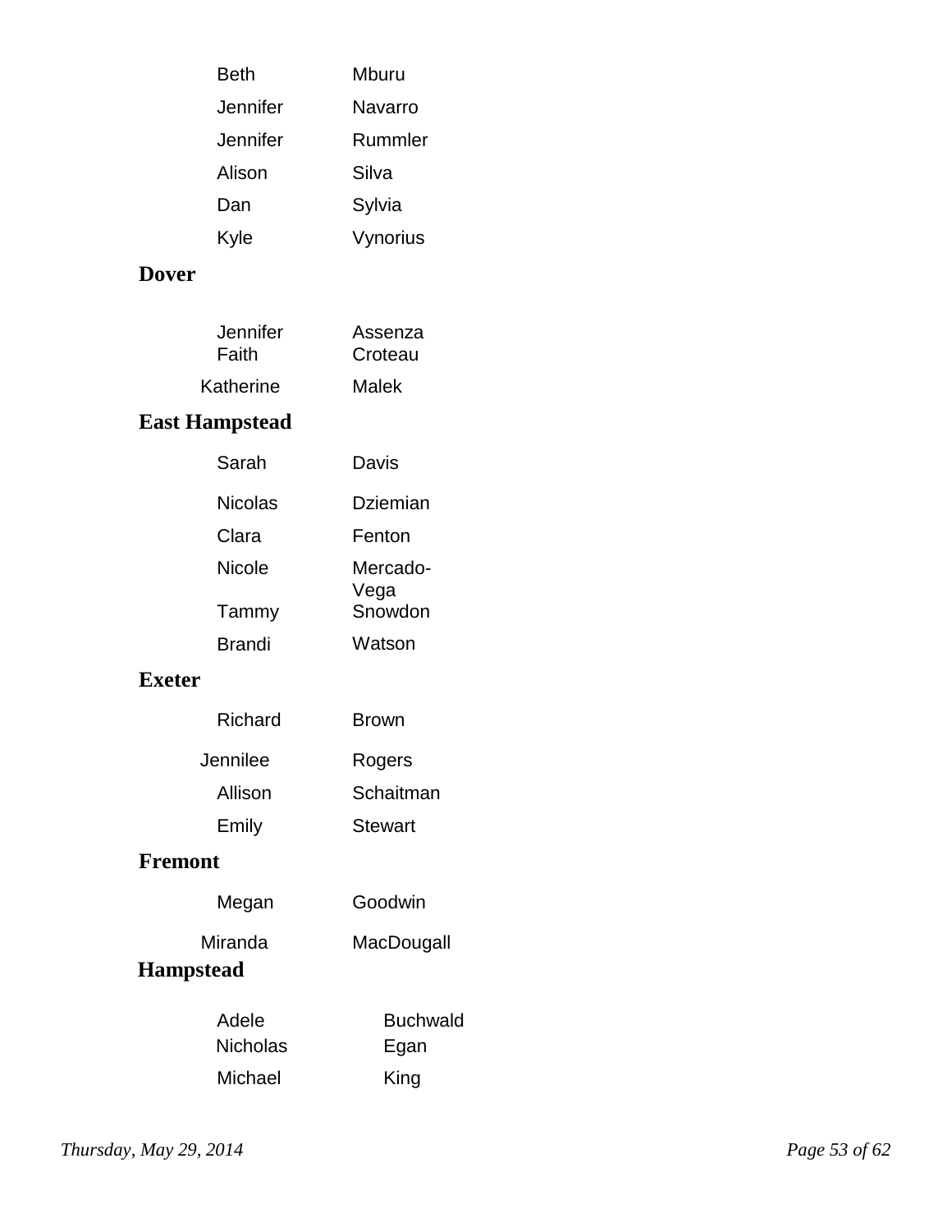| | |
|---|---|
| Beth | Mburu |
| Jennifer | Navarro |
| Jennifer | Rummler |
| Alison | Silva |
| Dan | Sylvia |
| Kyle | Vynorius |

## Dover

| | |
|---|---|
| Jennifer | Assenza |
| Faith | Croteau |
| Katherine | Malek |

## East Hampstead

| | |
|---|---|
| Sarah | Davis |
| Nicolas | Dziemian |
| Clara | Fenton |
| Nicole | Mercado-Vega |
| Tammy | Snowdon |
| Brandi | Watson |

## Exeter

| | |
|---|---|
| Richard | Brown |
| Jennilee | Rogers |
| Allison | Schaitman |
| Emily | Stewart |

## Fremont

| | |
|---|---|
| Megan | Goodwin |
| Miranda | MacDougall |

## Hampstead

| | |
|---|---|
| Adele | Buchwald |
| Nicholas | Egan |
| Michael | King |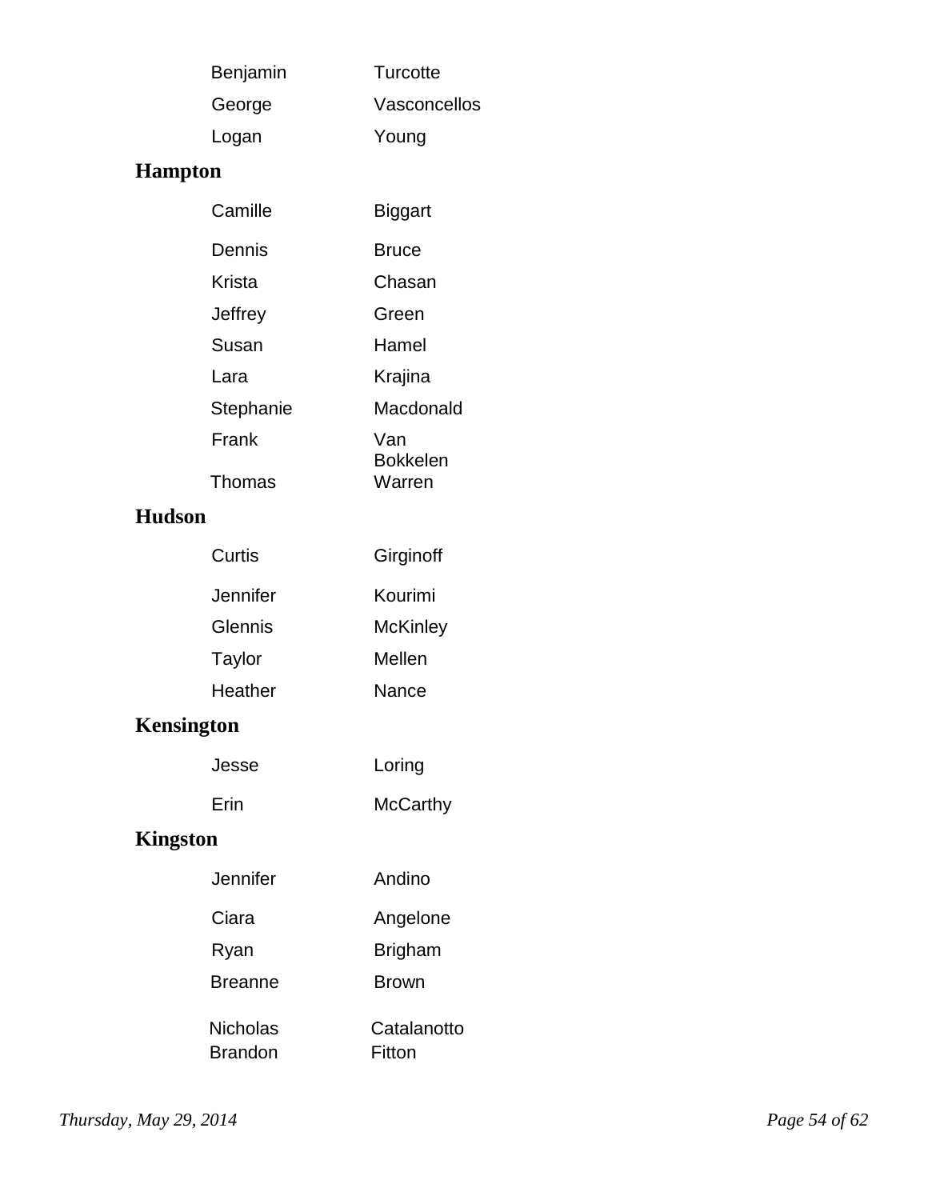| | |
|---|---|
| Benjamin | Turcotte |
| George | Vasconcellos |
| Logan | Young |

## Hampton

| | |
|---|---|
| Camille | Biggart |
| Dennis | Bruce |
| Krista | Chasan |
| Jeffrey | Green |
| Susan | Hamel |
| Lara | Krajina |
| Stephanie | Macdonald |
| Frank | Van Bokkelen |
| Thomas | Warren |

## Hudson

| | |
|---|---|
| Curtis | Girginoff |
| Jennifer | Kourimi |
| Glennis | McKinley |
| Taylor | Mellen |
| Heather | Nance |

## Kensington

| | |
|---|---|
| Jesse | Loring |
| Erin | McCarthy |

## Kingston

| | |
|---|---|
| Jennifer | Andino |
| Ciara | Angelone |
| Ryan | Brigham |
| Breanne | Brown |
| Nicholas | Catalanotto |
| Brandon | Fitton |

*Thursday, May 29, 2014*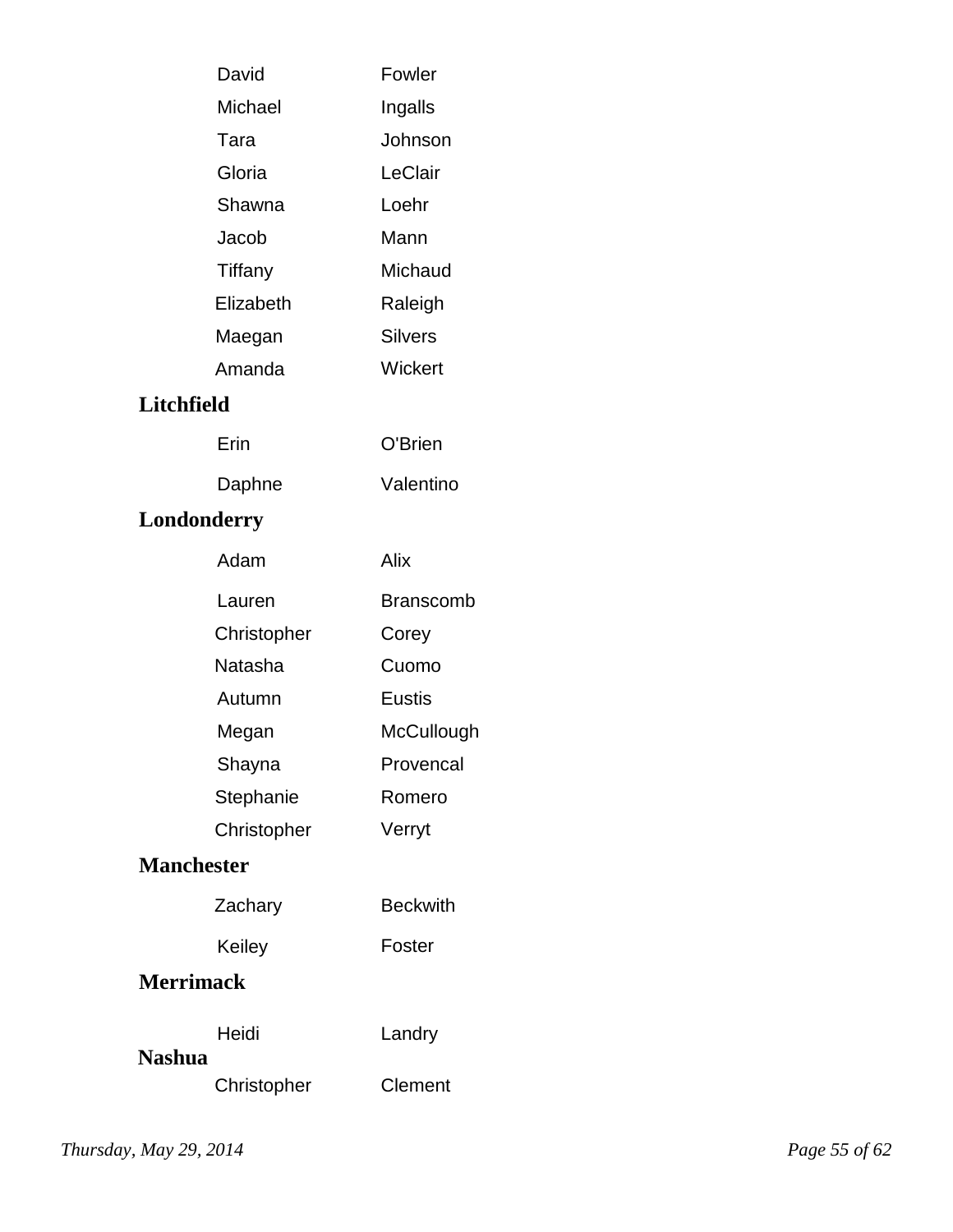| | |
|---|---|
| David | Fowler |
| Michael | Ingalls |
| Tara | Johnson |
| Gloria | LeClair |
| Shawna | Loehr |
| Jacob | Mann |
| Tiffany | Michaud |
| Elizabeth | Raleigh |
| Maegan | Silvers |
| Amanda | Wickert |

**Litchfield**

| | |
|---|---|
| Erin | O'Brien |
| Daphne | Valentino |

**Londonderry**

| | |
|---|---|
| Adam | Alix |
| Lauren | Branscomb |
| Christopher | Corey |
| Natasha | Cuomo |
| Autumn | Eustis |
| Megan | McCullough |
| Shayna | Provencal |
| Stephanie | Romero |
| Christopher | Verryt |

**Manchester**

| | |
|---|---|
| Zachary | Beckwith |
| Keiley | Foster |

**Merrimack**

| | |
|---|---|
| Heidi | Landry |

**Nashua**

| | |
|---|---|
| Christopher | Clement |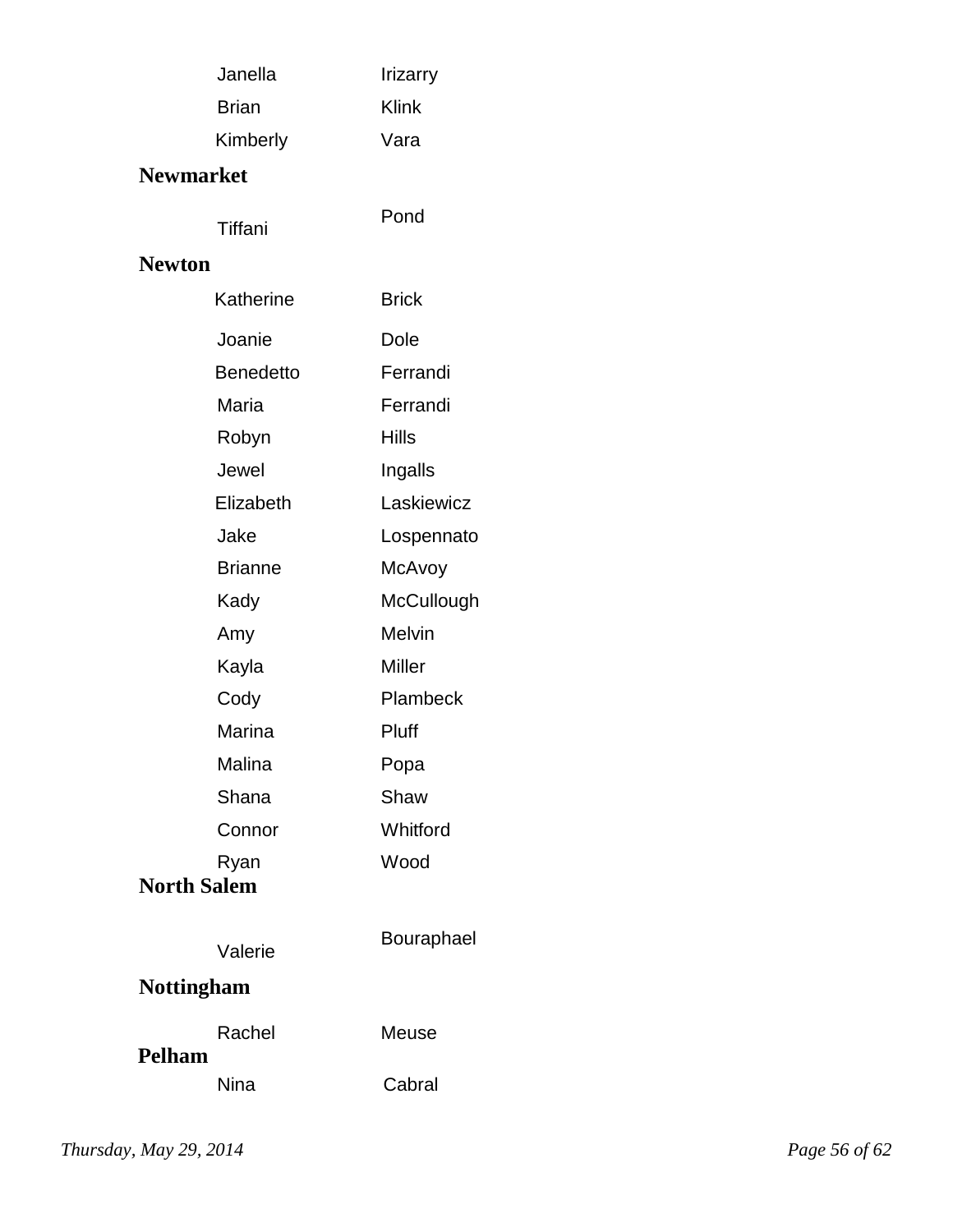| | |
|---|---|
| Janella | Irizarry |
| Brian | Klink |
| Kimberly | Vara |

**Newmarket**

| | |
|---|---|
| Tiffani | Pond |

**Newton**

| | |
|---|---|
| Katherine | Brick |
| Joanie | Dole |
| Benedetto | Ferrandi |
| Maria | Ferrandi |
| Robyn | Hills |
| Jewel | Ingalls |
| Elizabeth | Laskiewicz |
| Jake | Lospennato |
| Brianne | McAvoy |
| Kady | McCullough |
| Amy | Melvin |
| Kayla | Miller |
| Cody | Plambeck |
| Marina | Pluff |
| Malina | Popa |
| Shana | Shaw |
| Connor | Whitford |
| Ryan | Wood |

**North Salem**

| | |
|---|---|
| Valerie | Bouraphael |

**Nottingham**

| | |
|---|---|
| Rachel | Meuse |

**Pelham**

| | |
|---|---|
| Nina | Cabral |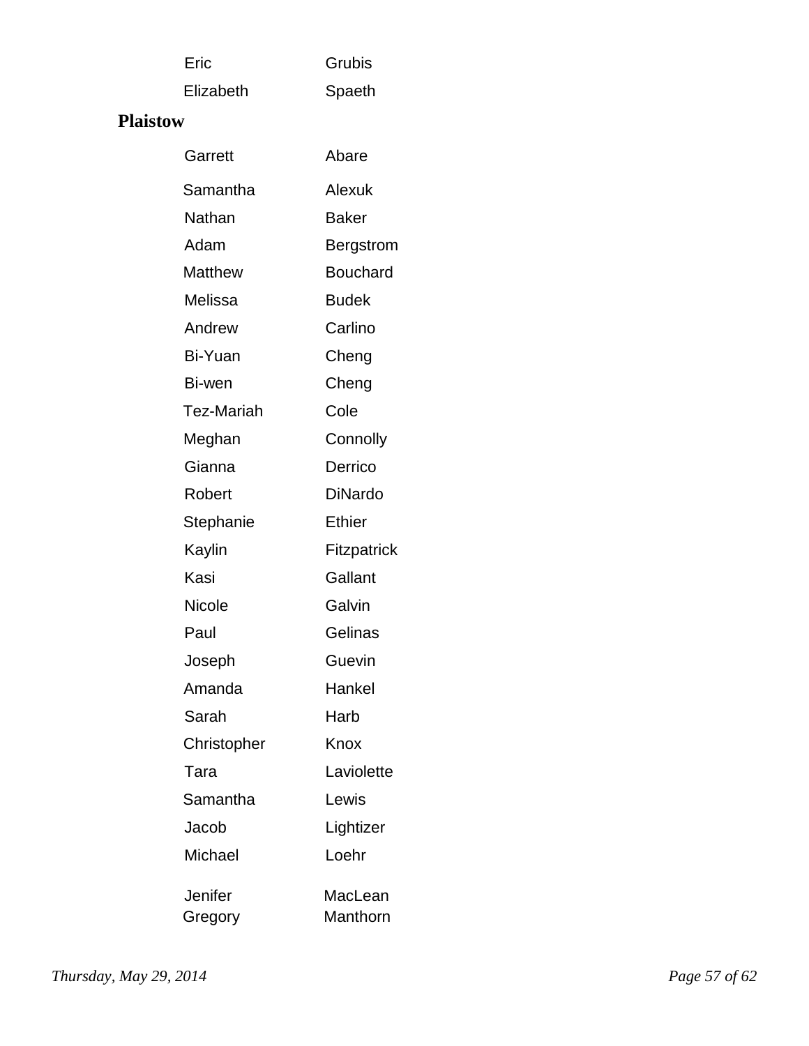| | |
|---|---|
| Eric | Grubis |
| Elizabeth | Spaeth |

**Plaistow**

| | |
|---|---|
| Garrett | Abare |
| Samantha | Alexuk |
| Nathan | Baker |
| Adam | Bergstrom |
| Matthew | Bouchard |
| Melissa | Budek |
| Andrew | Carlino |
| Bi-Yuan | Cheng |
| Bi-wen | Cheng |
| Tez-Mariah | Cole |
| Meghan | Connolly |
| Gianna | Derrico |
| Robert | DiNardo |
| Stephanie | Ethier |
| Kaylin | Fitzpatrick |
| Kasi | Gallant |
| Nicole | Galvin |
| Paul | Gelinas |
| Joseph | Guevin |
| Amanda | Hankel |
| Sarah | Harb |
| Christopher | Knox |
| Tara | Laviolette |
| Samantha | Lewis |
| Jacob | Lightizer |
| Michael | Loehr |
| Jenifer | MacLean |
| Gregory | Manthorn |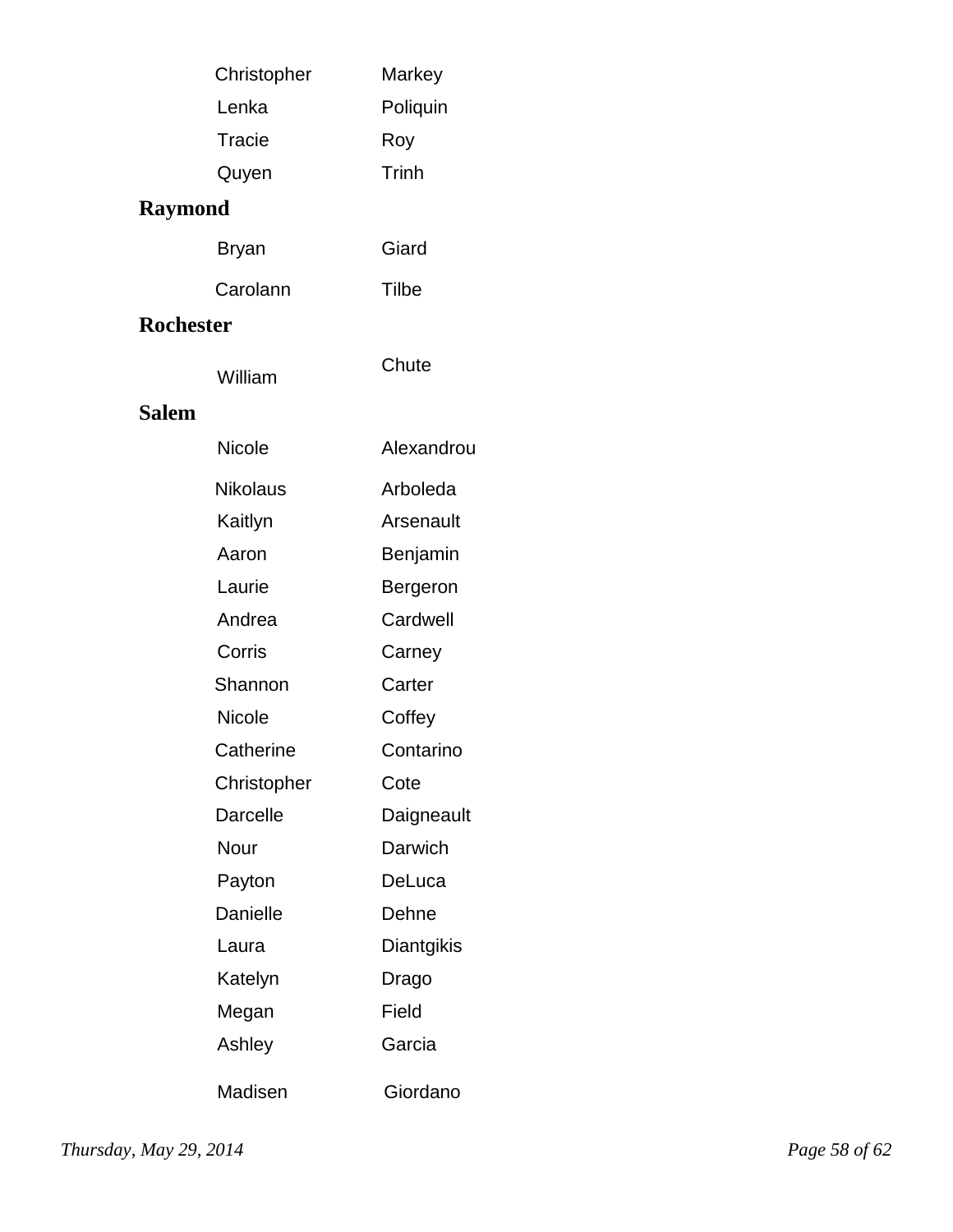| | |
|---|---|
| Christopher | Markey |
| Lenka | Poliquin |
| Tracie | Roy |
| Quyen | Trinh |

**Raymond**

| | |
|---|---|
| Bryan | Giard |
| Carolann | Tilbe |

**Rochester**

| | |
|---|---|
| William | Chute |

**Salem**

| | |
|---|---|
| Nicole | Alexandrou |
| Nikolaus | Arboleda |
| Kaitlyn | Arsenault |
| Aaron | Benjamin |
| Laurie | Bergeron |
| Andrea | Cardwell |
| Corris | Carney |
| Shannon | Carter |
| Nicole | Coffey |
| Catherine | Contarino |
| Christopher | Cote |
| Darcelle | Daigneault |
| Nour | Darwich |
| Payton | DeLuca |
| Danielle | Dehne |
| Laura | Diantgikis |
| Katelyn | Drago |
| Megan | Field |
| Ashley | Garcia |
| Madisen | Giordano |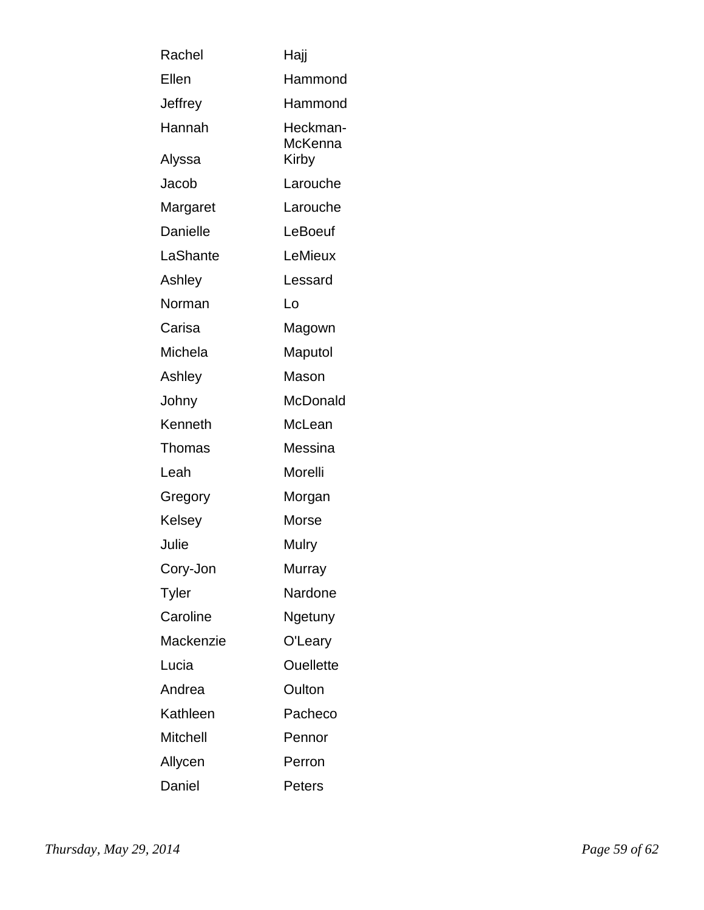| | |
|---|---|
| Rachel | Hajj |
| Ellen | Hammond |
| Jeffrey | Hammond |
| Hannah | Heckman-McKenna |
| Alyssa | Kirby |
| Jacob | Larouche |
| Margaret | Larouche |
| Danielle | LeBoeuf |
| LaShante | LeMieux |
| Ashley | Lessard |
| Norman | Lo |
| Carisa | Magown |
| Michela | Maputol |
| Ashley | Mason |
| Johny | McDonald |
| Kenneth | McLean |
| Thomas | Messina |
| Leah | Morelli |
| Gregory | Morgan |
| Kelsey | Morse |
| Julie | Mulry |
| Cory-Jon | Murray |
| Tyler | Nardone |
| Caroline | Ngetuny |
| Mackenzie | O'Leary |
| Lucia | Ouellette |
| Andrea | Oulton |
| Kathleen | Pacheco |
| Mitchell | Pennor |
| Allycen | Perron |
| Daniel | Peters |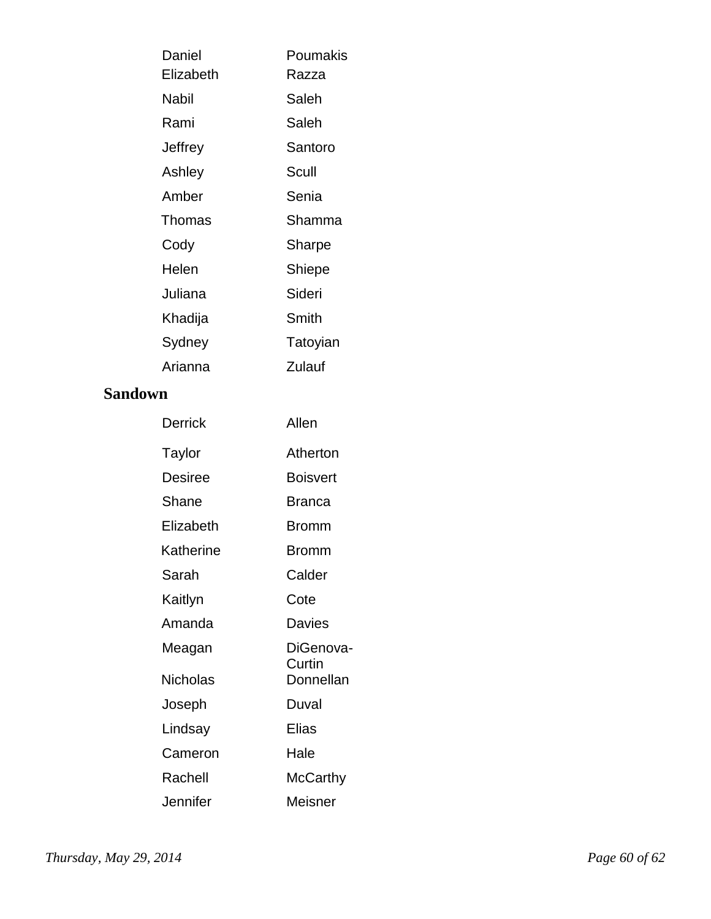| | |
|---|---|
| Daniel | Poumakis |
| Elizabeth | Razza |
| Nabil | Saleh |
| Rami | Saleh |
| Jeffrey | Santoro |
| Ashley | Scull |
| Amber | Senia |
| Thomas | Shamma |
| Cody | Sharpe |
| Helen | Shiepe |
| Juliana | Sideri |
| Khadija | Smith |
| Sydney | Tatoyian |
| Arianna | Zulauf |

## Sandown

| | |
|---|---|
| Derrick | Allen |
| Taylor | Atherton |
| Desiree | Boisvert |
| Shane | Branca |
| Elizabeth | Bromm |
| Katherine | Bromm |
| Sarah | Calder |
| Kaitlyn | Cote |
| Amanda | Davies |
| Meagan | DiGenova-Curtin |
| Nicholas | Donnellan |
| Joseph | Duval |
| Lindsay | Elias |
| Cameron | Hale |
| Rachell | McCarthy |
| Jennifer | Meisner |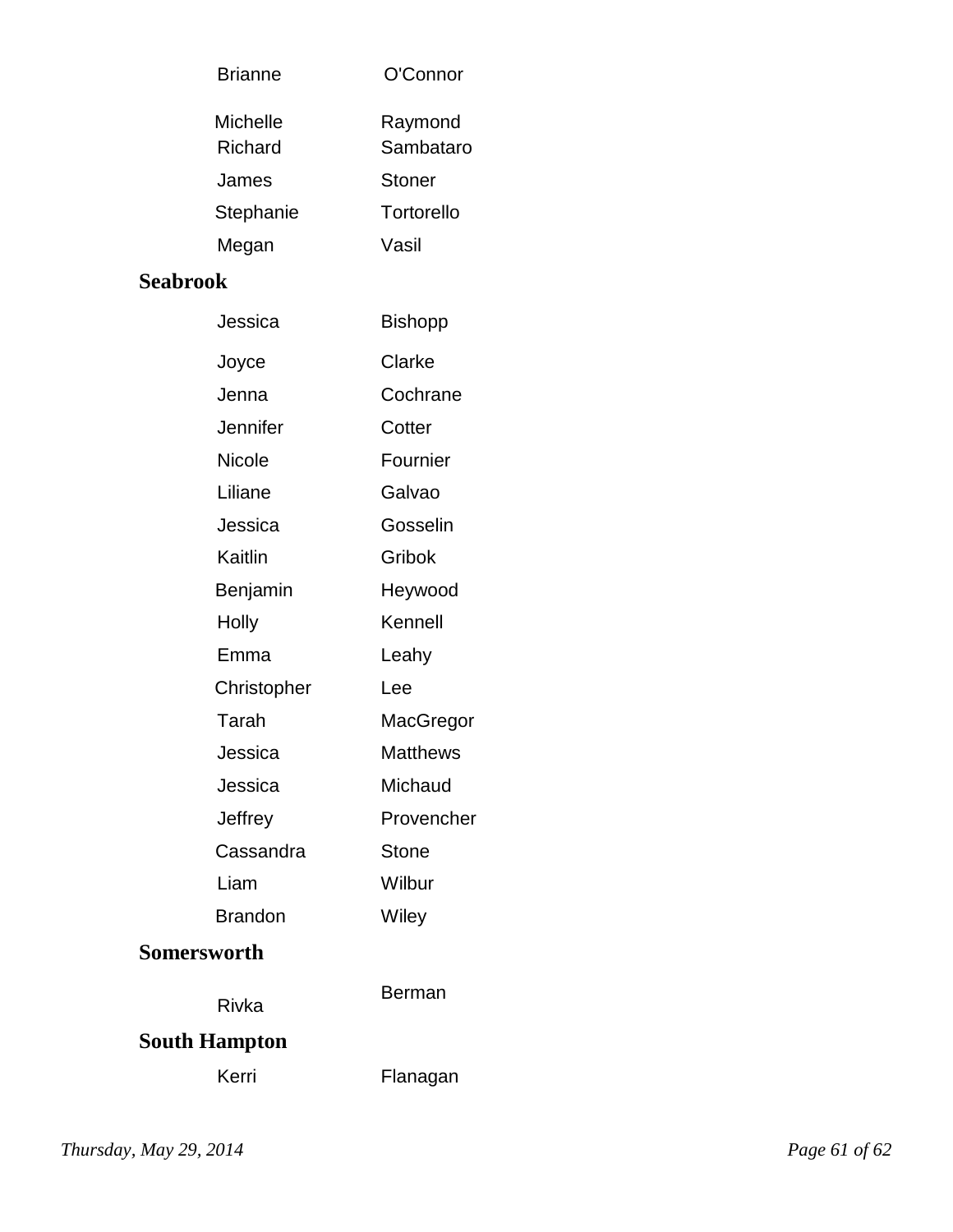| | |
|---|---|
| Brianne | O'Connor |
| Michelle | Raymond |
| Richard | Sambataro |
| James | Stoner |
| Stephanie | Tortorello |
| Megan | Vasil |

## Seabrook

| | |
|---|---|
| Jessica | Bishopp |
| Joyce | Clarke |
| Jenna | Cochrane |
| Jennifer | Cotter |
| Nicole | Fournier |
| Liliane | Galvao |
| Jessica | Gosselin |
| Kaitlin | Gribok |
| Benjamin | Heywood |
| Holly | Kennell |
| Emma | Leahy |
| Christopher | Lee |
| Tarah | MacGregor |
| Jessica | Matthews |
| Jessica | Michaud |
| Jeffrey | Provencher |
| Cassandra | Stone |
| Liam | Wilbur |
| Brandon | Wiley |

## Somersworth

| | |
|---|---|
| Rivka | Berman |

## South Hampton

| | |
|---|---|
| Kerri | Flanagan |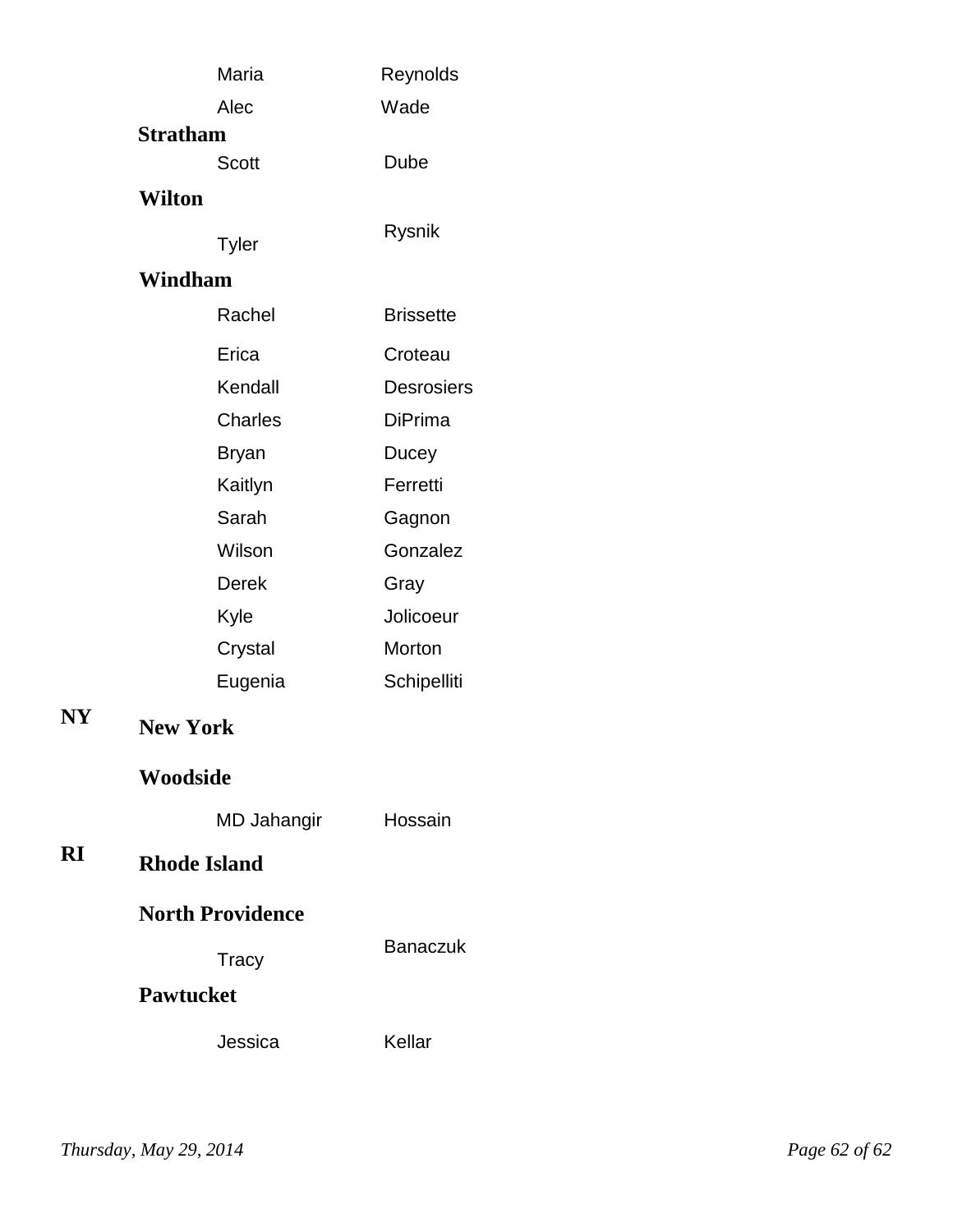| | |
|---|---|
| Maria | Reynolds |
| Alec | Wade |

**Stratham**

| | |
|---|---|
| Scott | Dube |

**Wilton**

| | |
|---|---|
| Tyler | Rysnik |

**Windham**

| | |
|---|---|
| Rachel | Brissette |
| Erica | Croteau |
| Kendall | Desrosiers |
| Charles | DiPrima |
| Bryan | Ducey |
| Kaitlyn | Ferretti |
| Sarah | Gagnon |
| Wilson | Gonzalez |
| Derek | Gray |
| Kyle | Jolicoeur |
| Crystal | Morton |
| Eugenia | Schipelliti |

## NY New York

**Woodside**

| | |
|---|---|
| MD Jahangir | Hossain |

## RI Rhode Island

**North Providence**

| | |
|---|---|
| Tracy | Banaczuk |

**Pawtucket**

| | |
|---|---|
| Jessica | Kellar |

*Thursday, May 29, 2014*